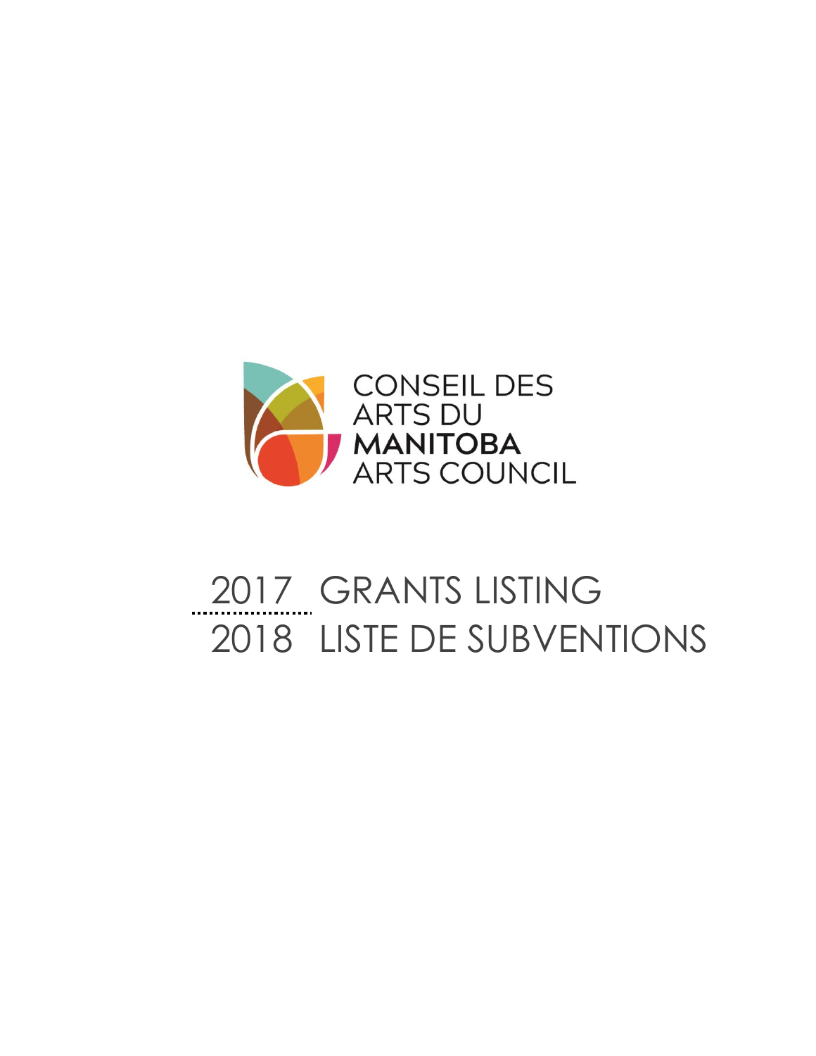CONSEIL DES ARTS DU **MANITOBA** ARTS COUNCIL

# 2017 GRANTS LISTING
# 2018 LISTE DE SUBVENTIONS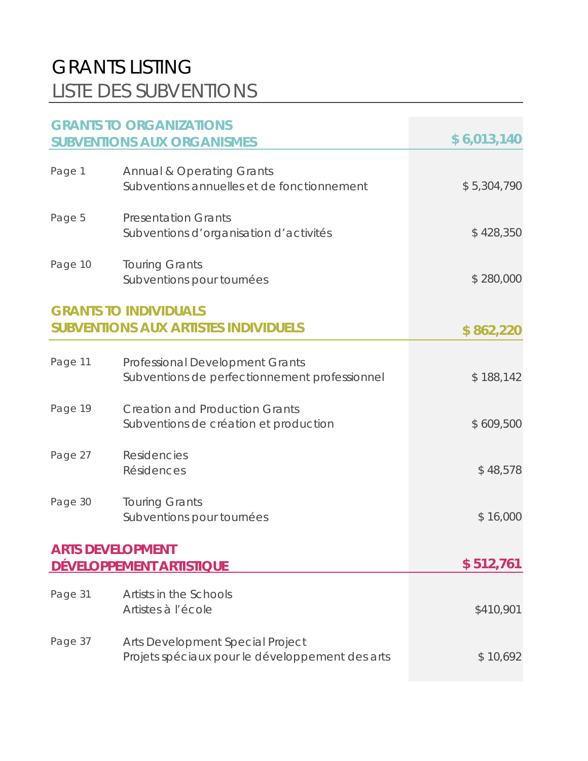# GRANTS LISTING
# LISTE DES SUBVENTIONS

| | | |
|---|---|---|
| **GRANTS TO ORGANIZATIONS<br>SUBVENTIONS AUX ORGANISMES** | | **$ 6,013,140** |
| Page 1 | Annual & Operating Grants<br>Subventions annuelles et de fonctionnement | $ 5,304,790 |
| Page 5 | Presentation Grants<br>Subventions d'organisation d'activités | $ 428,350 |
| Page 10 | Touring Grants<br>Subventions pour tournées | $ 280,000 |
| **GRANTS TO INDIVIDUALS<br>SUBVENTIONS AUX ARTISTES INDIVIDUELS** | | **$ 862,220** |
| Page 11 | Professional Development Grants<br>Subventions de perfectionnement professionnel | $ 188,142 |
| Page 19 | Creation and Production Grants<br>Subventions de création et production | $ 609,500 |
| Page 27 | Residencies<br>Résidences | $ 48,578 |
| Page 30 | Touring Grants<br>Subventions pour tournées | $ 16,000 |
| **ARTS DEVELOPMENT<br>DÉVELOPPEMENT ARTISTIQUE** | | **$ 512,761** |
| Page 31 | Artists in the Schools<br>Artistes à l'école | $410,901 |
| Page 37 | Arts Development Special Project<br>Projets spéciaux pour le développement des arts | $ 10,692 |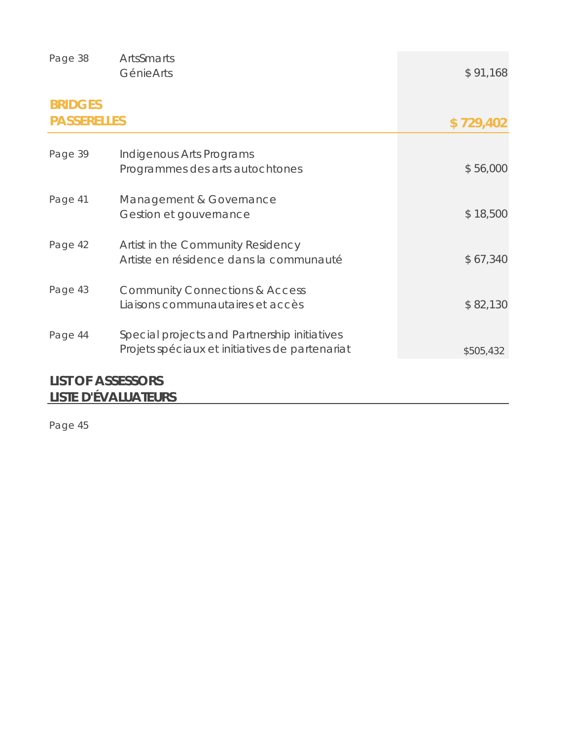| | | |
|---|---|---|
| Page 38 | ArtsSmarts<br>GénieArts | $ 91,168 |

## BRIDGES<br>PASSERELLES — $ 729,402

| | | |
|---|---|---|
| Page 39 | Indigenous Arts Programs<br>Programmes des arts autochtones | $ 56,000 |
| Page 41 | Management & Governance<br>Gestion et gouvernance | $ 18,500 |
| Page 42 | Artist in the Community Residency<br>Artiste en résidence dans la communauté | $ 67,340 |
| Page 43 | Community Connections & Access<br>Liaisons communautaires et accès | $ 82,130 |
| Page 44 | Special projects and Partnership initiatives<br>Projets spéciaux et initiatives de partenariat | $505,432 |

## LIST OF ASSESSORS<br>LISTE D'ÉVALUATEURS

Page 45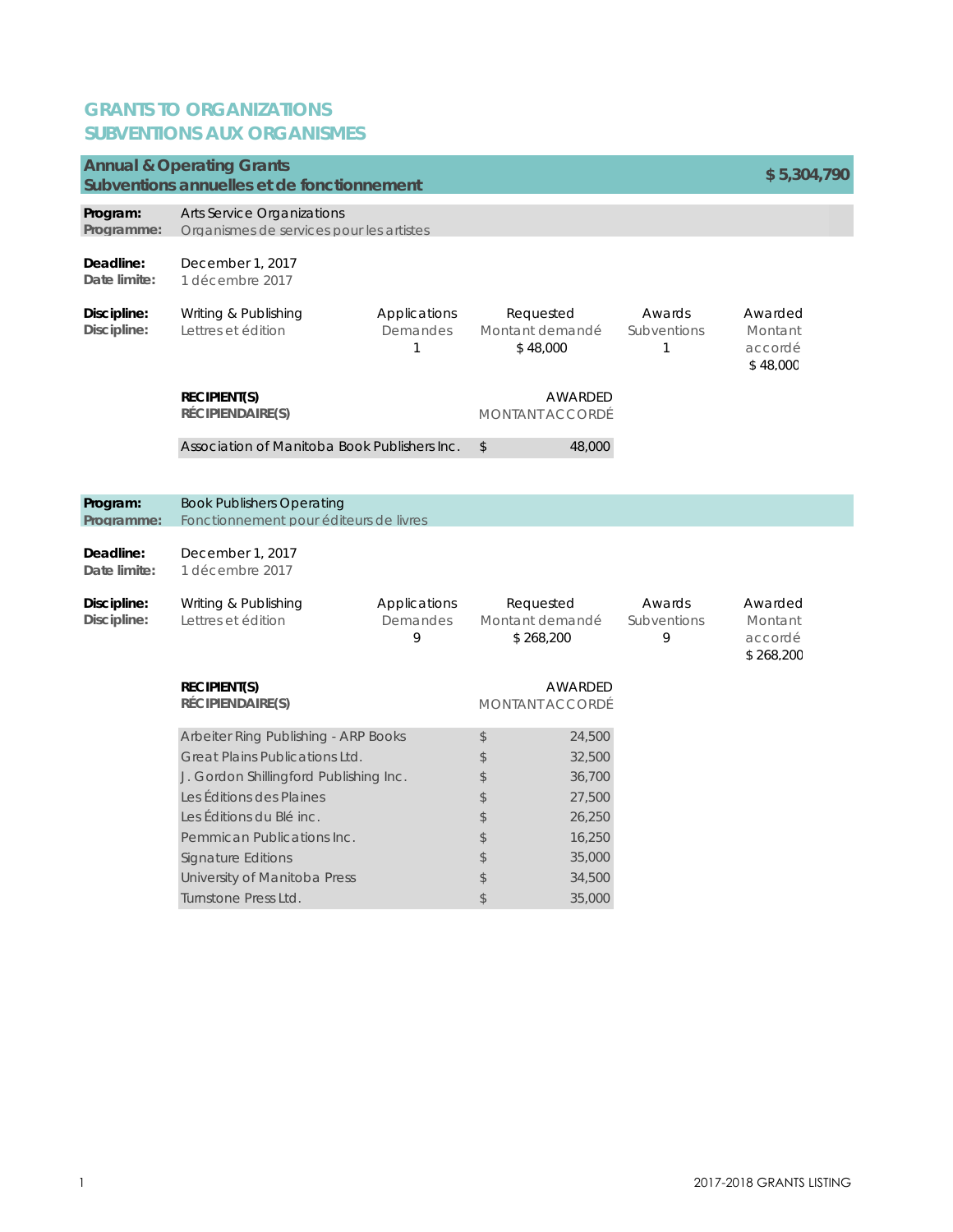# GRANTS TO ORGANIZATIONS
# SUBVENTIONS AUX ORGANISMES

## Annual & Operating Grants / Subventions annuelles et de fonctionnement — $ 5,304,790

### Program: Arts Service Organizations
**Programme:** Organismes de services pour les artistes

**Deadline:** December 1, 2017
**Date limite:** 1 décembre 2017

| Discipline | Applications / Demandes | Requested / Montant demandé | Awards / Subventions | Awarded / Montant accordé |
|---|---|---|---|---|
| Writing & Publishing / Lettres et édition | 1 | $ 48,000 | 1 | $ 48,000 |

| RECIPIENT(S) / RÉCIPIENDAIRE(S) | AWARDED / MONTANT ACCORDÉ |
|---|---|
| Association of Manitoba Book Publishers Inc. | $ 48,000 |

### Program: Book Publishers Operating
**Programme:** Fonctionnement pour éditeurs de livres

**Deadline:** December 1, 2017
**Date limite:** 1 décembre 2017

| Discipline | Applications / Demandes | Requested / Montant demandé | Awards / Subventions | Awarded / Montant accordé |
|---|---|---|---|---|
| Writing & Publishing / Lettres et édition | 9 | $ 268,200 | 9 | $ 268,200 |

| RECIPIENT(S) / RÉCIPIENDAIRE(S) | AWARDED / MONTANT ACCORDÉ |
|---|---|
| Arbeiter Ring Publishing - ARP Books | $ 24,500 |
| Great Plains Publications Ltd. | $ 32,500 |
| J. Gordon Shillingford Publishing Inc. | $ 36,700 |
| Les Éditions des Plaines | $ 27,500 |
| Les Éditions du Blé inc. | $ 26,250 |
| Pemmican Publications Inc. | $ 16,250 |
| Signature Editions | $ 35,000 |
| University of Manitoba Press | $ 34,500 |
| Turnstone Press Ltd. | $ 35,000 |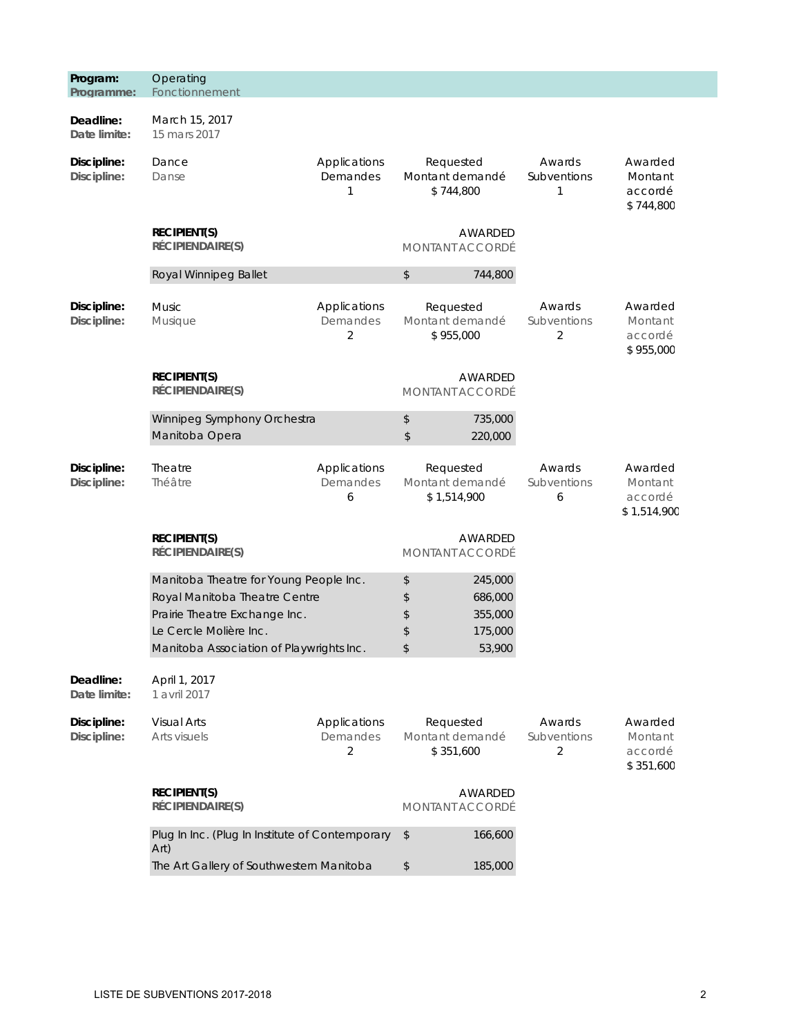**Program:** Operating
**Programme:** Fonctionnement

**Deadline:** March 15, 2017
**Date limite:** 15 mars 2017

| **Discipline:** / **Discipline:** | | Applications / Demandes | Requested / Montant demandé | Awards / Subventions | Awarded / Montant accordé |
|---|---|---|---|---|---|
| | Dance / Danse | 1 | $ 744,800 | 1 | $ 744,800 |

| **RECIPIENT(S)** / **RÉCIPIENDAIRE(S)** | AWARDED / MONTANT ACCORDÉ |
|---|---|
| Royal Winnipeg Ballet | $ 744,800 |

| **Discipline:** / **Discipline:** | | Applications / Demandes | Requested / Montant demandé | Awards / Subventions | Awarded / Montant accordé |
|---|---|---|---|---|---|
| | Music / Musique | 2 | $ 955,000 | 2 | $ 955,000 |

| **RECIPIENT(S)** / **RÉCIPIENDAIRE(S)** | AWARDED / MONTANT ACCORDÉ |
|---|---|
| Winnipeg Symphony Orchestra | $ 735,000 |
| Manitoba Opera | $ 220,000 |

| **Discipline:** / **Discipline:** | | Applications / Demandes | Requested / Montant demandé | Awards / Subventions | Awarded / Montant accordé |
|---|---|---|---|---|---|
| | Theatre / Théâtre | 6 | $ 1,514,900 | 6 | $ 1,514,900 |

| **RECIPIENT(S)** / **RÉCIPIENDAIRE(S)** | AWARDED / MONTANT ACCORDÉ |
|---|---|
| Manitoba Theatre for Young People Inc. | $ 245,000 |
| Royal Manitoba Theatre Centre | $ 686,000 |
| Prairie Theatre Exchange Inc. | $ 355,000 |
| Le Cercle Molière Inc. | $ 175,000 |
| Manitoba Association of Playwrights Inc. | $ 53,900 |

**Deadline:** April 1, 2017
**Date limite:** 1 avril 2017

| **Discipline:** / **Discipline:** | | Applications / Demandes | Requested / Montant demandé | Awards / Subventions | Awarded / Montant accordé |
|---|---|---|---|---|---|
| | Visual Arts / Arts visuels | 2 | $ 351,600 | 2 | $ 351,600 |

| **RECIPIENT(S)** / **RÉCIPIENDAIRE(S)** | AWARDED / MONTANT ACCORDÉ |
|---|---|
| Plug In Inc. (Plug In Institute of Contemporary Art) | $ 166,600 |
| The Art Gallery of Southwestern Manitoba | $ 185,000 |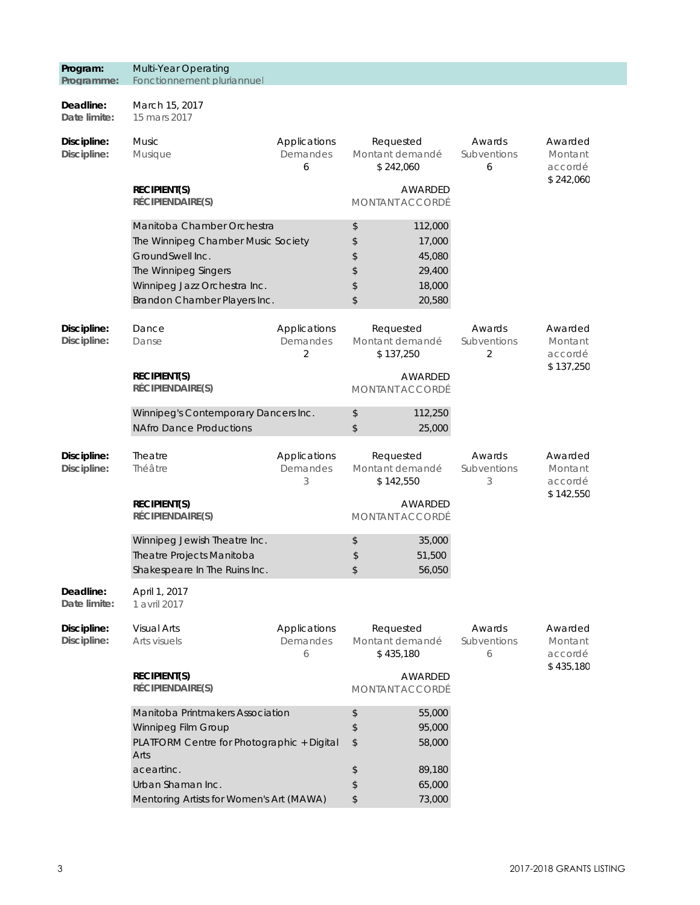**Program:** Multi-Year Operating
**Programme:** Fonctionnement pluriannuel

**Deadline:** March 15, 2017
**Date limite:** 15 mars 2017

**Discipline:** Music
**Discipline:** Musique

| Applications / Demandes | Requested / Montant demandé | Awards / Subventions | Awarded / Montant accordé |
|---|---|---|---|
| 6 | $ 242,060 | 6 | $ 242,060 |

| RECIPIENT(S) / RÉCIPIENDAIRE(S) | AWARDED / MONTANT ACCORDÉ |
|---|---|
| Manitoba Chamber Orchestra | $ 112,000 |
| The Winnipeg Chamber Music Society | $ 17,000 |
| GroundSwell Inc. | $ 45,080 |
| The Winnipeg Singers | $ 29,400 |
| Winnipeg Jazz Orchestra Inc. | $ 18,000 |
| Brandon Chamber Players Inc. | $ 20,580 |

**Discipline:** Dance
**Discipline:** Danse

| Applications / Demandes | Requested / Montant demandé | Awards / Subventions | Awarded / Montant accordé |
|---|---|---|---|
| 2 | $ 137,250 | 2 | $ 137,250 |

| RECIPIENT(S) / RÉCIPIENDAIRE(S) | AWARDED / MONTANT ACCORDÉ |
|---|---|
| Winnipeg's Contemporary Dancers Inc. | $ 112,250 |
| NAfro Dance Productions | $ 25,000 |

**Discipline:** Theatre
**Discipline:** Théâtre

| Applications / Demandes | Requested / Montant demandé | Awards / Subventions | Awarded / Montant accordé |
|---|---|---|---|
| 3 | $ 142,550 | 3 | $ 142,550 |

| RECIPIENT(S) / RÉCIPIENDAIRE(S) | AWARDED / MONTANT ACCORDÉ |
|---|---|
| Winnipeg Jewish Theatre Inc. | $ 35,000 |
| Theatre Projects Manitoba | $ 51,500 |
| Shakespeare In The Ruins Inc. | $ 56,050 |

**Deadline:** April 1, 2017
**Date limite:** 1 avril 2017

**Discipline:** Visual Arts
**Discipline:** Arts visuels

| Applications / Demandes | Requested / Montant demandé | Awards / Subventions | Awarded / Montant accordé |
|---|---|---|---|
| 6 | $ 435,180 | 6 | $ 435,180 |

| RECIPIENT(S) / RÉCIPIENDAIRE(S) | AWARDED / MONTANT ACCORDÉ |
|---|---|
| Manitoba Printmakers Association | $ 55,000 |
| Winnipeg Film Group | $ 95,000 |
| PLATFORM Centre for Photographic + Digital Arts | $ 58,000 |
| aceartinc. | $ 89,180 |
| Urban Shaman Inc. | $ 65,000 |
| Mentoring Artists for Women's Art (MAWA) | $ 73,000 |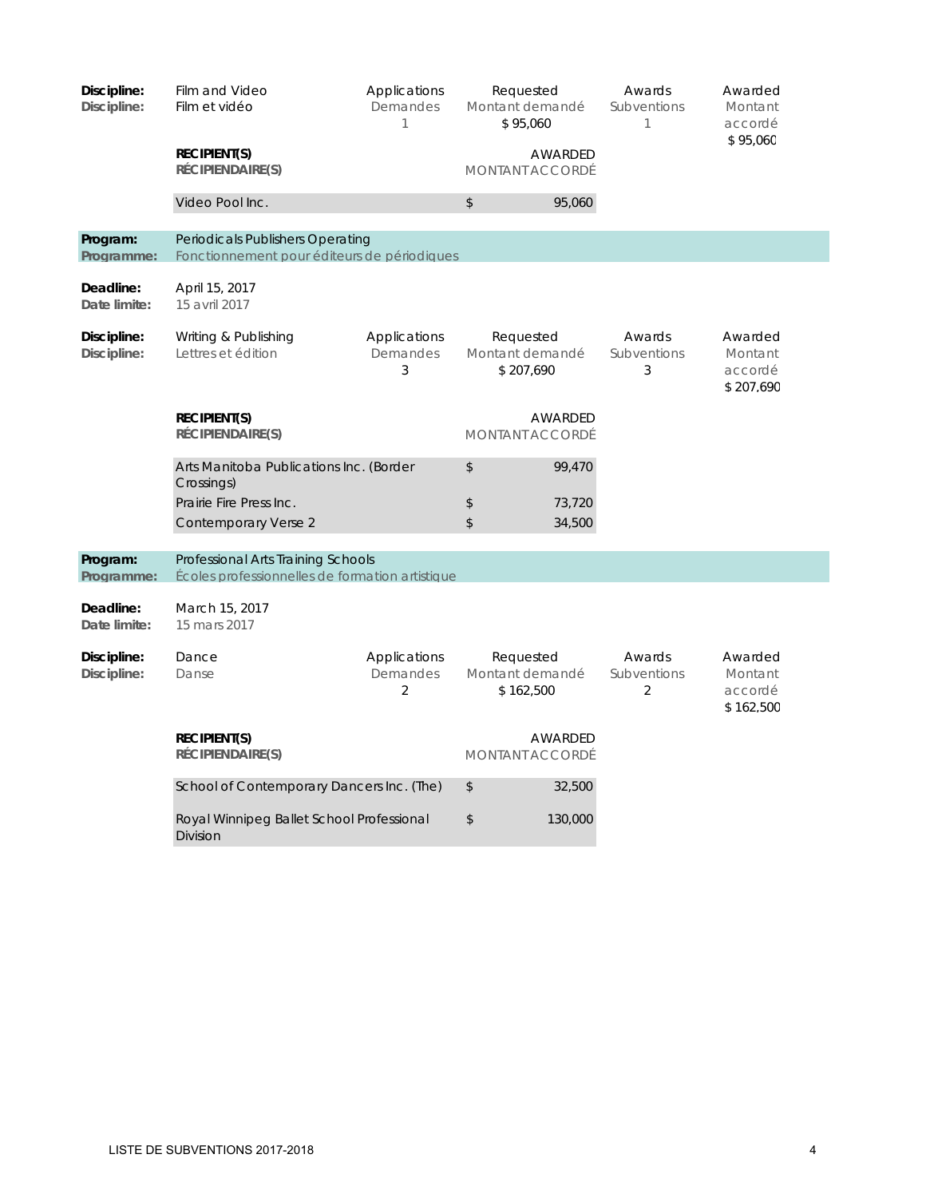| Discipline: | Film and Video | Applications | Requested | Awards | Awarded |
|---|---|---|---|---|---|
| Discipline: | Film et vidéo | Demandes | Montant demandé | Subventions | Montant accordé |
| | | 1 | $ 95,060 | 1 | $ 95,060 |

| RECIPIENT(S) / RÉCIPIENDAIRE(S) | AWARDED / MONTANT ACCORDÉ |
|---|---|
| Video Pool Inc. | $ 95,060 |

**Program:** Periodicals Publishers Operating
**Programme:** Fonctionnement pour éditeurs de périodiques

**Deadline:** April 15, 2017
**Date limite:** 15 avril 2017

| Discipline: | Writing & Publishing | Applications | Requested | Awards | Awarded |
|---|---|---|---|---|---|
| Discipline: | Lettres et édition | Demandes | Montant demandé | Subventions | Montant accordé |
| | | 3 | $ 207,690 | 3 | $ 207,690 |

| RECIPIENT(S) / RÉCIPIENDAIRE(S) | AWARDED / MONTANT ACCORDÉ |
|---|---|
| Arts Manitoba Publications Inc. (Border Crossings) | $ 99,470 |
| Prairie Fire Press Inc. | $ 73,720 |
| Contemporary Verse 2 | $ 34,500 |

**Program:** Professional Arts Training Schools
**Programme:** Écoles professionnelles de formation artistique

**Deadline:** March 15, 2017
**Date limite:** 15 mars 2017

| Discipline: | Dance | Applications | Requested | Awards | Awarded |
|---|---|---|---|---|---|
| Discipline: | Danse | Demandes | Montant demandé | Subventions | Montant accordé |
| | | 2 | $ 162,500 | 2 | $ 162,500 |

| RECIPIENT(S) / RÉCIPIENDAIRE(S) | AWARDED / MONTANT ACCORDÉ |
|---|---|
| School of Contemporary Dancers Inc. (The) | $ 32,500 |
| Royal Winnipeg Ballet School Professional Division | $ 130,000 |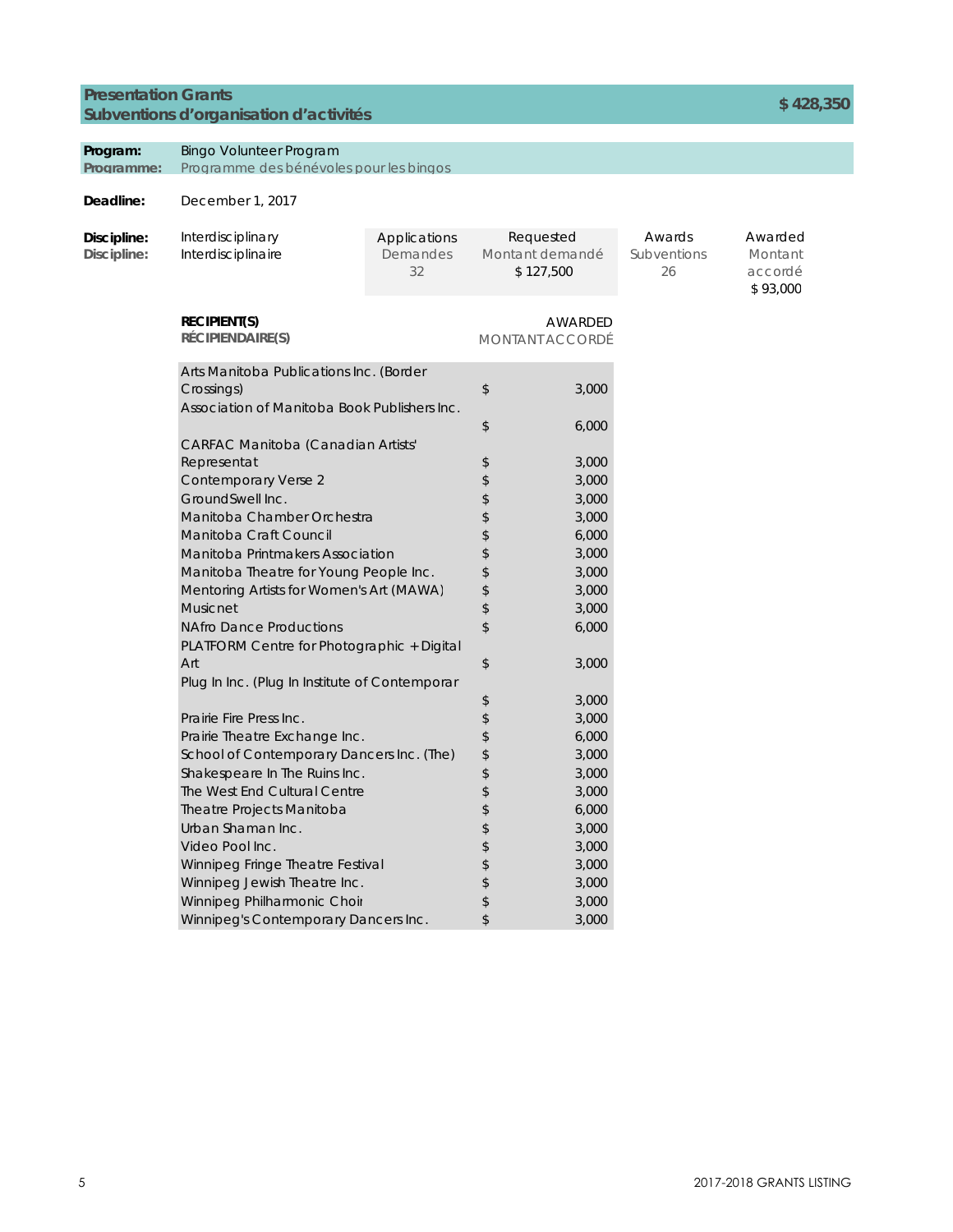## Presentation Grants / Subventions d'organisation d'activités — $ 428,350

**Program:** Bingo Volunteer Program
**Programme:** Programme des bénévoles pour les bingos

**Deadline:** December 1, 2017

| Discipline: | Applications / Demandes | Requested / Montant demandé | Awards / Subventions | Awarded / Montant accordé |
|---|---|---|---|---|
| Interdisciplinary / Interdisciplinaire | 32 | $ 127,500 | 26 | $ 93,000 |

| RECIPIENT(S) / RÉCIPIENDAIRE(S) | AWARDED / MONTANT ACCORDÉ |
|---|---|
| Arts Manitoba Publications Inc. (Border Crossings) | $ 3,000 |
| Association of Manitoba Book Publishers Inc. | $ 6,000 |
| CARFAC Manitoba (Canadian Artists' Representat | $ 3,000 |
| Contemporary Verse 2 | $ 3,000 |
| GroundSwell Inc. | $ 3,000 |
| Manitoba Chamber Orchestra | $ 3,000 |
| Manitoba Craft Council | $ 6,000 |
| Manitoba Printmakers Association | $ 3,000 |
| Manitoba Theatre for Young People Inc. | $ 3,000 |
| Mentoring Artists for Women's Art (MAWA) | $ 3,000 |
| Musicnet | $ 3,000 |
| NAfro Dance Productions | $ 6,000 |
| PLATFORM Centre for Photographic + Digital Art | $ 3,000 |
| Plug In Inc. (Plug In Institute of Contemporar | $ 3,000 |
| Prairie Fire Press Inc. | $ 3,000 |
| Prairie Theatre Exchange Inc. | $ 6,000 |
| School of Contemporary Dancers Inc. (The) | $ 3,000 |
| Shakespeare In The Ruins Inc. | $ 3,000 |
| The West End Cultural Centre | $ 3,000 |
| Theatre Projects Manitoba | $ 6,000 |
| Urban Shaman Inc. | $ 3,000 |
| Video Pool Inc. | $ 3,000 |
| Winnipeg Fringe Theatre Festival | $ 3,000 |
| Winnipeg Jewish Theatre Inc. | $ 3,000 |
| Winnipeg Philharmonic Choir | $ 3,000 |
| Winnipeg's Contemporary Dancers Inc. | $ 3,000 |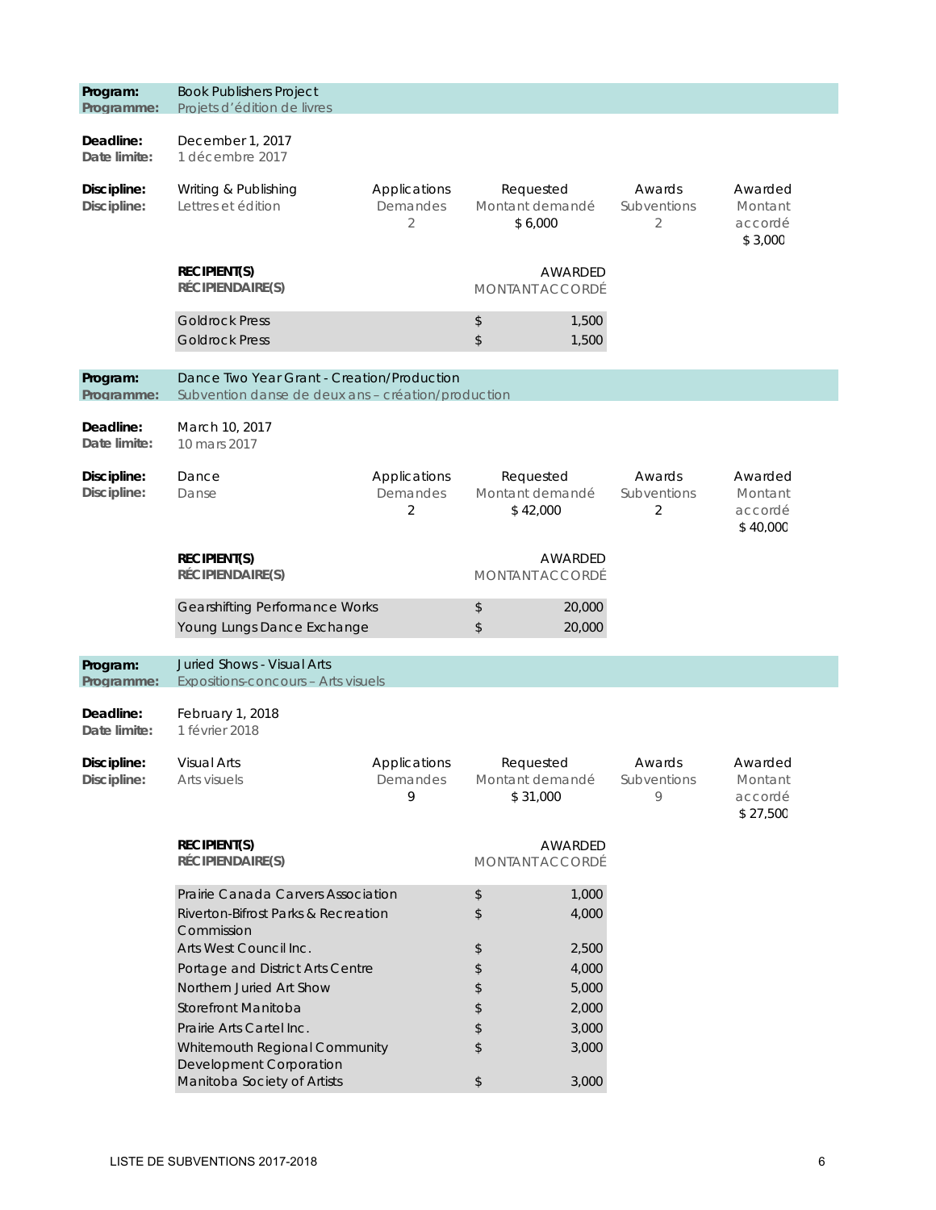**Program:** Book Publishers Project
**Programme:** Projets d'édition de livres

**Deadline:** December 1, 2017
**Date limite:** 1 décembre 2017

| Discipline: / Discipline: | Applications / Demandes | Requested / Montant demandé | Awards / Subventions | Awarded / Montant accordé |
|---|---|---|---|---|
| Writing & Publishing / Lettres et édition | 2 | $ 6,000 | 2 | $ 3,000 |

| RECIPIENT(S) / RÉCIPIENDAIRE(S) | AWARDED / MONTANT ACCORDÉ |
|---|---|
| Goldrock Press | $ 1,500 |
| Goldrock Press | $ 1,500 |

**Program:** Dance Two Year Grant - Creation/Production
**Programme:** Subvention danse de deux ans – création/production

**Deadline:** March 10, 2017
**Date limite:** 10 mars 2017

| Discipline: / Discipline: | Applications / Demandes | Requested / Montant demandé | Awards / Subventions | Awarded / Montant accordé |
|---|---|---|---|---|
| Dance / Danse | 2 | $ 42,000 | 2 | $ 40,000 |

| RECIPIENT(S) / RÉCIPIENDAIRE(S) | AWARDED / MONTANT ACCORDÉ |
|---|---|
| Gearshifting Performance Works | $ 20,000 |
| Young Lungs Dance Exchange | $ 20,000 |

**Program:** Juried Shows - Visual Arts
**Programme:** Expositions-concours – Arts visuels

**Deadline:** February 1, 2018
**Date limite:** 1 février 2018

| Discipline: / Discipline: | Applications / Demandes | Requested / Montant demandé | Awards / Subventions | Awarded / Montant accordé |
|---|---|---|---|---|
| Visual Arts / Arts visuels | 9 | $ 31,000 | 9 | $ 27,500 |

| RECIPIENT(S) / RÉCIPIENDAIRE(S) | AWARDED / MONTANT ACCORDÉ |
|---|---|
| Prairie Canada Carvers Association | $ 1,000 |
| Riverton-Bifrost Parks & Recreation Commission | $ 4,000 |
| Arts West Council Inc. | $ 2,500 |
| Portage and District Arts Centre | $ 4,000 |
| Northern Juried Art Show | $ 5,000 |
| Storefront Manitoba | $ 2,000 |
| Prairie Arts Cartel Inc. | $ 3,000 |
| Whitemouth Regional Community Development Corporation | $ 3,000 |
| Manitoba Society of Artists | $ 3,000 |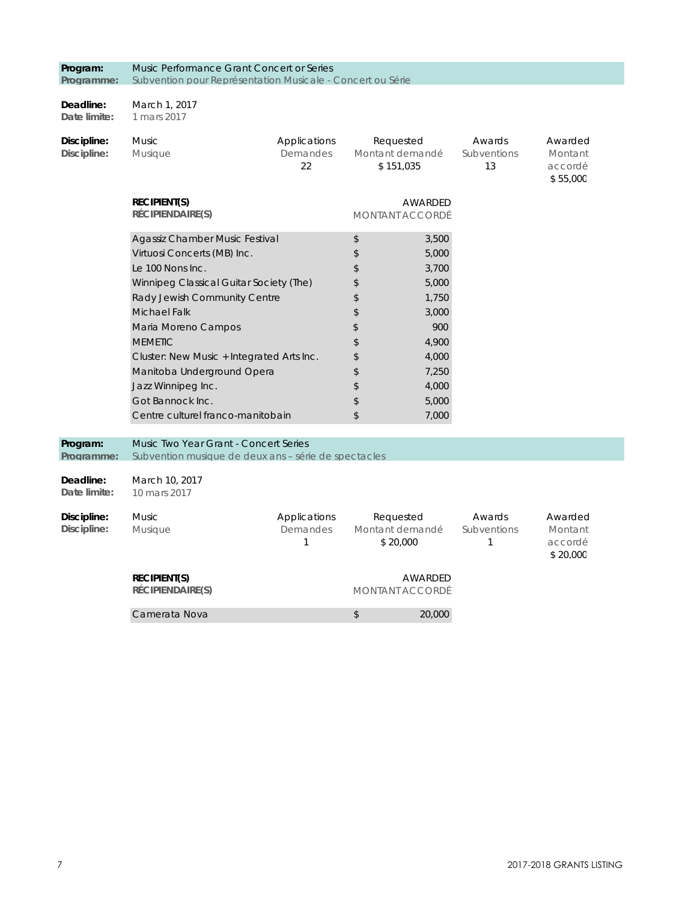| **Program:** | Music Performance Grant Concert or Series |
|---|---|
| **Programme:** | Subvention pour Représentation Musicale - Concert ou Série |

| **Deadline:** | March 1, 2017 |
|---|---|
| **Date limite:** | 1 mars 2017 |

| **Discipline:** | | Applications | Requested | Awards | Awarded |
|---|---|---|---|---|---|
| **Discipline:** | Music / Musique | Demandes | Montant demandé | Subventions | Montant accordé |
| | | 22 | $ 151,035 | 13 | $ 55,000 |

| **RECIPIENT(S) / RÉCIPIENDAIRE(S)** | **AWARDED / MONTANT ACCORDÉ** |
|---|---|
| Agassiz Chamber Music Festival | $ 3,500 |
| Virtuosi Concerts (MB) Inc. | $ 5,000 |
| Le 100 Nons Inc. | $ 3,700 |
| Winnipeg Classical Guitar Society (The) | $ 5,000 |
| Rady Jewish Community Centre | $ 1,750 |
| Michael Falk | $ 3,000 |
| Maria Moreno Campos | $ 900 |
| MEMETIC | $ 4,900 |
| Cluster: New Music + Integrated Arts Inc. | $ 4,000 |
| Manitoba Underground Opera | $ 7,250 |
| Jazz Winnipeg Inc. | $ 4,000 |
| Got Bannock Inc. | $ 5,000 |
| Centre culturel franco-manitobain | $ 7,000 |

| **Program:** | Music Two Year Grant - Concert Series |
|---|---|
| **Programme:** | Subvention musique de deux ans – série de spectacles |

| **Deadline:** | March 10, 2017 |
|---|---|
| **Date limite:** | 10 mars 2017 |

| **Discipline:** | | Applications | Requested | Awards | Awarded |
|---|---|---|---|---|---|
| **Discipline:** | Music / Musique | Demandes | Montant demandé | Subventions | Montant accordé |
| | | 1 | $ 20,000 | 1 | $ 20,000 |

| **RECIPIENT(S) / RÉCIPIENDAIRE(S)** | **AWARDED / MONTANT ACCORDÉ** |
|---|---|
| Camerata Nova | $ 20,000 |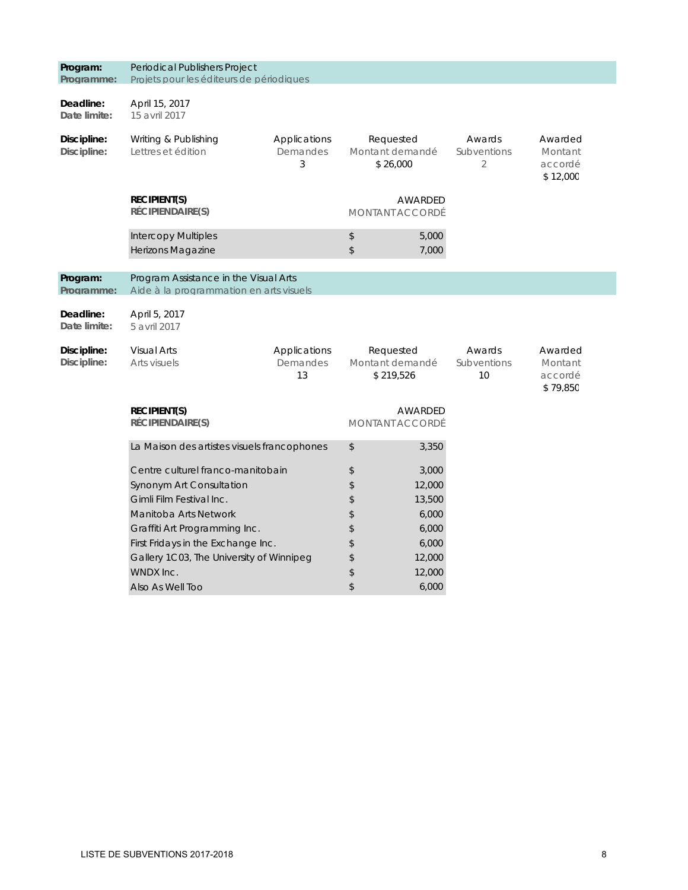**Program:** Periodical Publishers Project
**Programme:** Projets pour les éditeurs de périodiques

**Deadline:** April 15, 2017
**Date limite:** 15 avril 2017

| Discipline: / Discipline: | Applications / Demandes | Requested / Montant demandé | Awards / Subventions | Awarded / Montant accordé |
|---|---|---|---|---|
| Writing & Publishing / Lettres et édition | 3 | $ 26,000 | 2 | $ 12,000 |

| RECIPIENT(S) / RÉCIPIENDAIRE(S) | AWARDED / MONTANT ACCORDÉ |
|---|---|
| Intercopy Multiples | $ 5,000 |
| Herizons Magazine | $ 7,000 |

**Program:** Program Assistance in the Visual Arts
**Programme:** Aide à la programmation en arts visuels

**Deadline:** April 5, 2017
**Date limite:** 5 avril 2017

| Discipline: / Discipline: | Applications / Demandes | Requested / Montant demandé | Awards / Subventions | Awarded / Montant accordé |
|---|---|---|---|---|
| Visual Arts / Arts visuels | 13 | $ 219,526 | 10 | $ 79,850 |

| RECIPIENT(S) / RÉCIPIENDAIRE(S) | AWARDED / MONTANT ACCORDÉ |
|---|---|
| La Maison des artistes visuels francophones | $ 3,350 |
| Centre culturel franco-manitobain | $ 3,000 |
| Synonym Art Consultation | $ 12,000 |
| Gimli Film Festival Inc. | $ 13,500 |
| Manitoba Arts Network | $ 6,000 |
| Graffiti Art Programming Inc. | $ 6,000 |
| First Fridays in the Exchange Inc. | $ 6,000 |
| Gallery 1C03, The University of Winnipeg | $ 12,000 |
| WNDX Inc. | $ 12,000 |
| Also As Well Too | $ 6,000 |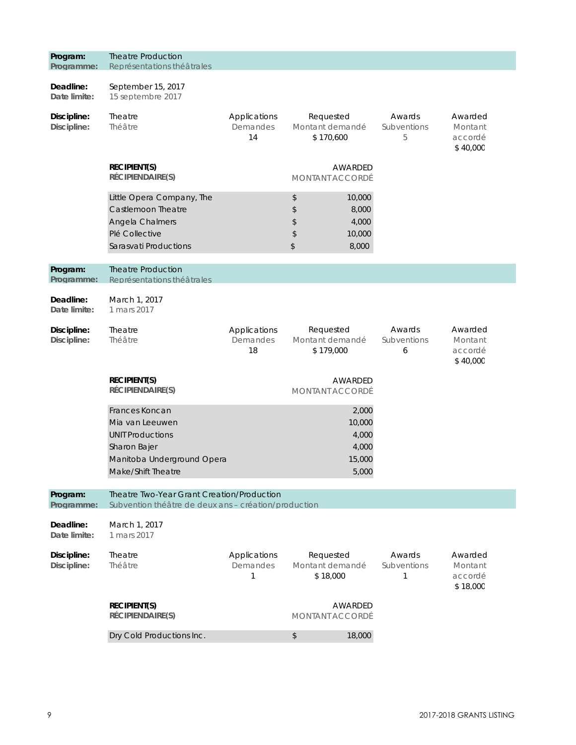**Program:** Theatre Production
**Programme:** Représentations théâtrales

**Deadline:** September 15, 2017
**Date limite:** 15 septembre 2017

| Discipline: | Applications | Requested | Awards | Awarded |
|---|---|---|---|---|
| Discipline: | Demandes | Montant demandé | Subventions | Montant accordé |
| Theatre / Théâtre | 14 | $ 170,600 | 5 | $ 40,000 |

| RECIPIENT(S) / RÉCIPIENDAIRE(S) | AWARDED / MONTANT ACCORDÉ |
|---|---|
| Little Opera Company, The | $ 10,000 |
| Castlemoon Theatre | $ 8,000 |
| Angela Chalmers | $ 4,000 |
| Plé Collective | $ 10,000 |
| Sarasvati Productions | $ 8,000 |

**Program:** Theatre Production
**Programme:** Représentations théâtrales

**Deadline:** March 1, 2017
**Date limite:** 1 mars 2017

| Discipline: | Applications | Requested | Awards | Awarded |
|---|---|---|---|---|
| Discipline: | Demandes | Montant demandé | Subventions | Montant accordé |
| Theatre / Théâtre | 18 | $ 179,000 | 6 | $ 40,000 |

| RECIPIENT(S) / RÉCIPIENDAIRE(S) | AWARDED / MONTANT ACCORDÉ |
|---|---|
| Frances Koncan | 2,000 |
| Mia van Leeuwen | 10,000 |
| UNIT Productions | 4,000 |
| Sharon Bajer | 4,000 |
| Manitoba Underground Opera | 15,000 |
| Make/Shift Theatre | 5,000 |

**Program:** Theatre Two-Year Grant Creation/Production
**Programme:** Subvention théâtre de deux ans – création/production

**Deadline:** March 1, 2017
**Date limite:** 1 mars 2017

| Discipline: | Applications | Requested | Awards | Awarded |
|---|---|---|---|---|
| Discipline: | Demandes | Montant demandé | Subventions | Montant accordé |
| Theatre / Théâtre | 1 | $ 18,000 | 1 | $ 18,000 |

| RECIPIENT(S) / RÉCIPIENDAIRE(S) | AWARDED / MONTANT ACCORDÉ |
|---|---|
| Dry Cold Productions Inc. | $ 18,000 |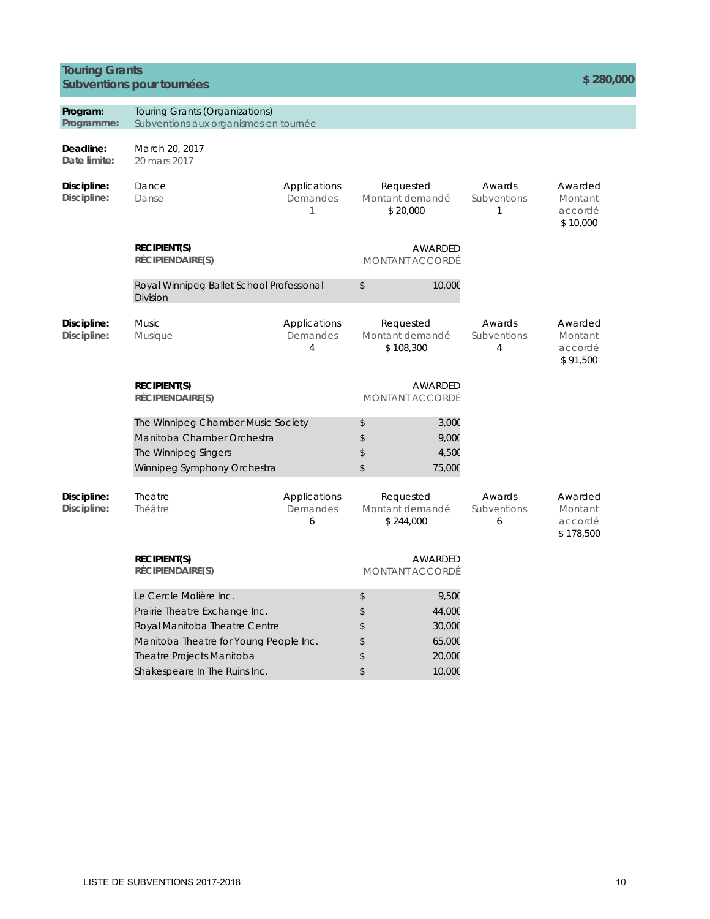## Touring Grants / Subventions pour tournées — $ 280,000

**Program: / Programme:** Touring Grants (Organizations) / Subventions aux organismes en tournée

**Deadline: / Date limite:** March 20, 2017 / 20 mars 2017

**Discipline: / Discipline:** Dance / Danse

| Applications / Demandes | Requested / Montant demandé | Awards / Subventions | Awarded / Montant accordé |
|---|---|---|---|
| 1 | $ 20,000 | 1 | $ 10,000 |

| RECIPIENT(S) / RÉCIPIENDAIRE(S) | AWARDED / MONTANT ACCORDÉ |
|---|---|
| Royal Winnipeg Ballet School Professional Division | $ 10,000 |

**Discipline: / Discipline:** Music / Musique

| Applications / Demandes | Requested / Montant demandé | Awards / Subventions | Awarded / Montant accordé |
|---|---|---|---|
| 4 | $ 108,300 | 4 | $ 91,500 |

| RECIPIENT(S) / RÉCIPIENDAIRE(S) | AWARDED / MONTANT ACCORDÉ |
|---|---|
| The Winnipeg Chamber Music Society | $ 3,000 |
| Manitoba Chamber Orchestra | $ 9,000 |
| The Winnipeg Singers | $ 4,500 |
| Winnipeg Symphony Orchestra | $ 75,000 |

**Discipline: / Discipline:** Theatre / Théâtre

| Applications / Demandes | Requested / Montant demandé | Awards / Subventions | Awarded / Montant accordé |
|---|---|---|---|
| 6 | $ 244,000 | 6 | $ 178,500 |

| RECIPIENT(S) / RÉCIPIENDAIRE(S) | AWARDED / MONTANT ACCORDÉ |
|---|---|
| Le Cercle Molière Inc. | $ 9,500 |
| Prairie Theatre Exchange Inc. | $ 44,000 |
| Royal Manitoba Theatre Centre | $ 30,000 |
| Manitoba Theatre for Young People Inc. | $ 65,000 |
| Theatre Projects Manitoba | $ 20,000 |
| Shakespeare In The Ruins Inc. | $ 10,000 |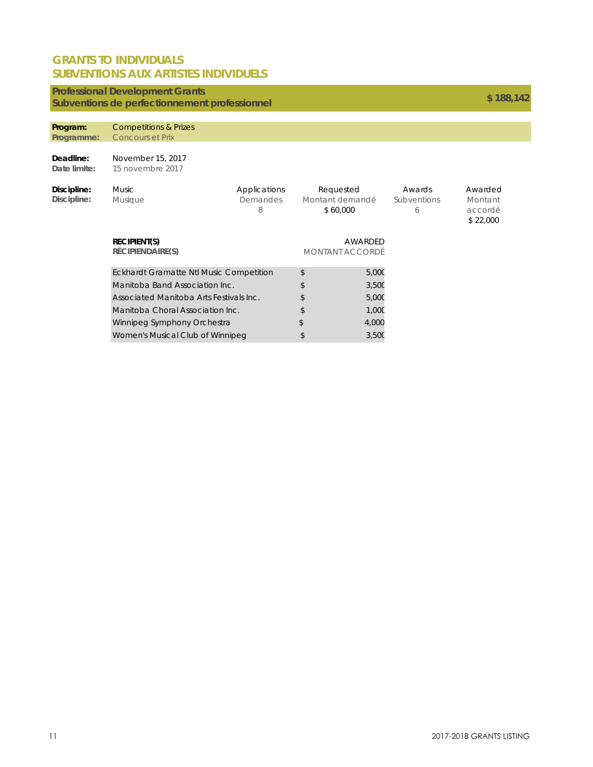# GRANTS TO INDIVIDUALS
# SUBVENTIONS AUX ARTISTES INDIVIDUELS

## Professional Development Grants / Subventions de perfectionnement professionnel — $ 188,142

**Program:** Competitions & Prizes
**Programme:** Concours et Prix

**Deadline:** November 15, 2017
**Date limite:** 15 novembre 2017

| Discipline / Discipline | Applications / Demandes | Requested / Montant demandé | Awards / Subventions | Awarded / Montant accordé |
|---|---|---|---|---|
| Music / Musique | 8 | $ 60,000 | 6 | $ 22,000 |

| RECIPIENT(S) / RÉCIPIENDAIRE(S) | AWARDED / MONTANT ACCORDÉ |
|---|---|
| Eckhardt Gramatte Ntl Music Competition | $ 5,000 |
| Manitoba Band Association Inc. | $ 3,500 |
| Associated Manitoba Arts Festivals Inc. | $ 5,000 |
| Manitoba Choral Association Inc. | $ 1,000 |
| Winnipeg Symphony Orchestra | $ 4,000 |
| Women's Musical Club of Winnipeg | $ 3,500 |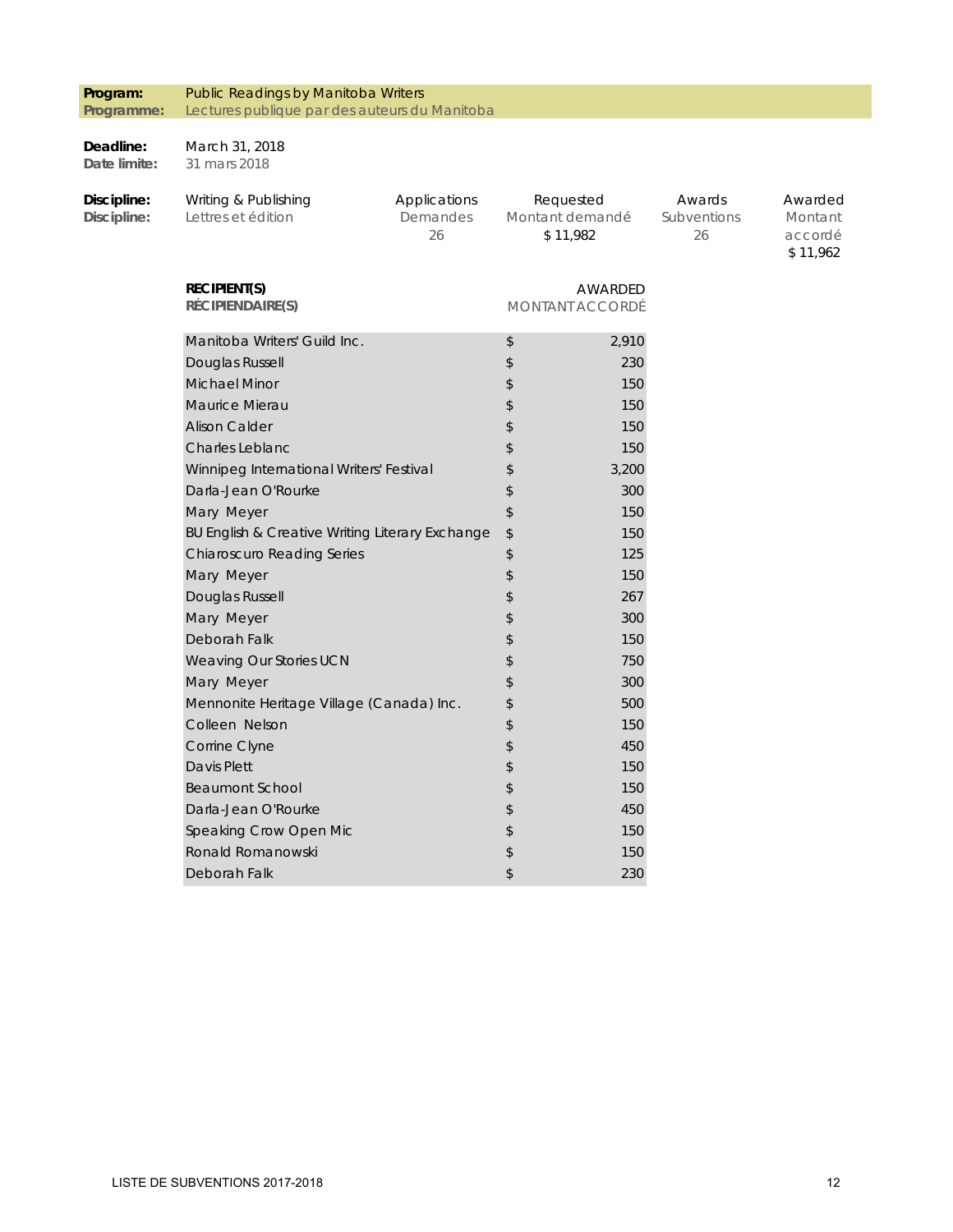**Program:** Public Readings by Manitoba Writers
**Programme:** Lectures publique par des auteurs du Manitoba

**Deadline:** March 31, 2018
**Date limite:** 31 mars 2018

| **Discipline:** / **Discipline:** | Applications / Demandes | Requested / Montant demandé | Awards / Subventions | Awarded / Montant accordé |
|---|---|---|---|---|
| Writing & Publishing / Lettres et édition | 26 | $ 11,982 | 26 | $ 11,962 |

| **RECIPIENT(S)** / **RÉCIPIENDAIRE(S)** | AWARDED / MONTANT ACCORDÉ |
|---|---|
| Manitoba Writers' Guild Inc. | $ 2,910 |
| Douglas Russell | $ 230 |
| Michael Minor | $ 150 |
| Maurice Mierau | $ 150 |
| Alison Calder | $ 150 |
| Charles Leblanc | $ 150 |
| Winnipeg International Writers' Festival | $ 3,200 |
| Darla-Jean O'Rourke | $ 300 |
| Mary Meyer | $ 150 |
| BU English & Creative Writing Literary Exchange | $ 150 |
| Chiaroscuro Reading Series | $ 125 |
| Mary Meyer | $ 150 |
| Douglas Russell | $ 267 |
| Mary Meyer | $ 300 |
| Deborah Falk | $ 150 |
| Weaving Our Stories UCN | $ 750 |
| Mary Meyer | $ 300 |
| Mennonite Heritage Village (Canada) Inc. | $ 500 |
| Colleen Nelson | $ 150 |
| Corrine Clyne | $ 450 |
| Davis Plett | $ 150 |
| Beaumont School | $ 150 |
| Darla-Jean O'Rourke | $ 450 |
| Speaking Crow Open Mic | $ 150 |
| Ronald Romanowski | $ 150 |
| Deborah Falk | $ 230 |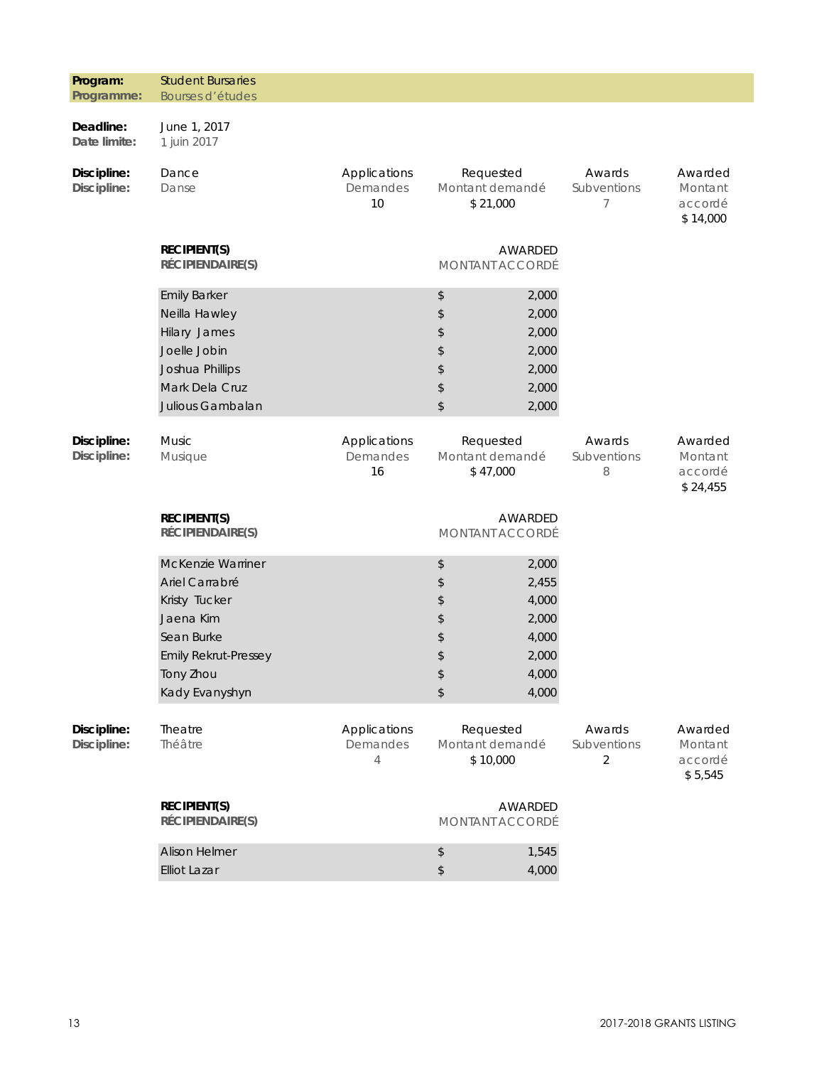**Program:** Student Bursaries
**Programme:** Bourses d'études

**Deadline:** June 1, 2017
**Date limite:** 1 juin 2017

**Discipline:** Dance
**Discipline:** Danse

| Applications / Demandes | Requested / Montant demandé | Awards / Subventions | Awarded / Montant accordé |
|---|---|---|---|
| 10 | $ 21,000 | 7 | $ 14,000 |

| RECIPIENT(S) / RÉCIPIENDAIRE(S) | AWARDED / MONTANT ACCORDÉ |
|---|---|
| Emily Barker | $ 2,000 |
| Neilla Hawley | $ 2,000 |
| Hilary James | $ 2,000 |
| Joelle Jobin | $ 2,000 |
| Joshua Phillips | $ 2,000 |
| Mark Dela Cruz | $ 2,000 |
| Julious Gambalan | $ 2,000 |

**Discipline:** Music
**Discipline:** Musique

| Applications / Demandes | Requested / Montant demandé | Awards / Subventions | Awarded / Montant accordé |
|---|---|---|---|
| 16 | $ 47,000 | 8 | $ 24,455 |

| RECIPIENT(S) / RÉCIPIENDAIRE(S) | AWARDED / MONTANT ACCORDÉ |
|---|---|
| McKenzie Warriner | $ 2,000 |
| Ariel Carrabré | $ 2,455 |
| Kristy Tucker | $ 4,000 |
| Jaena Kim | $ 2,000 |
| Sean Burke | $ 4,000 |
| Emily Rekrut-Pressey | $ 2,000 |
| Tony Zhou | $ 4,000 |
| Kady Evanyshyn | $ 4,000 |

**Discipline:** Theatre
**Discipline:** Théâtre

| Applications / Demandes | Requested / Montant demandé | Awards / Subventions | Awarded / Montant accordé |
|---|---|---|---|
| 4 | $ 10,000 | 2 | $ 5,545 |

| RECIPIENT(S) / RÉCIPIENDAIRE(S) | AWARDED / MONTANT ACCORDÉ |
|---|---|
| Alison Helmer | $ 1,545 |
| Elliot Lazar | $ 4,000 |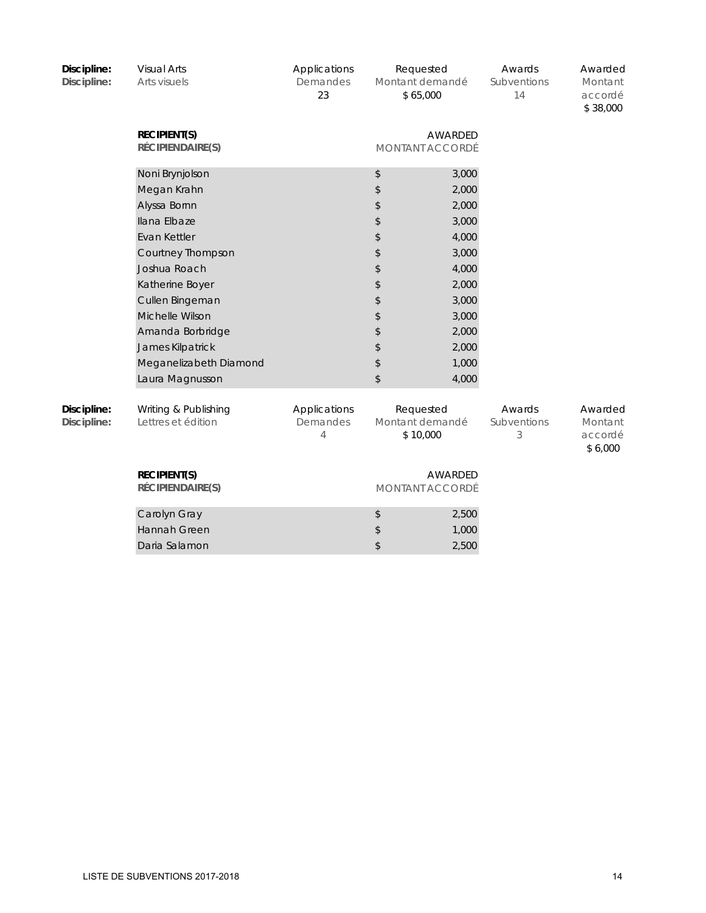| Discipline: | Visual Arts | Applications | Requested | Awards | Awarded |
| --- | --- | --- | --- | --- | --- |
| Discipline: | Arts visuels | Demandes | Montant demandé | Subventions | Montant accordé |
| | | 23 | $ 65,000 | 14 | $ 38,000 |

| RECIPIENT(S) / RÉCIPIENDAIRE(S) | AWARDED / MONTANT ACCORDÉ |
| --- | --- |
| Noni Brynjolson | $ 3,000 |
| Megan Krahn | $ 2,000 |
| Alyssa Bornn | $ 2,000 |
| Ilana Elbaze | $ 3,000 |
| Evan Kettler | $ 4,000 |
| Courtney Thompson | $ 3,000 |
| Joshua Roach | $ 4,000 |
| Katherine Boyer | $ 2,000 |
| Cullen Bingeman | $ 3,000 |
| Michelle Wilson | $ 3,000 |
| Amanda Borbridge | $ 2,000 |
| James Kilpatrick | $ 2,000 |
| Meganelizabeth Diamond | $ 1,000 |
| Laura Magnusson | $ 4,000 |

| Discipline: | Writing & Publishing | Applications | Requested | Awards | Awarded |
| --- | --- | --- | --- | --- | --- |
| Discipline: | Lettres et édition | Demandes | Montant demandé | Subventions | Montant accordé |
| | | 4 | $ 10,000 | 3 | $ 6,000 |

| RECIPIENT(S) / RÉCIPIENDAIRE(S) | AWARDED / MONTANT ACCORDÉ |
| --- | --- |
| Carolyn Gray | $ 2,500 |
| Hannah Green | $ 1,000 |
| Daria Salamon | $ 2,500 |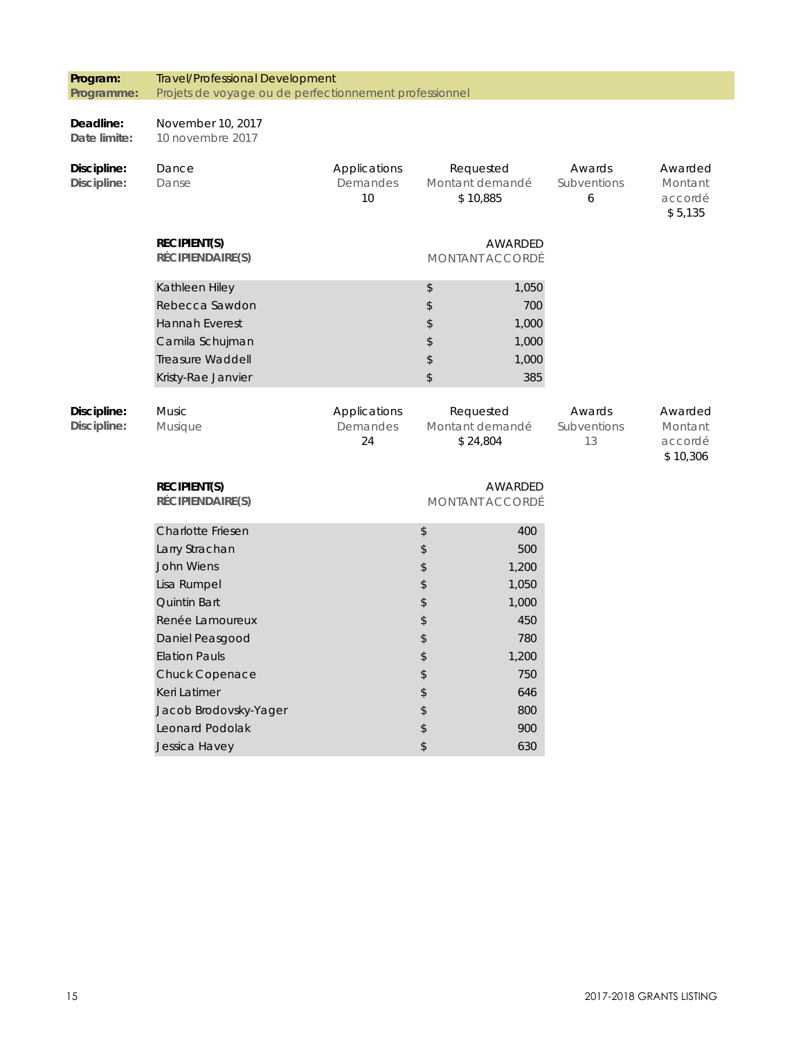| **Program:**<br>**Programme:** | Travel/Professional Development<br>Projets de voyage ou de perfectionnement professionnel |
|---|---|
| **Deadline:**<br>**Date limite:** | November 10, 2017<br>10 novembre 2017 |

| **Discipline:**<br>**Discipline:** | | Applications<br>Demandes | Requested<br>Montant demandé | Awards<br>Subventions | Awarded<br>Montant accordé |
|---|---|---|---|---|---|
| | Dance<br>Danse | 10 | $ 10,885 | 6 | $ 5,135 |

| **RECIPIENT(S)**<br>**RÉCIPIENDAIRE(S)** | AWARDED<br>MONTANT ACCORDÉ |
|---|---|
| Kathleen Hiley | $ 1,050 |
| Rebecca Sawdon | $ 700 |
| Hannah Everest | $ 1,000 |
| Camila Schujman | $ 1,000 |
| Treasure Waddell | $ 1,000 |
| Kristy-Rae Janvier | $ 385 |

| **Discipline:**<br>**Discipline:** | | Applications<br>Demandes | Requested<br>Montant demandé | Awards<br>Subventions | Awarded<br>Montant accordé |
|---|---|---|---|---|---|
| | Music<br>Musique | 24 | $ 24,804 | 13 | $ 10,306 |

| **RECIPIENT(S)**<br>**RÉCIPIENDAIRE(S)** | AWARDED<br>MONTANT ACCORDÉ |
|---|---|
| Charlotte Friesen | $ 400 |
| Larry Strachan | $ 500 |
| John Wiens | $ 1,200 |
| Lisa Rumpel | $ 1,050 |
| Quintin Bart | $ 1,000 |
| Renée Lamoureux | $ 450 |
| Daniel Peasgood | $ 780 |
| Elation Pauls | $ 1,200 |
| Chuck Copenace | $ 750 |
| Keri Latimer | $ 646 |
| Jacob Brodovsky-Yager | $ 800 |
| Leonard Podolak | $ 900 |
| Jessica Havey | $ 630 |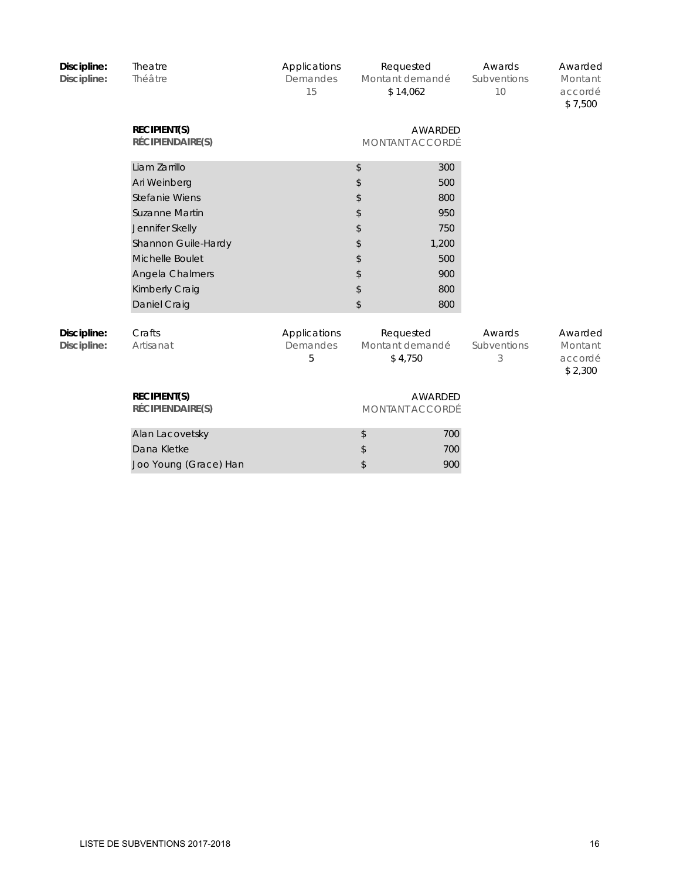| Discipline: | Theatre | Applications | Requested | Awards | Awarded |
|---|---|---|---|---|---|
| Discipline: | Théâtre | Demandes | Montant demandé | Subventions | Montant accordé |
| | | 15 | $ 14,062 | 10 | $ 7,500 |

| RECIPIENT(S) / RÉCIPIENDAIRE(S) | AWARDED / MONTANT ACCORDÉ |
|---|---|
| Liam Zarrillo | $ 300 |
| Ari Weinberg | $ 500 |
| Stefanie Wiens | $ 800 |
| Suzanne Martin | $ 950 |
| Jennifer Skelly | $ 750 |
| Shannon Guile-Hardy | $ 1,200 |
| Michelle Boulet | $ 500 |
| Angela Chalmers | $ 900 |
| Kimberly Craig | $ 800 |
| Daniel Craig | $ 800 |

| Discipline: | Crafts | Applications | Requested | Awards | Awarded |
|---|---|---|---|---|---|
| Discipline: | Artisanat | Demandes | Montant demandé | Subventions | Montant accordé |
| | | 5 | $ 4,750 | 3 | $ 2,300 |

| RECIPIENT(S) / RÉCIPIENDAIRE(S) | AWARDED / MONTANT ACCORDÉ |
|---|---|
| Alan Lacovetsky | $ 700 |
| Dana Kletke | $ 700 |
| Joo Young (Grace) Han | $ 900 |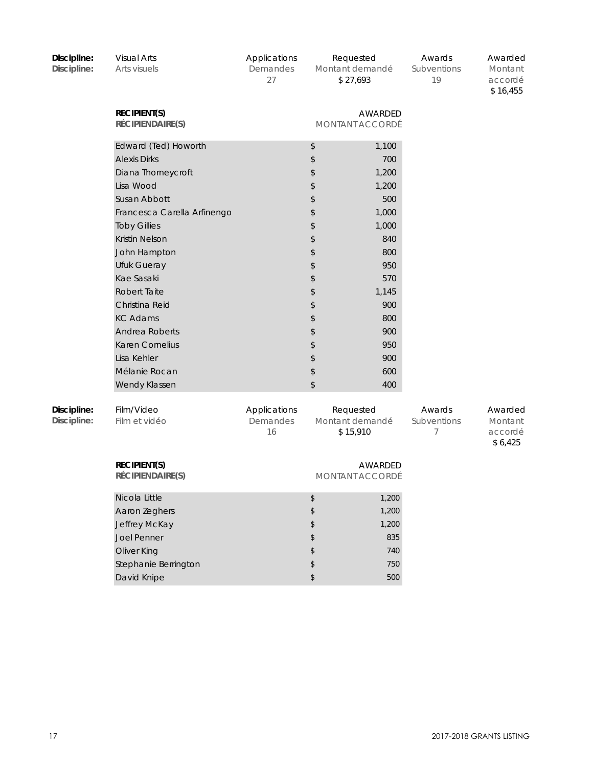| Discipline: | Visual Arts | Applications | Requested | Awards | Awarded |
| --- | --- | --- | --- | --- | --- |
| Discipline: | Arts visuels | Demandes | Montant demandé | Subventions | Montant accordé |
| | | 27 | $ 27,693 | 19 | $ 16,455 |

| RECIPIENT(S) / RÉCIPIENDAIRE(S) | AWARDED / MONTANT ACCORDÉ |
| --- | --- |
| Edward (Ted) Howorth | $ 1,100 |
| Alexis Dirks | $ 700 |
| Diana Thorneycroft | $ 1,200 |
| Lisa Wood | $ 1,200 |
| Susan Abbott | $ 500 |
| Francesca Carella Arfinengo | $ 1,000 |
| Toby Gillies | $ 1,000 |
| Kristin Nelson | $ 840 |
| John Hampton | $ 800 |
| Ufuk Gueray | $ 950 |
| Kae Sasaki | $ 570 |
| Robert Taite | $ 1,145 |
| Christina Reid | $ 900 |
| KC Adams | $ 800 |
| Andrea Roberts | $ 900 |
| Karen Cornelius | $ 950 |
| Lisa Kehler | $ 900 |
| Mélanie Rocan | $ 600 |
| Wendy Klassen | $ 400 |

| Discipline: | Film/Video | Applications | Requested | Awards | Awarded |
| --- | --- | --- | --- | --- | --- |
| Discipline: | Film et vidéo | Demandes | Montant demandé | Subventions | Montant accordé |
| | | 16 | $ 15,910 | 7 | $ 6,425 |

| RECIPIENT(S) / RÉCIPIENDAIRE(S) | AWARDED / MONTANT ACCORDÉ |
| --- | --- |
| Nicola Little | $ 1,200 |
| Aaron Zeghers | $ 1,200 |
| Jeffrey McKay | $ 1,200 |
| Joel Penner | $ 835 |
| Oliver King | $ 740 |
| Stephanie Berrington | $ 750 |
| David Knipe | $ 500 |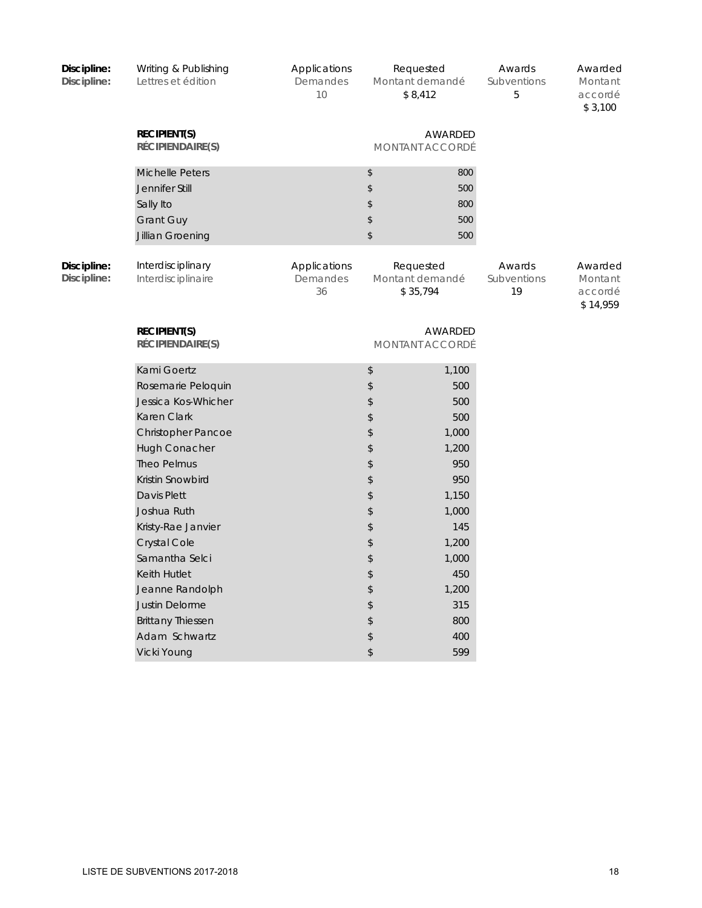| Discipline: | Writing & Publishing | Applications | Requested | Awards | Awarded |
|---|---|---|---|---|---|
| Discipline: | Lettres et édition | Demandes | Montant demandé | Subventions | Montant accordé |
| | | 10 | $ 8,412 | 5 | $ 3,100 |

| RECIPIENT(S) / RÉCIPIENDAIRE(S) | AWARDED / MONTANT ACCORDÉ |
|---|---|
| Michelle Peters | $ 800 |
| Jennifer Still | $ 500 |
| Sally Ito | $ 800 |
| Grant Guy | $ 500 |
| Jillian Groening | $ 500 |

| Discipline: | Interdisciplinary | Applications | Requested | Awards | Awarded |
|---|---|---|---|---|---|
| Discipline: | Interdisciplinaire | Demandes | Montant demandé | Subventions | Montant accordé |
| | | 36 | $ 35,794 | 19 | $ 14,959 |

| RECIPIENT(S) / RÉCIPIENDAIRE(S) | AWARDED / MONTANT ACCORDÉ |
|---|---|
| Kami Goertz | $ 1,100 |
| Rosemarie Peloquin | $ 500 |
| Jessica Kos-Whicher | $ 500 |
| Karen Clark | $ 500 |
| Christopher Pancoe | $ 1,000 |
| Hugh Conacher | $ 1,200 |
| Theo Pelmus | $ 950 |
| Kristin Snowbird | $ 950 |
| Davis Plett | $ 1,150 |
| Joshua Ruth | $ 1,000 |
| Kristy-Rae Janvier | $ 145 |
| Crystal Cole | $ 1,200 |
| Samantha Selci | $ 1,000 |
| Keith Hutlet | $ 450 |
| Jeanne Randolph | $ 1,200 |
| Justin Delorme | $ 315 |
| Brittany Thiessen | $ 800 |
| Adam Schwartz | $ 400 |
| Vicki Young | $ 599 |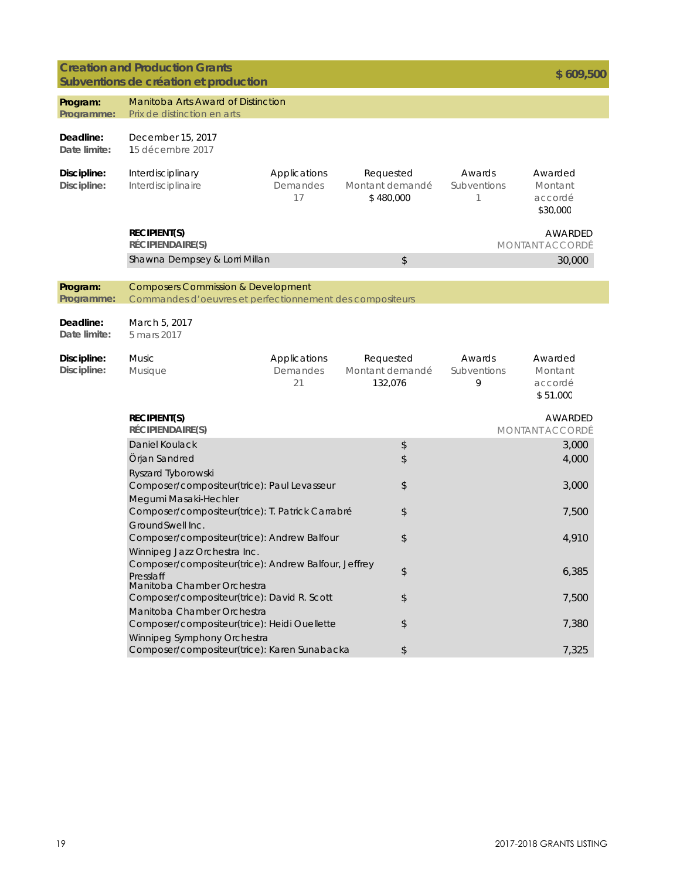## Creation and Production Grants / Subventions de création et production — $ 609,500

### Program: Manitoba Arts Award of Distinction
**Programme:** Prix de distinction en arts

**Deadline:** December 15, 2017
**Date limite:** 15 décembre 2017

| Discipline | Applications / Demandes | Requested / Montant demandé | Awards / Subventions | Awarded / Montant accordé |
|---|---|---|---|---|
| Interdisciplinary / Interdisciplinaire | 17 | $ 480,000 | 1 | $30,000 |

| RECIPIENT(S) / RÉCIPIENDAIRE(S) | AWARDED / MONTANT ACCORDÉ |
|---|---|
| Shawna Dempsey & Lorri Millan | $ 30,000 |

### Program: Composers Commission & Development
**Programme:** Commandes d'oeuvres et perfectionnement des compositeurs

**Deadline:** March 5, 2017
**Date limite:** 5 mars 2017

| Discipline | Applications / Demandes | Requested / Montant demandé | Awards / Subventions | Awarded / Montant accordé |
|---|---|---|---|---|
| Music / Musique | 21 | 132,076 | 9 | $ 51,000 |

| RECIPIENT(S) / RÉCIPIENDAIRE(S) | AWARDED / MONTANT ACCORDÉ |
|---|---|
| Daniel Koulack | $ 3,000 |
| Örjan Sandred | $ 4,000 |
| Ryszard Tyborowski<br>Composer/compositeur(trice): Paul Levasseur | $ 3,000 |
| Megumi Masaki-Hechler<br>Composer/compositeur(trice): T. Patrick Carrabré | $ 7,500 |
| GroundSwell Inc.<br>Composer/compositeur(trice): Andrew Balfour | $ 4,910 |
| Winnipeg Jazz Orchestra Inc.<br>Composer/compositeur(trice): Andrew Balfour, Jeffrey Presslaff | $ 6,385 |
| Manitoba Chamber Orchestra<br>Composer/compositeur(trice): David R. Scott | $ 7,500 |
| Manitoba Chamber Orchestra<br>Composer/compositeur(trice): Heidi Ouellette | $ 7,380 |
| Winnipeg Symphony Orchestra<br>Composer/compositeur(trice): Karen Sunabacka | $ 7,325 |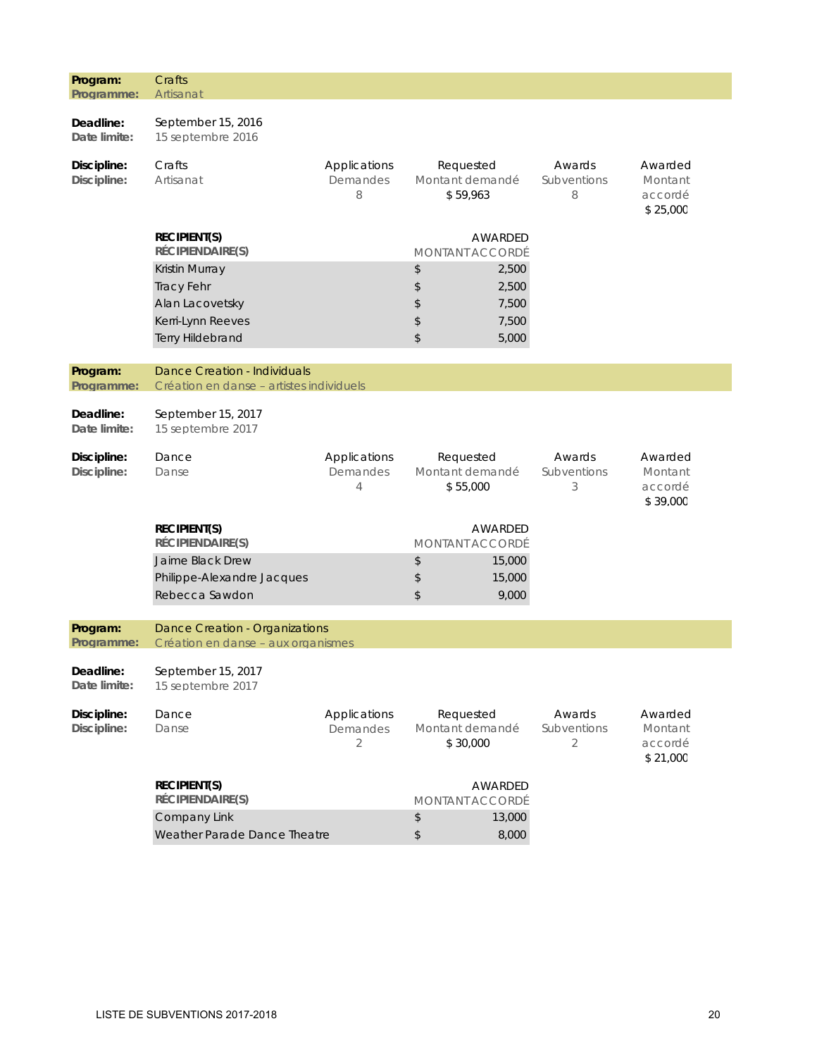**Program:** Crafts
**Programme:** Artisanat

**Deadline:** September 15, 2016
**Date limite:** 15 septembre 2016

| Discipline: / Discipline: | Applications / Demandes | Requested / Montant demandé | Awards / Subventions | Awarded / Montant accordé |
|---|---|---|---|---|
| Crafts / Artisanat | 8 | $ 59,963 | 8 | $ 25,000 |

| RECIPIENT(S) / RÉCIPIENDAIRE(S) | AWARDED / MONTANT ACCORDÉ |
|---|---|
| Kristin Murray | $ 2,500 |
| Tracy Fehr | $ 2,500 |
| Alan Lacovetsky | $ 7,500 |
| Kerri-Lynn Reeves | $ 7,500 |
| Terry Hildebrand | $ 5,000 |

**Program:** Dance Creation - Individuals
**Programme:** Création en danse – artistes individuels

**Deadline:** September 15, 2017
**Date limite:** 15 septembre 2017

| Discipline: / Discipline: | Applications / Demandes | Requested / Montant demandé | Awards / Subventions | Awarded / Montant accordé |
|---|---|---|---|---|
| Dance / Danse | 4 | $ 55,000 | 3 | $ 39,000 |

| RECIPIENT(S) / RÉCIPIENDAIRE(S) | AWARDED / MONTANT ACCORDÉ |
|---|---|
| Jaime Black Drew | $ 15,000 |
| Philippe-Alexandre Jacques | $ 15,000 |
| Rebecca Sawdon | $ 9,000 |

**Program:** Dance Creation - Organizations
**Programme:** Création en danse – aux organismes

**Deadline:** September 15, 2017
**Date limite:** 15 septembre 2017

| Discipline: / Discipline: | Applications / Demandes | Requested / Montant demandé | Awards / Subventions | Awarded / Montant accordé |
|---|---|---|---|---|
| Dance / Danse | 2 | $ 30,000 | 2 | $ 21,000 |

| RECIPIENT(S) / RÉCIPIENDAIRE(S) | AWARDED / MONTANT ACCORDÉ |
|---|---|
| Company Link | $ 13,000 |
| Weather Parade Dance Theatre | $ 8,000 |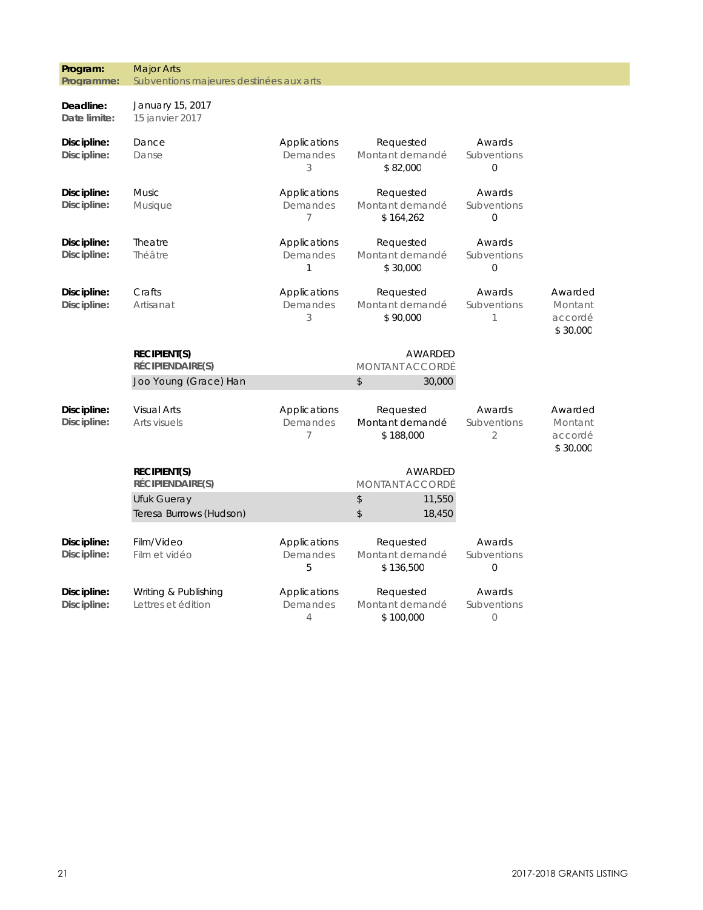**Program:** Major Arts
**Programme:** Subventions majeures destinées aux arts

**Deadline:** January 15, 2017
**Date limite:** 15 janvier 2017

| Discipline | Applications / Demandes | Requested / Montant demandé | Awards / Subventions | Awarded / Montant accordé |
|---|---|---|---|---|
| Dance / Danse | 3 | $ 82,000 | 0 | |
| Music / Musique | 7 | $ 164,262 | 0 | |
| Theatre / Théâtre | 1 | $ 30,000 | 0 | |
| Crafts / Artisanat | 3 | $ 90,000 | 1 | $ 30,000 |

| RECIPIENT(S) / RÉCIPIENDAIRE(S) | AWARDED / MONTANT ACCORDÉ |
|---|---|
| Joo Young (Grace) Han | $ 30,000 |

| Discipline | Applications / Demandes | Requested / Montant demandé | Awards / Subventions | Awarded / Montant accordé |
|---|---|---|---|---|
| Visual Arts / Arts visuels | 7 | $ 188,000 | 2 | $ 30,000 |

| RECIPIENT(S) / RÉCIPIENDAIRE(S) | AWARDED / MONTANT ACCORDÉ |
|---|---|
| Ufuk Gueray | $ 11,550 |
| Teresa Burrows (Hudson) | $ 18,450 |

| Discipline | Applications / Demandes | Requested / Montant demandé | Awards / Subventions |
|---|---|---|---|
| Film/Video / Film et vidéo | 5 | $ 136,500 | 0 |
| Writing & Publishing / Lettres et édition | 4 | $ 100,000 | 0 |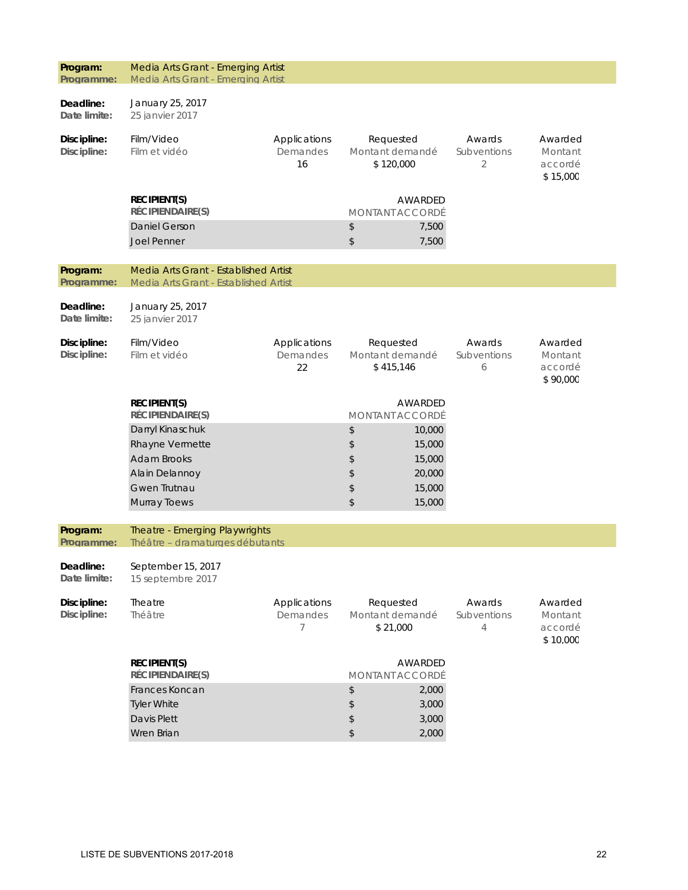**Program:** Media Arts Grant - Emerging Artist
**Programme:** Media Arts Grant - Emerging Artist

**Deadline:** January 25, 2017
**Date limite:** 25 janvier 2017

| Discipline: / Discipline: | Applications / Demandes | Requested / Montant demandé | Awards / Subventions | Awarded / Montant accordé |
|---|---|---|---|---|
| Film/Video / Film et vidéo | 16 | $ 120,000 | 2 | $ 15,000 |

| RECIPIENT(S) / RÉCIPIENDAIRE(S) | AWARDED / MONTANT ACCORDÉ |
|---|---|
| Daniel Gerson | $ 7,500 |
| Joel Penner | $ 7,500 |

**Program:** Media Arts Grant - Established Artist
**Programme:** Media Arts Grant - Established Artist

**Deadline:** January 25, 2017
**Date limite:** 25 janvier 2017

| Discipline: / Discipline: | Applications / Demandes | Requested / Montant demandé | Awards / Subventions | Awarded / Montant accordé |
|---|---|---|---|---|
| Film/Video / Film et vidéo | 22 | $ 415,146 | 6 | $ 90,000 |

| RECIPIENT(S) / RÉCIPIENDAIRE(S) | AWARDED / MONTANT ACCORDÉ |
|---|---|
| Darryl Kinaschuk | $ 10,000 |
| Rhayne Vermette | $ 15,000 |
| Adam Brooks | $ 15,000 |
| Alain Delannoy | $ 20,000 |
| Gwen Trutnau | $ 15,000 |
| Murray Toews | $ 15,000 |

**Program:** Theatre - Emerging Playwrights
**Programme:** Théâtre – dramaturges débutants

**Deadline:** September 15, 2017
**Date limite:** 15 septembre 2017

| Discipline: / Discipline: | Applications / Demandes | Requested / Montant demandé | Awards / Subventions | Awarded / Montant accordé |
|---|---|---|---|---|
| Theatre / Théâtre | 7 | $ 21,000 | 4 | $ 10,000 |

| RECIPIENT(S) / RÉCIPIENDAIRE(S) | AWARDED / MONTANT ACCORDÉ |
|---|---|
| Frances Koncan | $ 2,000 |
| Tyler White | $ 3,000 |
| Davis Plett | $ 3,000 |
| Wren Brian | $ 2,000 |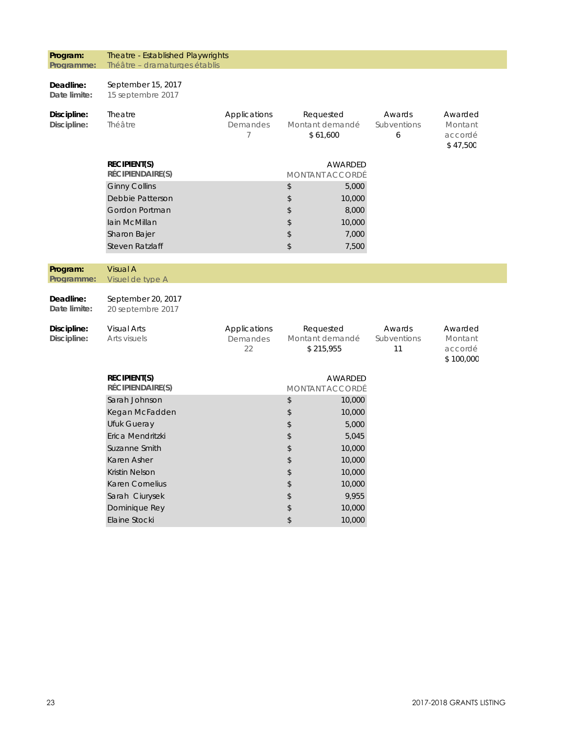**Program:** Theatre - Established Playwrights
**Programme:** Théâtre – dramaturges établis

**Deadline:** September 15, 2017
**Date limite:** 15 septembre 2017

| Discipline: / Discipline: | Applications / Demandes | Requested / Montant demandé | Awards / Subventions | Awarded / Montant accordé |
|---|---|---|---|---|
| Theatre / Théâtre | 7 | $ 61,600 | 6 | $ 47,500 |

| RECIPIENT(S) / RÉCIPIENDAIRE(S) | AWARDED / MONTANT ACCORDÉ |
|---|---|
| Ginny Collins | $ 5,000 |
| Debbie Patterson | $ 10,000 |
| Gordon Portman | $ 8,000 |
| Iain McMillan | $ 10,000 |
| Sharon Bajer | $ 7,000 |
| Steven Ratzlaff | $ 7,500 |

**Program:** Visual A
**Programme:** Visuel de type A

**Deadline:** September 20, 2017
**Date limite:** 20 septembre 2017

| Discipline: / Discipline: | Applications / Demandes | Requested / Montant demandé | Awards / Subventions | Awarded / Montant accordé |
|---|---|---|---|---|
| Visual Arts / Arts visuels | 22 | $ 215,955 | 11 | $ 100,000 |

| RECIPIENT(S) / RÉCIPIENDAIRE(S) | AWARDED / MONTANT ACCORDÉ |
|---|---|
| Sarah Johnson | $ 10,000 |
| Kegan McFadden | $ 10,000 |
| Ufuk Gueray | $ 5,000 |
| Erica Mendritzki | $ 5,045 |
| Suzanne Smith | $ 10,000 |
| Karen Asher | $ 10,000 |
| Kristin Nelson | $ 10,000 |
| Karen Cornelius | $ 10,000 |
| Sarah Ciurysek | $ 9,955 |
| Dominique Rey | $ 10,000 |
| Elaine Stocki | $ 10,000 |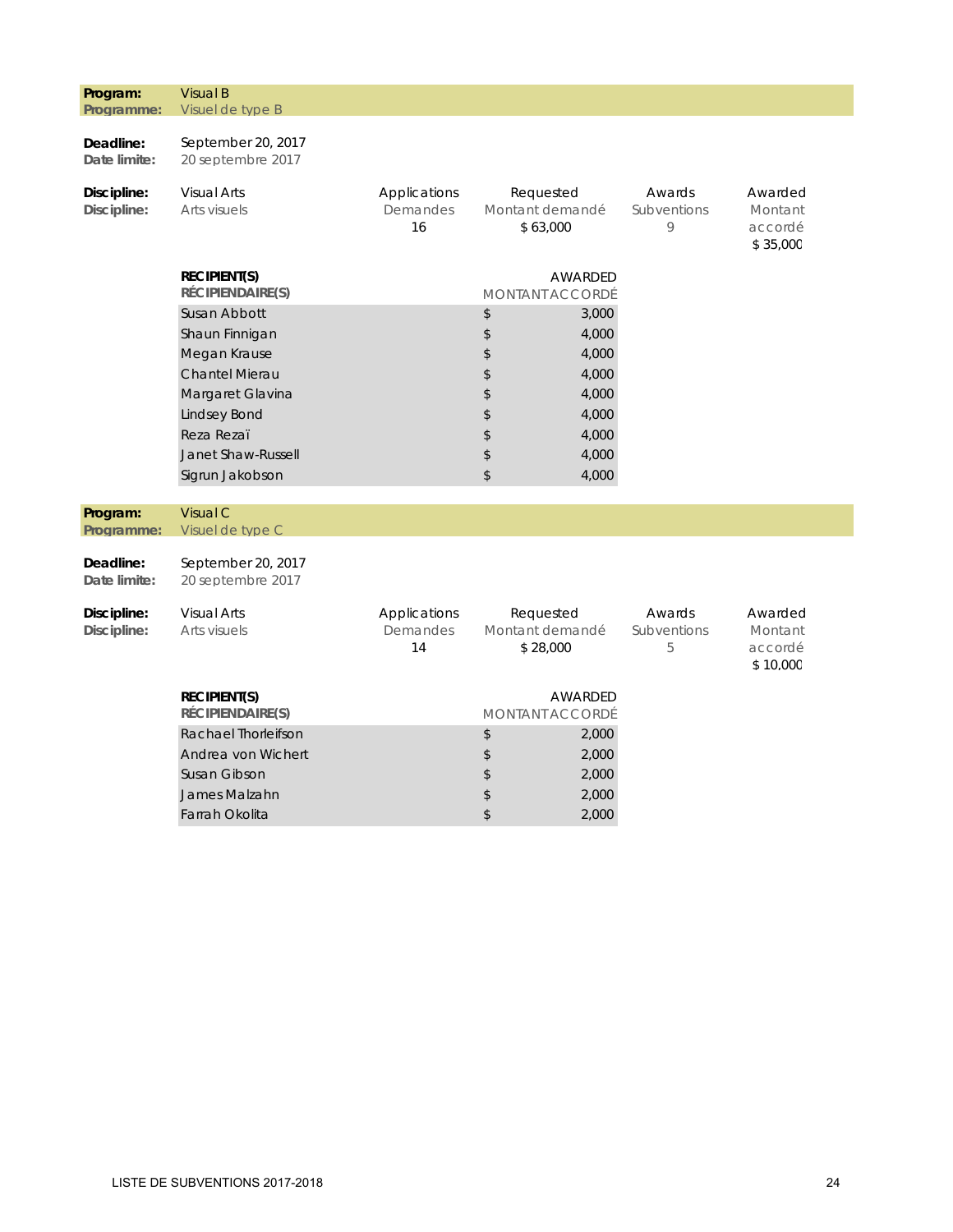**Program:** Visual B
**Programme:** Visuel de type B

**Deadline:** September 20, 2017
**Date limite:** 20 septembre 2017

| Discipline: | | Applications | Requested | Awards | Awarded |
|---|---|---|---|---|---|
| Discipline: | | Demandes | Montant demandé | Subventions | Montant accordé |
| | Visual Arts / Arts visuels | 16 | $ 63,000 | 9 | $ 35,000 |

| RECIPIENT(S) / RÉCIPIENDAIRE(S) | AWARDED / MONTANT ACCORDÉ |
|---|---|
| Susan Abbott | $ 3,000 |
| Shaun Finnigan | $ 4,000 |
| Megan Krause | $ 4,000 |
| Chantel Mierau | $ 4,000 |
| Margaret Glavina | $ 4,000 |
| Lindsey Bond | $ 4,000 |
| Reza Rezaï | $ 4,000 |
| Janet Shaw-Russell | $ 4,000 |
| Sigrun Jakobson | $ 4,000 |

**Program:** Visual C
**Programme:** Visuel de type C

**Deadline:** September 20, 2017
**Date limite:** 20 septembre 2017

| Discipline: | | Applications | Requested | Awards | Awarded |
|---|---|---|---|---|---|
| Discipline: | | Demandes | Montant demandé | Subventions | Montant accordé |
| | Visual Arts / Arts visuels | 14 | $ 28,000 | 5 | $ 10,000 |

| RECIPIENT(S) / RÉCIPIENDAIRE(S) | AWARDED / MONTANT ACCORDÉ |
|---|---|
| Rachael Thorleifson | $ 2,000 |
| Andrea von Wichert | $ 2,000 |
| Susan Gibson | $ 2,000 |
| James Malzahn | $ 2,000 |
| Farrah Okolita | $ 2,000 |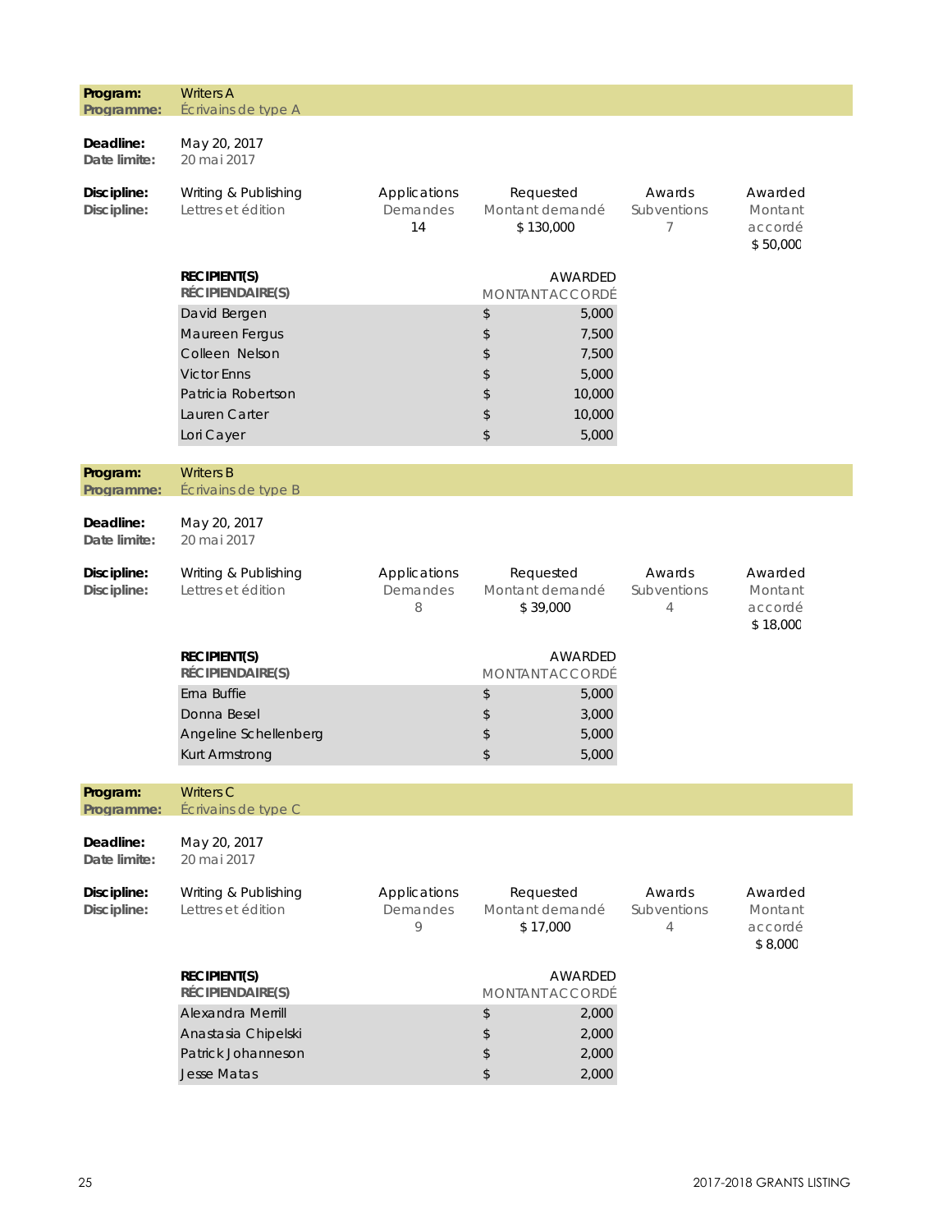**Program:** Writers A
**Programme:** Écrivains de type A

**Deadline:** May 20, 2017
**Date limite:** 20 mai 2017

| Discipline: / Discipline: | Applications / Demandes | Requested / Montant demandé | Awards / Subventions | Awarded / Montant accordé |
|---|---|---|---|---|
| Writing & Publishing / Lettres et édition | 14 | $ 130,000 | 7 | $ 50,000 |

| RECIPIENT(S) / RÉCIPIENDAIRE(S) | AWARDED / MONTANT ACCORDÉ |
|---|---|
| David Bergen | $ 5,000 |
| Maureen Fergus | $ 7,500 |
| Colleen Nelson | $ 7,500 |
| Victor Enns | $ 5,000 |
| Patricia Robertson | $ 10,000 |
| Lauren Carter | $ 10,000 |
| Lori Cayer | $ 5,000 |

**Program:** Writers B
**Programme:** Écrivains de type B

**Deadline:** May 20, 2017
**Date limite:** 20 mai 2017

| Discipline: / Discipline: | Applications / Demandes | Requested / Montant demandé | Awards / Subventions | Awarded / Montant accordé |
|---|---|---|---|---|
| Writing & Publishing / Lettres et édition | 8 | $ 39,000 | 4 | $ 18,000 |

| RECIPIENT(S) / RÉCIPIENDAIRE(S) | AWARDED / MONTANT ACCORDÉ |
|---|---|
| Erna Buffie | $ 5,000 |
| Donna Besel | $ 3,000 |
| Angeline Schellenberg | $ 5,000 |
| Kurt Armstrong | $ 5,000 |

**Program:** Writers C
**Programme:** Écrivains de type C

**Deadline:** May 20, 2017
**Date limite:** 20 mai 2017

| Discipline: / Discipline: | Applications / Demandes | Requested / Montant demandé | Awards / Subventions | Awarded / Montant accordé |
|---|---|---|---|---|
| Writing & Publishing / Lettres et édition | 9 | $ 17,000 | 4 | $ 8,000 |

| RECIPIENT(S) / RÉCIPIENDAIRE(S) | AWARDED / MONTANT ACCORDÉ |
|---|---|
| Alexandra Merrill | $ 2,000 |
| Anastasia Chipelski | $ 2,000 |
| Patrick Johanneson | $ 2,000 |
| Jesse Matas | $ 2,000 |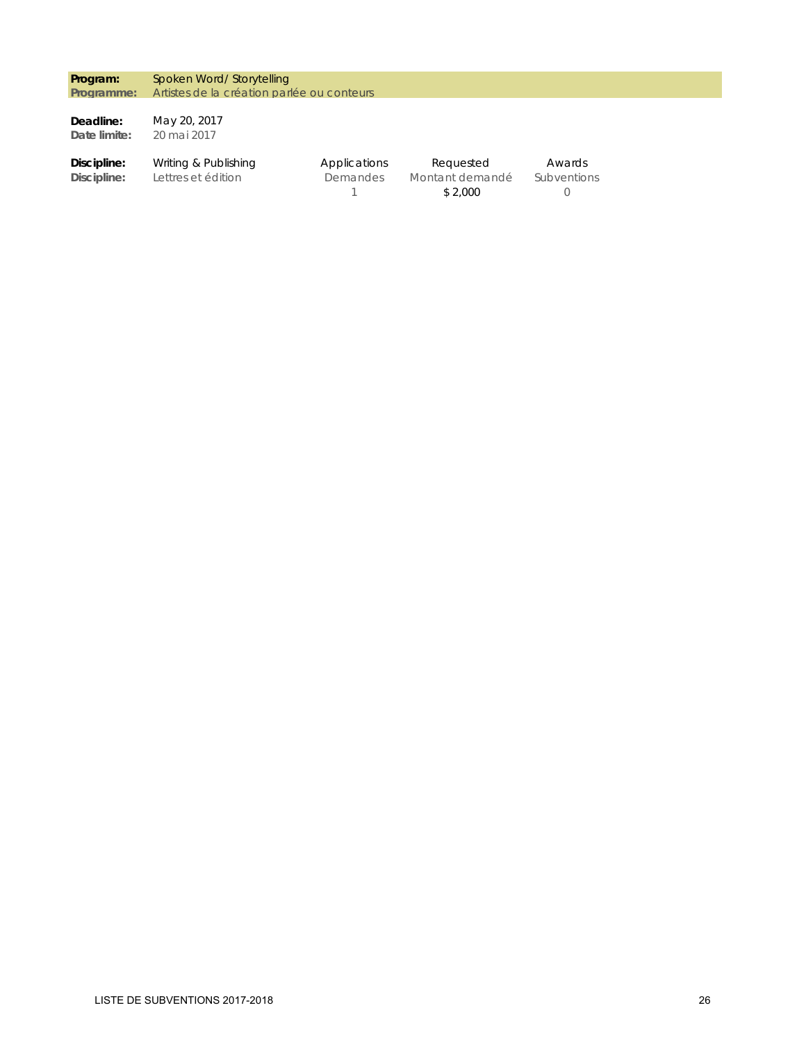| | |
|---|---|
| **Program:** | Spoken Word/ Storytelling |
| **Programme:** | Artistes de la création parlée ou conteurs |

| | |
|---|---|
| **Deadline:** | May 20, 2017 |
| **Date limite:** | 20 mai 2017 |

| | | Applications | Requested | Awards |
|---|---|---|---|---|
| **Discipline:** | Writing & Publishing | | | |
| **Discipline:** | Lettres et édition | Demandes | Montant demandé | Subventions |
| | | 1 | $ 2,000 | 0 |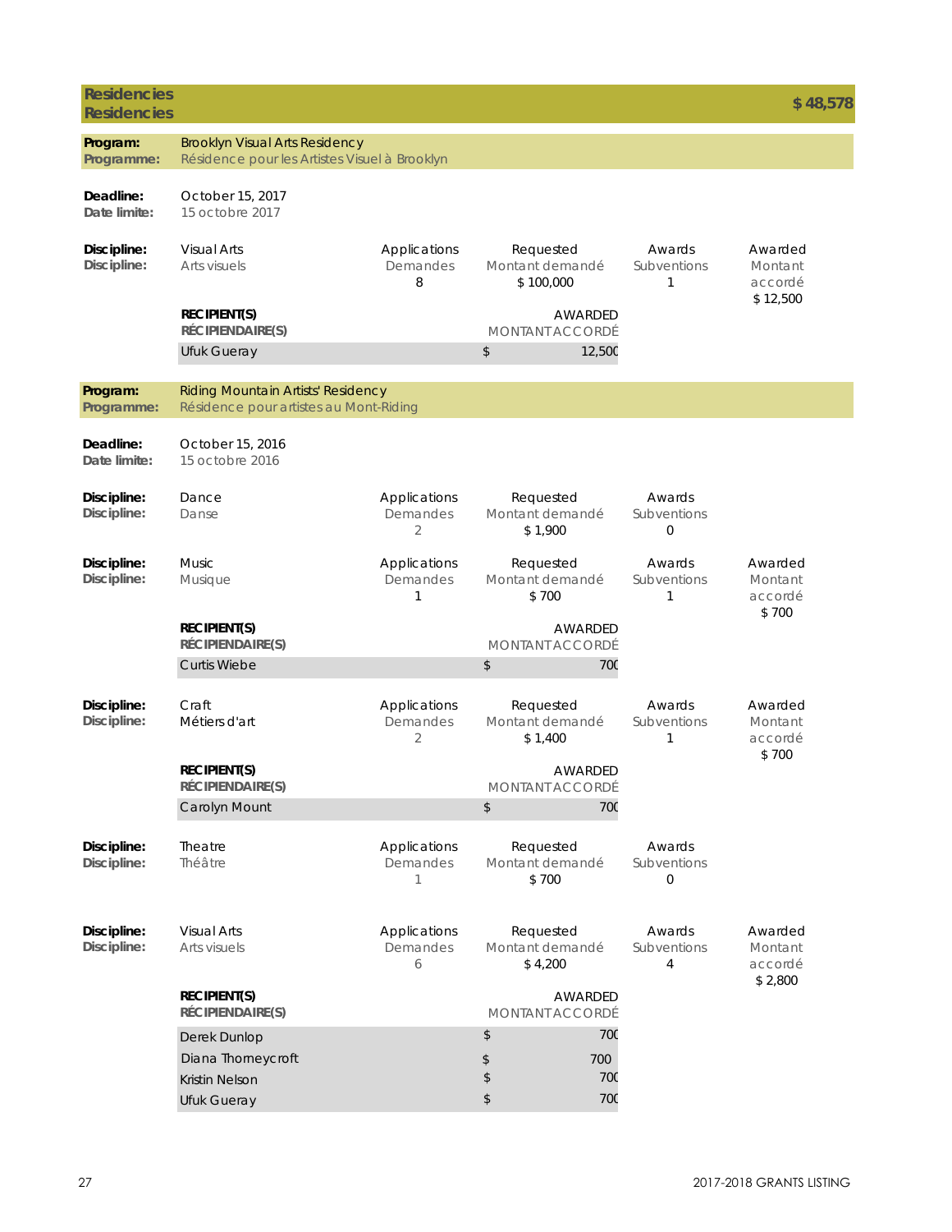## Residencies / Residencies — $ 48,578

### Program: Brooklyn Visual Arts Residency
**Programme:** Résidence pour les Artistes Visuel à Brooklyn

**Deadline:** October 15, 2017
**Date limite:** 15 octobre 2017

| Discipline | Applications / Demandes | Requested / Montant demandé | Awards / Subventions | Awarded / Montant accordé |
|---|---|---|---|---|
| Visual Arts / Arts visuels | 8 | $ 100,000 | 1 | $ 12,500 |

| RECIPIENT(S) / RÉCIPIENDAIRE(S) | AWARDED / MONTANT ACCORDÉ |
|---|---|
| Ufuk Gueray | $ 12,500 |

### Program: Riding Mountain Artists' Residency
**Programme:** Résidence pour artistes au Mont-Riding

**Deadline:** October 15, 2016
**Date limite:** 15 octobre 2016

| Discipline | Applications / Demandes | Requested / Montant demandé | Awards / Subventions | Awarded / Montant accordé |
|---|---|---|---|---|
| Dance / Danse | 2 | $ 1,900 | 0 | |
| Music / Musique | 1 | $ 700 | 1 | $ 700 |

| RECIPIENT(S) / RÉCIPIENDAIRE(S) | AWARDED / MONTANT ACCORDÉ |
|---|---|
| Curtis Wiebe | $ 700 |

| Discipline | Applications / Demandes | Requested / Montant demandé | Awards / Subventions | Awarded / Montant accordé |
|---|---|---|---|---|
| Craft / Métiers d'art | 2 | $ 1,400 | 1 | $ 700 |

| RECIPIENT(S) / RÉCIPIENDAIRE(S) | AWARDED / MONTANT ACCORDÉ |
|---|---|
| Carolyn Mount | $ 700 |

| Discipline | Applications / Demandes | Requested / Montant demandé | Awards / Subventions | Awarded / Montant accordé |
|---|---|---|---|---|
| Theatre / Théâtre | 1 | $ 700 | 0 | |
| Visual Arts / Arts visuels | 6 | $ 4,200 | 4 | $ 2,800 |

| RECIPIENT(S) / RÉCIPIENDAIRE(S) | AWARDED / MONTANT ACCORDÉ |
|---|---|
| Derek Dunlop | $ 700 |
| Diana Thorneycroft | $ 700 |
| Kristin Nelson | $ 700 |
| Ufuk Gueray | $ 700 |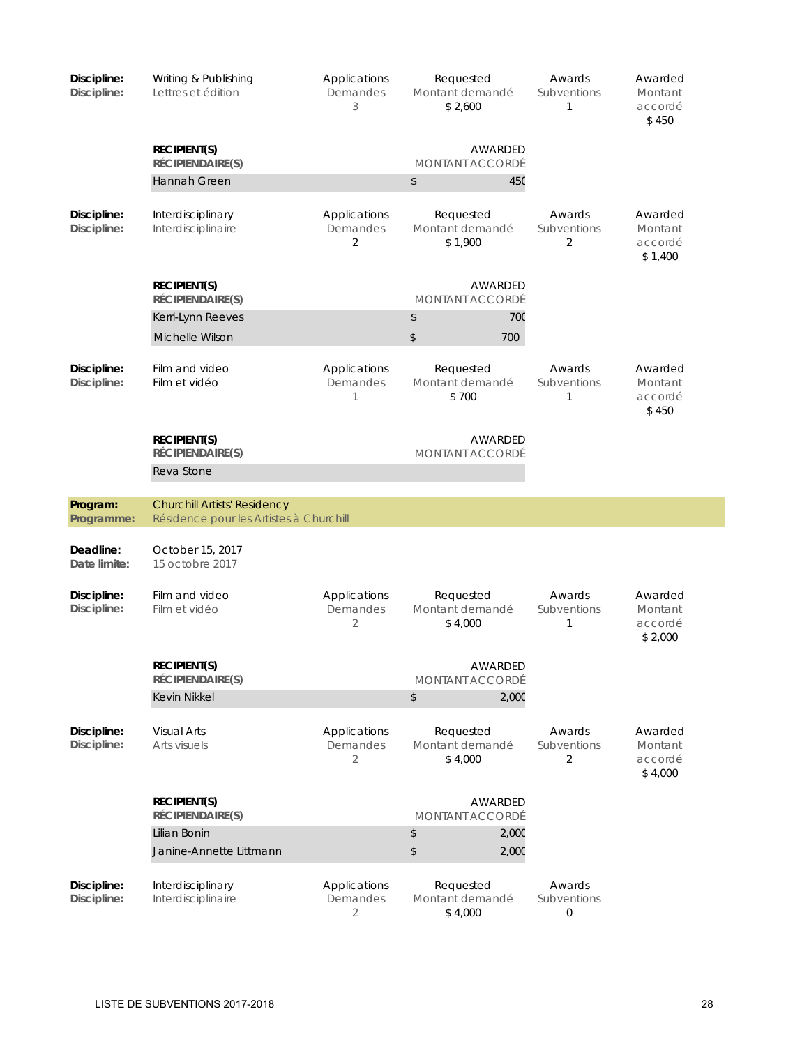**Discipline: / Discipline:** Writing & Publishing / Lettres et édition

| Applications / Demandes | Requested / Montant demandé | Awards / Subventions | Awarded / Montant accordé |
|---|---|---|---|
| 3 | $ 2,600 | 1 | $ 450 |

| RECIPIENT(S) / RÉCIPIENDAIRE(S) | AWARDED / MONTANT ACCORDÉ |
|---|---|
| Hannah Green | $ 450 |

**Discipline: / Discipline:** Interdisciplinary / Interdisciplinaire

| Applications / Demandes | Requested / Montant demandé | Awards / Subventions | Awarded / Montant accordé |
|---|---|---|---|
| 2 | $ 1,900 | 2 | $ 1,400 |

| RECIPIENT(S) / RÉCIPIENDAIRE(S) | AWARDED / MONTANT ACCORDÉ |
|---|---|
| Kerri-Lynn Reeves | $ 700 |
| Michelle Wilson | $ 700 |

**Discipline: / Discipline:** Film and video / Film et vidéo

| Applications / Demandes | Requested / Montant demandé | Awards / Subventions | Awarded / Montant accordé |
|---|---|---|---|
| 1 | $ 700 | 1 | $ 450 |

| RECIPIENT(S) / RÉCIPIENDAIRE(S) | AWARDED / MONTANT ACCORDÉ |
|---|---|
| Reva Stone | |

## Program: Churchill Artists' Residency
## Programme: Résidence pour les Artistes à Churchill

**Deadline:** October 15, 2017
**Date limite:** 15 octobre 2017

**Discipline: / Discipline:** Film and video / Film et vidéo

| Applications / Demandes | Requested / Montant demandé | Awards / Subventions | Awarded / Montant accordé |
|---|---|---|---|
| 2 | $ 4,000 | 1 | $ 2,000 |

| RECIPIENT(S) / RÉCIPIENDAIRE(S) | AWARDED / MONTANT ACCORDÉ |
|---|---|
| Kevin Nikkel | $ 2,000 |

**Discipline: / Discipline:** Visual Arts / Arts visuels

| Applications / Demandes | Requested / Montant demandé | Awards / Subventions | Awarded / Montant accordé |
|---|---|---|---|
| 2 | $ 4,000 | 2 | $ 4,000 |

| RECIPIENT(S) / RÉCIPIENDAIRE(S) | AWARDED / MONTANT ACCORDÉ |
|---|---|
| Lilian Bonin | $ 2,000 |
| Janine-Annette Littmann | $ 2,000 |

**Discipline: / Discipline:** Interdisciplinary / Interdisciplinaire

| Applications / Demandes | Requested / Montant demandé | Awards / Subventions |
|---|---|---|
| 2 | $ 4,000 | 0 |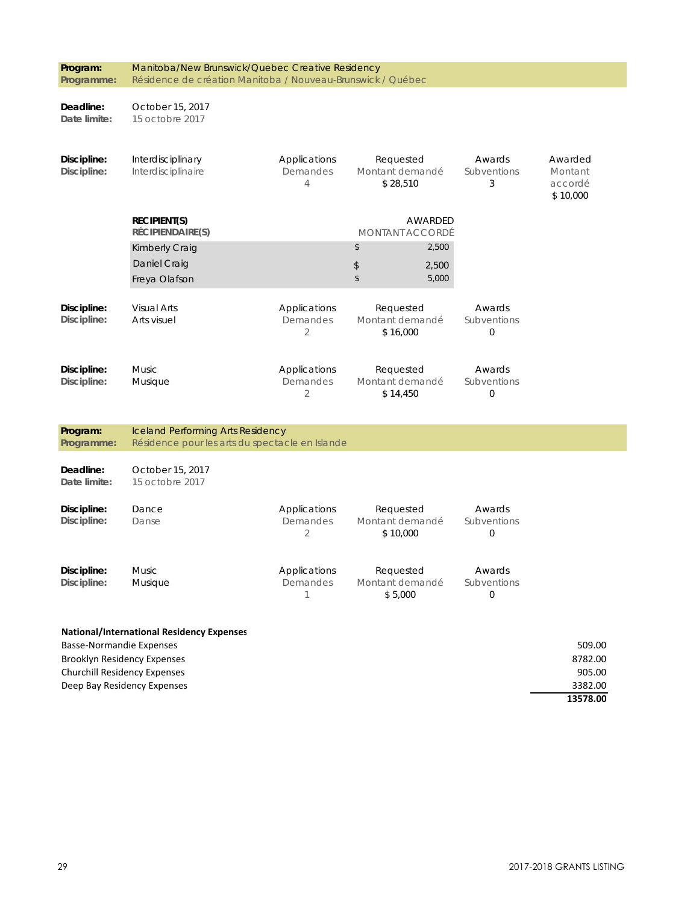| **Program:**<br>**Programme:** | Manitoba/New Brunswick/Quebec Creative Residency<br>Résidence de création Manitoba / Nouveau-Brunswick / Québec |
|---|---|

**Deadline:** October 15, 2017
**Date limite:** 15 octobre 2017

| Discipline: | Applications / Demandes | Requested / Montant demandé | Awards / Subventions | Awarded / Montant accordé |
|---|---|---|---|---|
| Interdisciplinary / Interdisciplinaire | 4 | $ 28,510 | 3 | $ 10,000 |

| RECIPIENT(S) / RÉCIPIENDAIRE(S) | AWARDED / MONTANT ACCORDÉ |
|---|---|
| Kimberly Craig | $ 2,500 |
| Daniel Craig | $ 2,500 |
| Freya Olafson | $ 5,000 |

| Discipline: | Applications / Demandes | Requested / Montant demandé | Awards / Subventions |
|---|---|---|---|
| Visual Arts / Arts visuel | 2 | $ 16,000 | 0 |
| Music / Musique | 2 | $ 14,450 | 0 |

| **Program:**<br>**Programme:** | Iceland Performing Arts Residency<br>Résidence pour les arts du spectacle en Islande |
|---|---|

**Deadline:** October 15, 2017
**Date limite:** 15 octobre 2017

| Discipline: | Applications / Demandes | Requested / Montant demandé | Awards / Subventions |
|---|---|---|---|
| Dance / Danse | 2 | $ 10,000 | 0 |
| Music / Musique | 1 | $ 5,000 | 0 |

**National/International Residency Expenses**

| | |
|---|---|
| Basse-Normandie Expenses | 509.00 |
| Brooklyn Residency Expenses | 8782.00 |
| Churchill Residency Expenses | 905.00 |
| Deep Bay Residency Expenses | 3382.00 |
| | **13578.00** |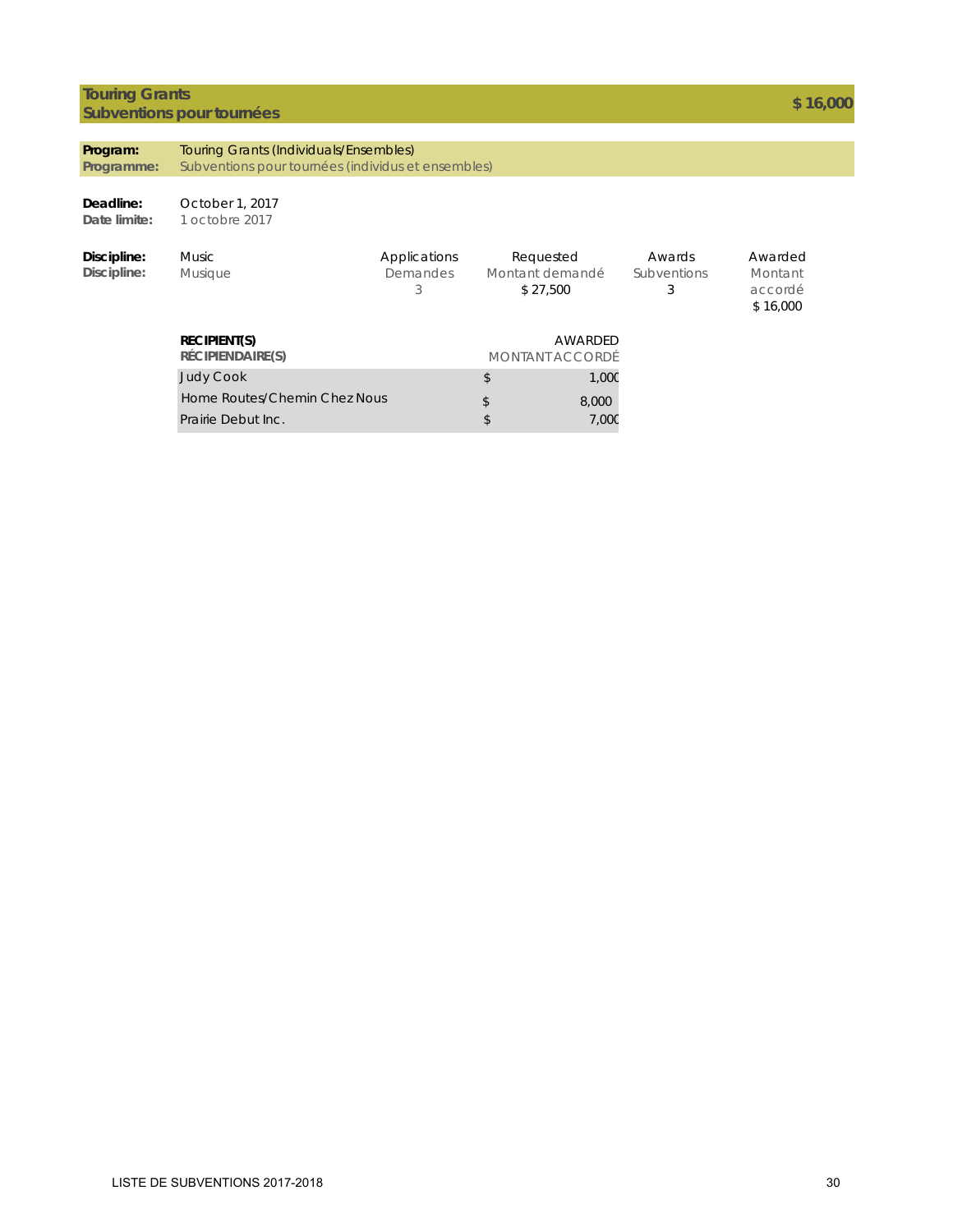## Touring Grants
## Subventions pour tournées

**$ 16,000**

| **Program:** / **Programme:** | Touring Grants (Individuals/Ensembles) / Subventions pour tournées (individus et ensembles) |
|---|---|

**Deadline:** October 1, 2017
**Date limite:** 1 octobre 2017

| Discipline: / Discipline: | | Applications / Demandes | Requested / Montant demandé | Awards / Subventions | Awarded / Montant accordé |
|---|---|---|---|---|---|
| Music / Musique | | 3 | $ 27,500 | 3 | $ 16,000 |

| RECIPIENT(S) / RÉCIPIENDAIRE(S) | AWARDED / MONTANT ACCORDÉ |
|---|---|
| Judy Cook | $ 1,000 |
| Home Routes/Chemin Chez Nous | $ 8,000 |
| Prairie Debut Inc. | $ 7,000 |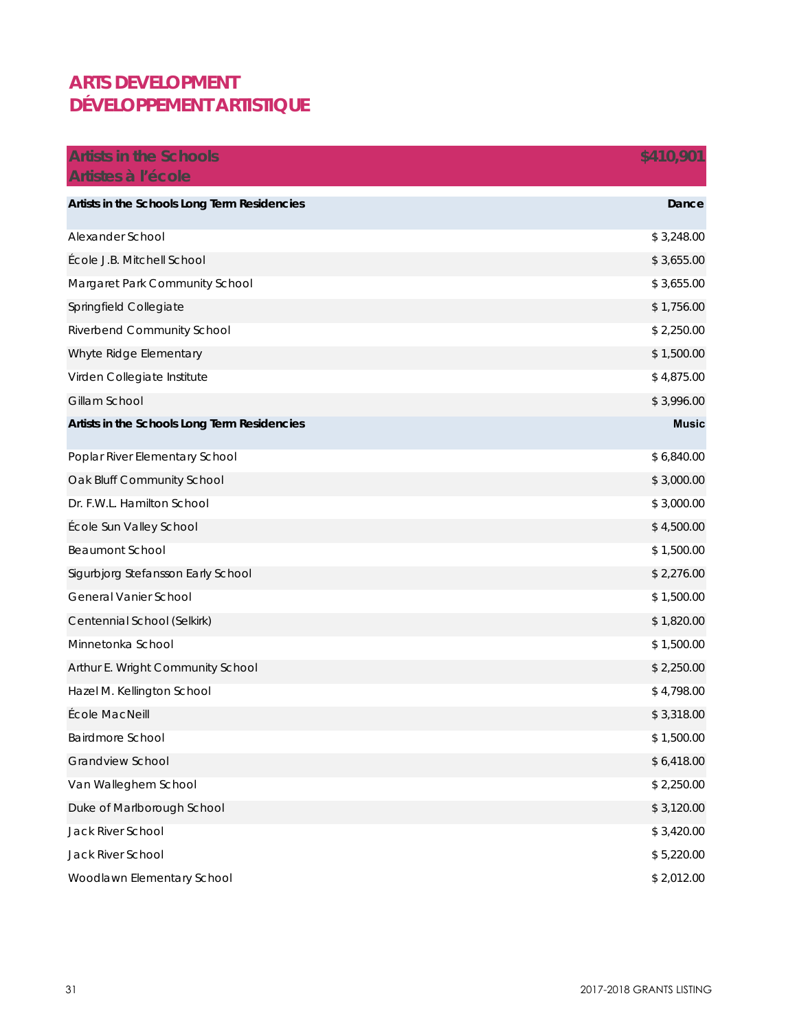# ARTS DEVELOPMENT
# DÉVELOPPEMENT ARTISTIQUE

| Artists in the Schools<br>Artistes à l'école | $410,901 |
|---|---|
| **Artists in the Schools Long Term Residencies** | **Dance** |
| Alexander School | $ 3,248.00 |
| École J.B. Mitchell School | $ 3,655.00 |
| Margaret Park Community School | $ 3,655.00 |
| Springfield Collegiate | $ 1,756.00 |
| Riverbend Community School | $ 2,250.00 |
| Whyte Ridge Elementary | $ 1,500.00 |
| Virden Collegiate Institute | $ 4,875.00 |
| Gillam School | $ 3,996.00 |
| **Artists in the Schools Long Term Residencies** | **Music** |
| Poplar River Elementary School | $ 6,840.00 |
| Oak Bluff Community School | $ 3,000.00 |
| Dr. F.W.L. Hamilton School | $ 3,000.00 |
| École Sun Valley School | $ 4,500.00 |
| Beaumont School | $ 1,500.00 |
| Sigurbjorg Stefansson Early School | $ 2,276.00 |
| General Vanier School | $ 1,500.00 |
| Centennial School (Selkirk) | $ 1,820.00 |
| Minnetonka School | $ 1,500.00 |
| Arthur E. Wright Community School | $ 2,250.00 |
| Hazel M. Kellington School | $ 4,798.00 |
| École MacNeill | $ 3,318.00 |
| Bairdmore School | $ 1,500.00 |
| Grandview School | $ 6,418.00 |
| Van Walleghem School | $ 2,250.00 |
| Duke of Marlborough School | $ 3,120.00 |
| Jack River School | $ 3,420.00 |
| Jack River School | $ 5,220.00 |
| Woodlawn Elementary School | $ 2,012.00 |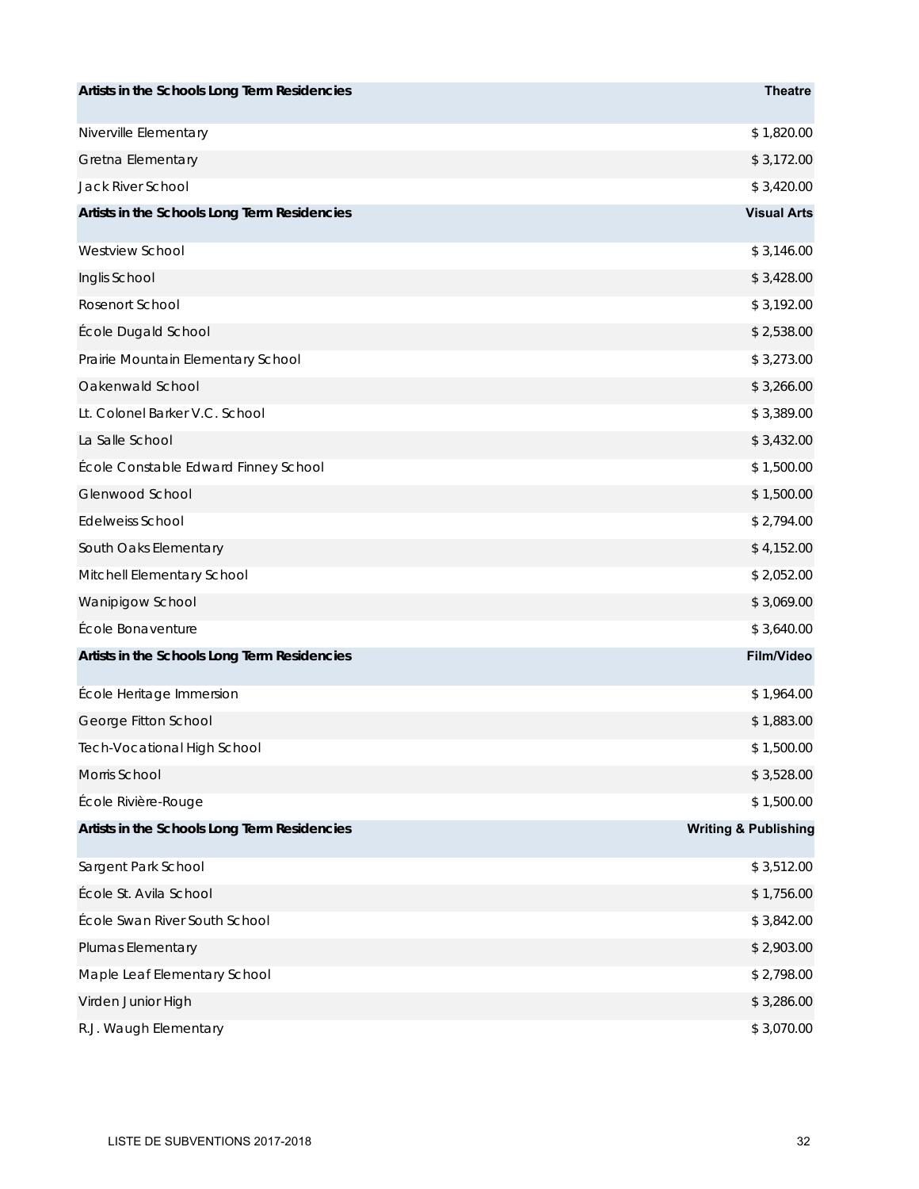| Artists in the Schools Long Term Residencies | Theatre |
|---|---|
| Niverville Elementary | $ 1,820.00 |
| Gretna Elementary | $ 3,172.00 |
| Jack River School | $ 3,420.00 |

| Artists in the Schools Long Term Residencies | Visual Arts |
|---|---|
| Westview School | $ 3,146.00 |
| Inglis School | $ 3,428.00 |
| Rosenort School | $ 3,192.00 |
| École Dugald School | $ 2,538.00 |
| Prairie Mountain Elementary School | $ 3,273.00 |
| Oakenwald School | $ 3,266.00 |
| Lt. Colonel Barker V.C. School | $ 3,389.00 |
| La Salle School | $ 3,432.00 |
| École Constable Edward Finney School | $ 1,500.00 |
| Glenwood School | $ 1,500.00 |
| Edelweiss School | $ 2,794.00 |
| South Oaks Elementary | $ 4,152.00 |
| Mitchell Elementary School | $ 2,052.00 |
| Wanipigow School | $ 3,069.00 |
| École Bonaventure | $ 3,640.00 |

| Artists in the Schools Long Term Residencies | Film/Video |
|---|---|
| École Heritage Immersion | $ 1,964.00 |
| George Fitton School | $ 1,883.00 |
| Tech-Vocational High School | $ 1,500.00 |
| Morris School | $ 3,528.00 |
| École Rivière-Rouge | $ 1,500.00 |

| Artists in the Schools Long Term Residencies | Writing & Publishing |
|---|---|
| Sargent Park School | $ 3,512.00 |
| École St. Avila School | $ 1,756.00 |
| École Swan River South School | $ 3,842.00 |
| Plumas Elementary | $ 2,903.00 |
| Maple Leaf Elementary School | $ 2,798.00 |
| Virden Junior High | $ 3,286.00 |
| R.J. Waugh Elementary | $ 3,070.00 |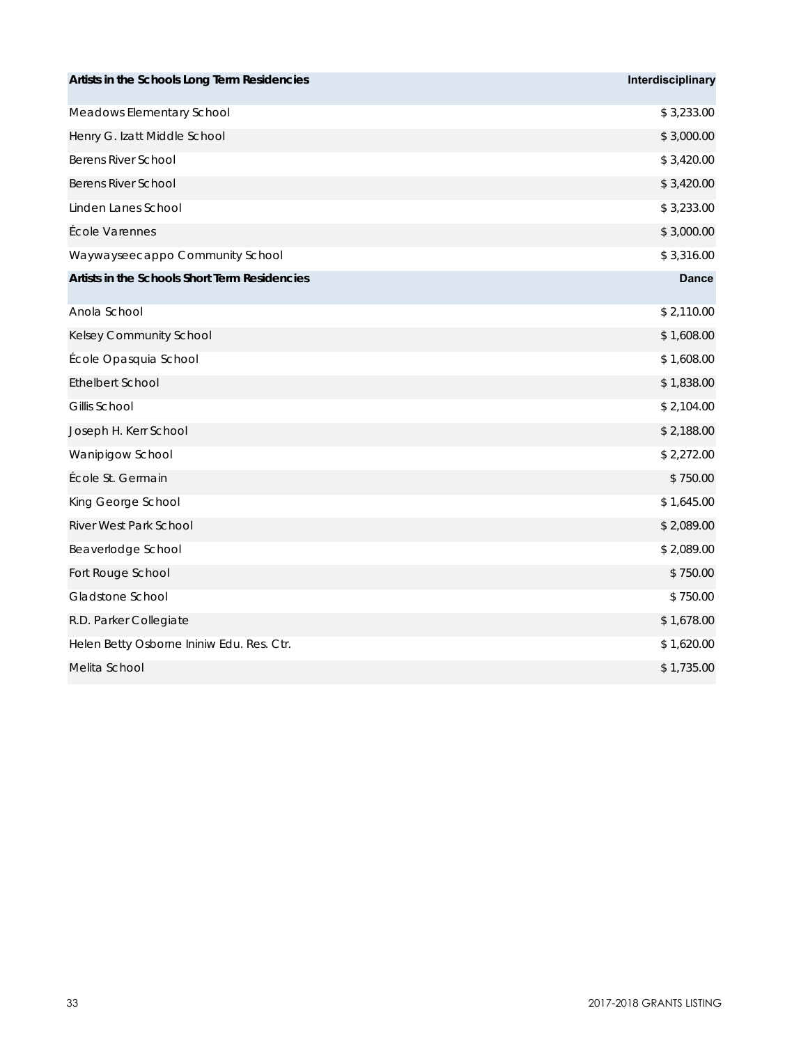| Artists in the Schools Long Term Residencies | Interdisciplinary |
|---|---|
| Meadows Elementary School | $ 3,233.00 |
| Henry G. Izatt Middle School | $ 3,000.00 |
| Berens River School | $ 3,420.00 |
| Berens River School | $ 3,420.00 |
| Linden Lanes School | $ 3,233.00 |
| École Varennes | $ 3,000.00 |
| Waywayseecappo Community School | $ 3,316.00 |

| Artists in the Schools Short Term Residencies | Dance |
|---|---|
| Anola School | $ 2,110.00 |
| Kelsey Community School | $ 1,608.00 |
| École Opasquia School | $ 1,608.00 |
| Ethelbert School | $ 1,838.00 |
| Gillis School | $ 2,104.00 |
| Joseph H. Kerr School | $ 2,188.00 |
| Wanipigow School | $ 2,272.00 |
| École St. Germain | $ 750.00 |
| King George School | $ 1,645.00 |
| River West Park School | $ 2,089.00 |
| Beaverlodge School | $ 2,089.00 |
| Fort Rouge School | $ 750.00 |
| Gladstone School | $ 750.00 |
| R.D. Parker Collegiate | $ 1,678.00 |
| Helen Betty Osborne Ininiw Edu. Res. Ctr. | $ 1,620.00 |
| Melita School | $ 1,735.00 |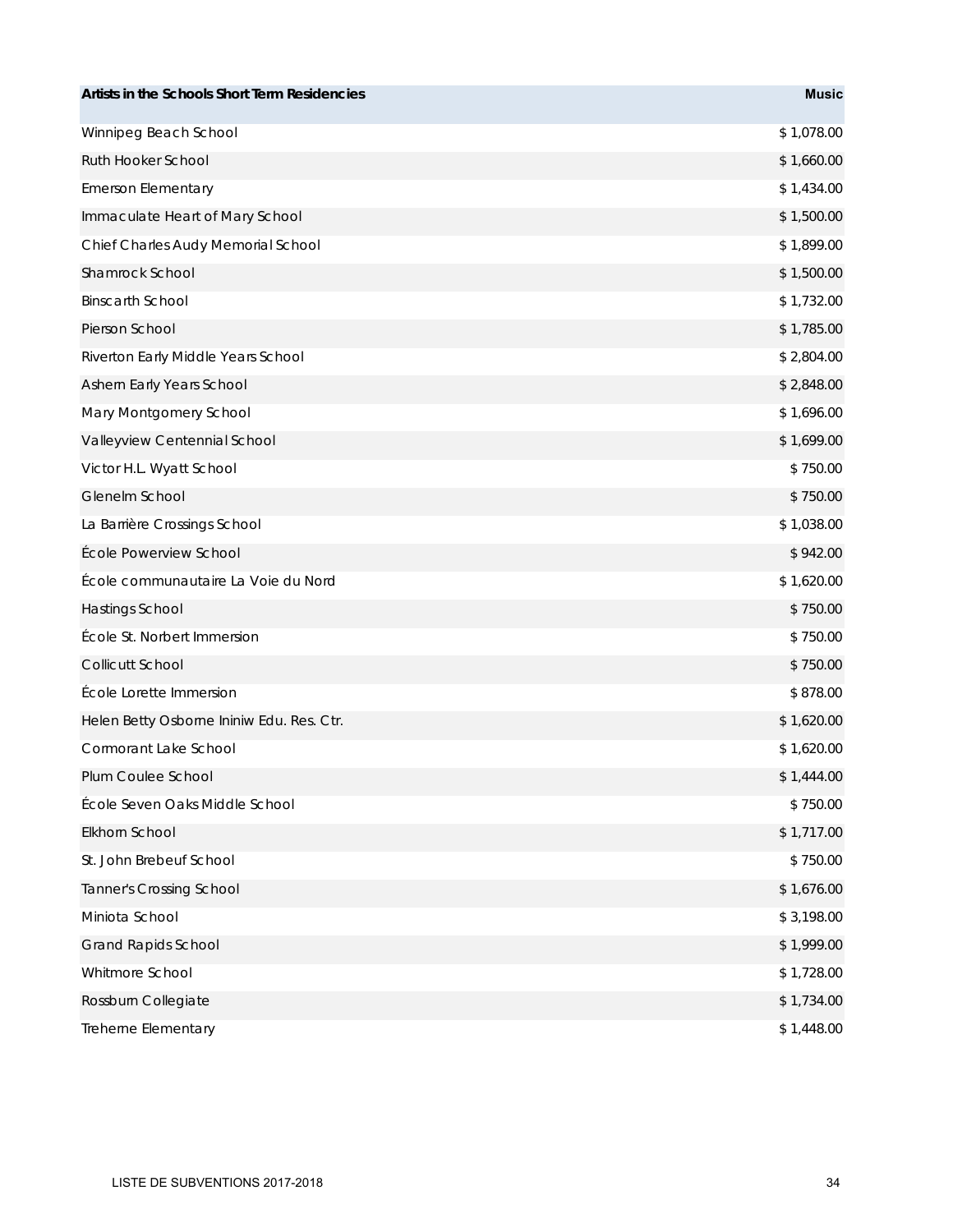| Artists in the Schools Short Term Residencies | Music |
| --- | --- |
| Winnipeg Beach School | $ 1,078.00 |
| Ruth Hooker School | $ 1,660.00 |
| Emerson Elementary | $ 1,434.00 |
| Immaculate Heart of Mary School | $ 1,500.00 |
| Chief Charles Audy Memorial School | $ 1,899.00 |
| Shamrock School | $ 1,500.00 |
| Binscarth School | $ 1,732.00 |
| Pierson School | $ 1,785.00 |
| Riverton Early Middle Years School | $ 2,804.00 |
| Ashern Early Years School | $ 2,848.00 |
| Mary Montgomery School | $ 1,696.00 |
| Valleyview Centennial School | $ 1,699.00 |
| Victor H.L. Wyatt School | $ 750.00 |
| Glenelm School | $ 750.00 |
| La Barrière Crossings School | $ 1,038.00 |
| École Powerview School | $ 942.00 |
| École communautaire La Voie du Nord | $ 1,620.00 |
| Hastings School | $ 750.00 |
| École St. Norbert Immersion | $ 750.00 |
| Collicutt School | $ 750.00 |
| École Lorette Immersion | $ 878.00 |
| Helen Betty Osborne Ininiw Edu. Res. Ctr. | $ 1,620.00 |
| Cormorant Lake School | $ 1,620.00 |
| Plum Coulee School | $ 1,444.00 |
| École Seven Oaks Middle School | $ 750.00 |
| Elkhorn School | $ 1,717.00 |
| St. John Brebeuf School | $ 750.00 |
| Tanner's Crossing School | $ 1,676.00 |
| Miniota School | $ 3,198.00 |
| Grand Rapids School | $ 1,999.00 |
| Whitmore School | $ 1,728.00 |
| Rossburn Collegiate | $ 1,734.00 |
| Treherne Elementary | $ 1,448.00 |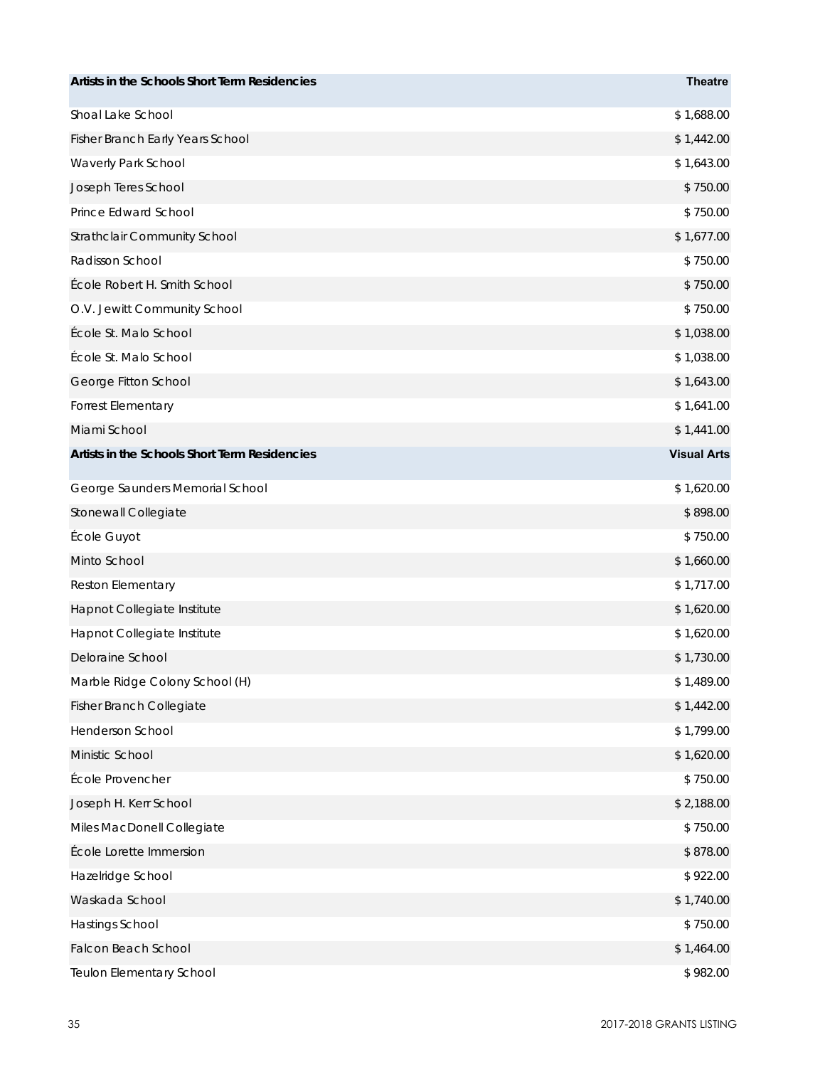| Artists in the Schools Short Term Residencies | Theatre |
| --- | --- |
| Shoal Lake School | $ 1,688.00 |
| Fisher Branch Early Years School | $ 1,442.00 |
| Waverly Park School | $ 1,643.00 |
| Joseph Teres School | $ 750.00 |
| Prince Edward School | $ 750.00 |
| Strathclair Community School | $ 1,677.00 |
| Radisson School | $ 750.00 |
| École Robert H. Smith School | $ 750.00 |
| O.V. Jewitt Community School | $ 750.00 |
| École St. Malo School | $ 1,038.00 |
| École St. Malo School | $ 1,038.00 |
| George Fitton School | $ 1,643.00 |
| Forrest Elementary | $ 1,641.00 |
| Miami School | $ 1,441.00 |

| Artists in the Schools Short Term Residencies | Visual Arts |
| --- | --- |
| George Saunders Memorial School | $ 1,620.00 |
| Stonewall Collegiate | $ 898.00 |
| École Guyot | $ 750.00 |
| Minto School | $ 1,660.00 |
| Reston Elementary | $ 1,717.00 |
| Hapnot Collegiate Institute | $ 1,620.00 |
| Hapnot Collegiate Institute | $ 1,620.00 |
| Deloraine School | $ 1,730.00 |
| Marble Ridge Colony School (H) | $ 1,489.00 |
| Fisher Branch Collegiate | $ 1,442.00 |
| Henderson School | $ 1,799.00 |
| Ministic School | $ 1,620.00 |
| École Provencher | $ 750.00 |
| Joseph H. Kerr School | $ 2,188.00 |
| Miles MacDonell Collegiate | $ 750.00 |
| École Lorette Immersion | $ 878.00 |
| Hazelridge School | $ 922.00 |
| Waskada School | $ 1,740.00 |
| Hastings School | $ 750.00 |
| Falcon Beach School | $ 1,464.00 |
| Teulon Elementary School | $ 982.00 |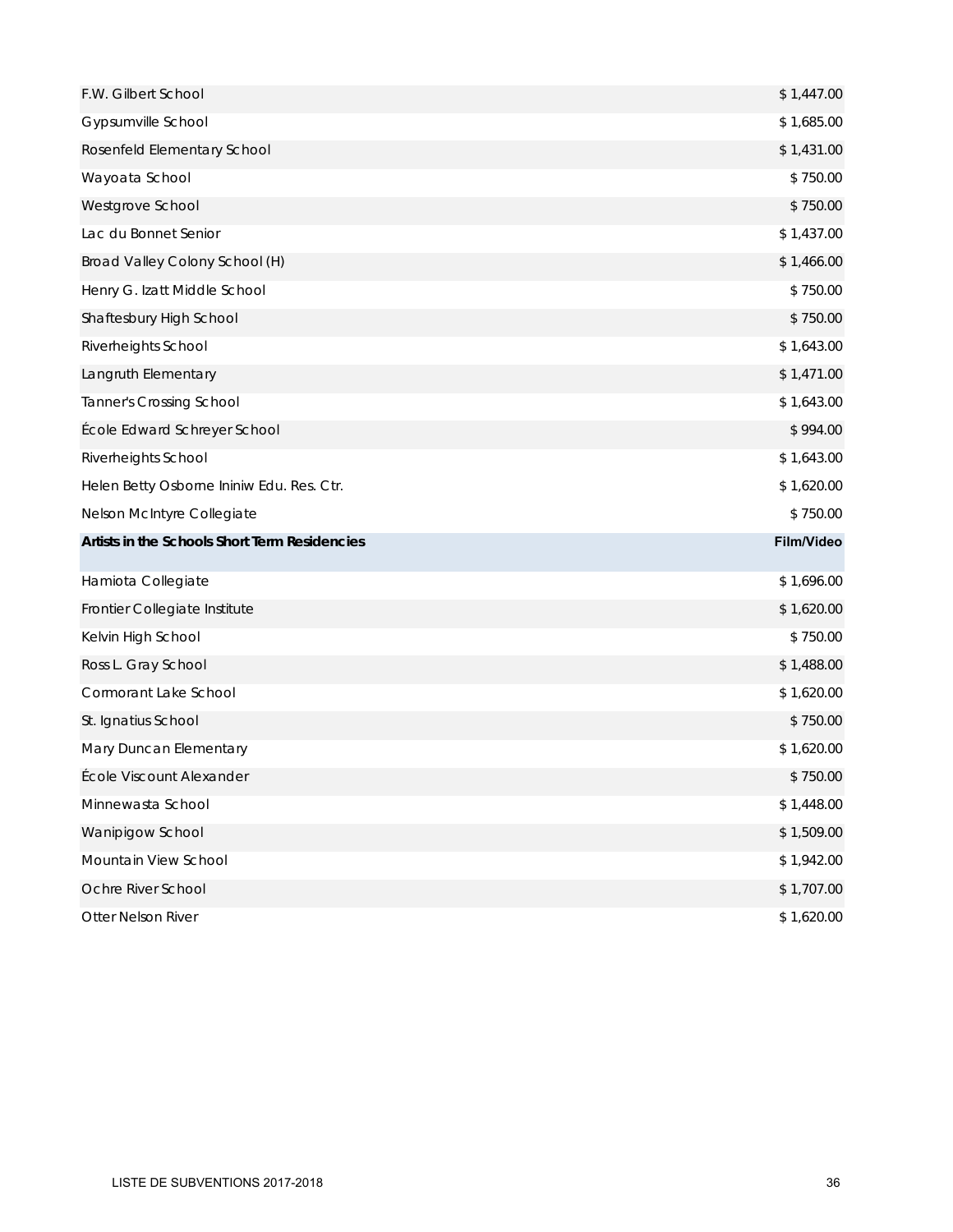| | |
|---|---|
| F.W. Gilbert School | $ 1,447.00 |
| Gypsumville School | $ 1,685.00 |
| Rosenfeld Elementary School | $ 1,431.00 |
| Wayoata School | $ 750.00 |
| Westgrove School | $ 750.00 |
| Lac du Bonnet Senior | $ 1,437.00 |
| Broad Valley Colony School (H) | $ 1,466.00 |
| Henry G. Izatt Middle School | $ 750.00 |
| Shaftesbury High School | $ 750.00 |
| Riverheights School | $ 1,643.00 |
| Langruth Elementary | $ 1,471.00 |
| Tanner's Crossing School | $ 1,643.00 |
| École Edward Schreyer School | $ 994.00 |
| Riverheights School | $ 1,643.00 |
| Helen Betty Osborne Ininiw Edu. Res. Ctr. | $ 1,620.00 |
| Nelson McIntyre Collegiate | $ 750.00 |

| **Artists in the Schools Short Term Residencies** | **Film/Video** |
|---|---|
| Hamiota Collegiate | $ 1,696.00 |
| Frontier Collegiate Institute | $ 1,620.00 |
| Kelvin High School | $ 750.00 |
| Ross L. Gray School | $ 1,488.00 |
| Cormorant Lake School | $ 1,620.00 |
| St. Ignatius School | $ 750.00 |
| Mary Duncan Elementary | $ 1,620.00 |
| École Viscount Alexander | $ 750.00 |
| Minnewasta School | $ 1,448.00 |
| Wanipigow School | $ 1,509.00 |
| Mountain View School | $ 1,942.00 |
| Ochre River School | $ 1,707.00 |
| Otter Nelson River | $ 1,620.00 |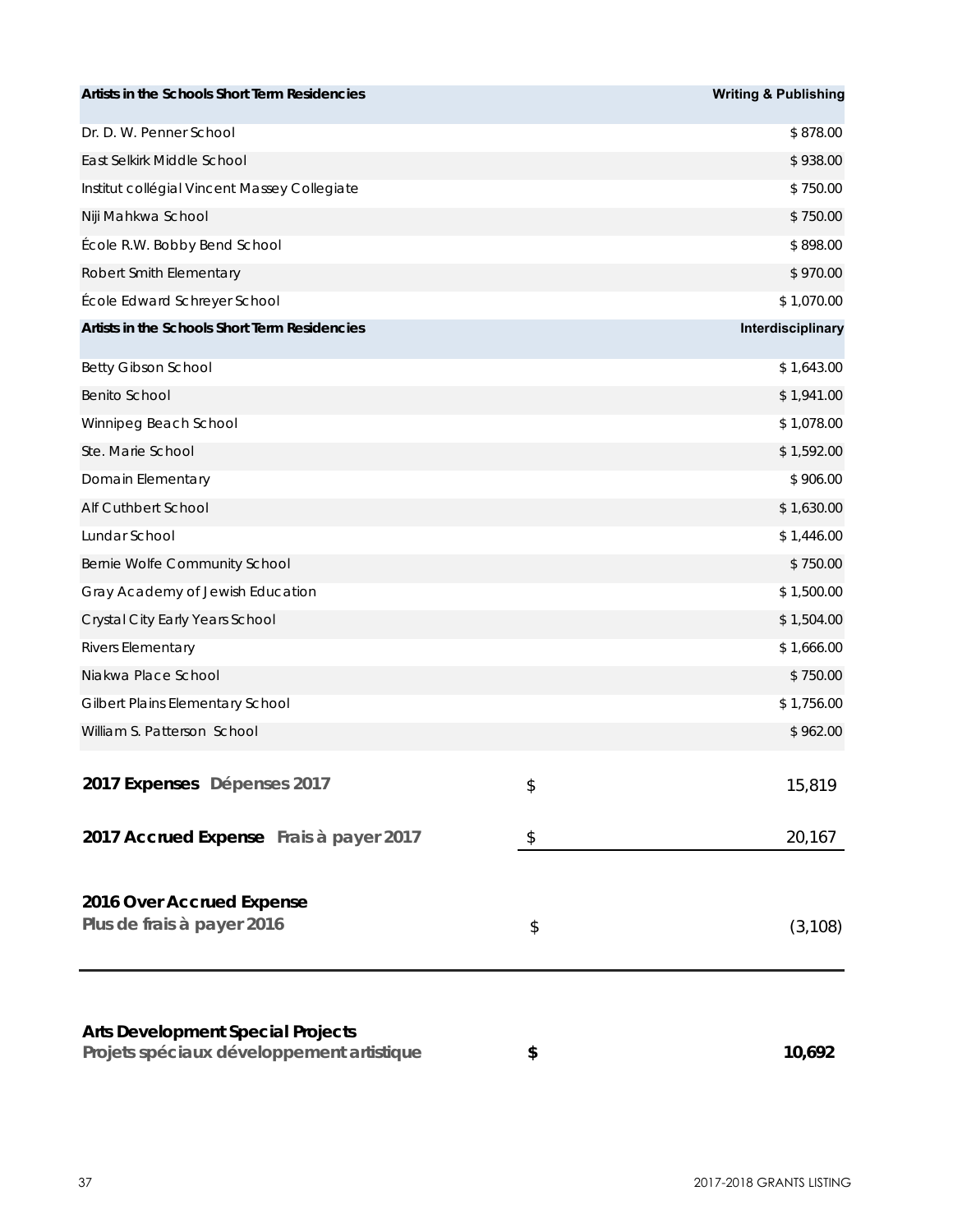| Artists in the Schools Short Term Residencies | Writing & Publishing |
|---|---|
| Dr. D. W. Penner School | $ 878.00 |
| East Selkirk Middle School | $ 938.00 |
| Institut collégial Vincent Massey Collegiate | $ 750.00 |
| Niji Mahkwa School | $ 750.00 |
| École R.W. Bobby Bend School | $ 898.00 |
| Robert Smith Elementary | $ 970.00 |
| École Edward Schreyer School | $ 1,070.00 |

| Artists in the Schools Short Term Residencies | Interdisciplinary |
|---|---|
| Betty Gibson School | $ 1,643.00 |
| Benito School | $ 1,941.00 |
| Winnipeg Beach School | $ 1,078.00 |
| Ste. Marie School | $ 1,592.00 |
| Domain Elementary | $ 906.00 |
| Alf Cuthbert School | $ 1,630.00 |
| Lundar School | $ 1,446.00 |
| Bernie Wolfe Community School | $ 750.00 |
| Gray Academy of Jewish Education | $ 1,500.00 |
| Crystal City Early Years School | $ 1,504.00 |
| Rivers Elementary | $ 1,666.00 |
| Niakwa Place School | $ 750.00 |
| Gilbert Plains Elementary School | $ 1,756.00 |
| William S. Patterson School | $ 962.00 |

| | | |
|---|---|---|
| **2017 Expenses** Dépenses 2017 | $ | 15,819 |
| **2017 Accrued Expense** Frais à payer 2017 | $ | 20,167 |
| **2016 Over Accrued Expense** Plus de frais à payer 2016 | $ | (3,108) |

| | | |
|---|---|---|
| **Arts Development Special Projects** Projets spéciaux développement artistique | **$** | **10,692** |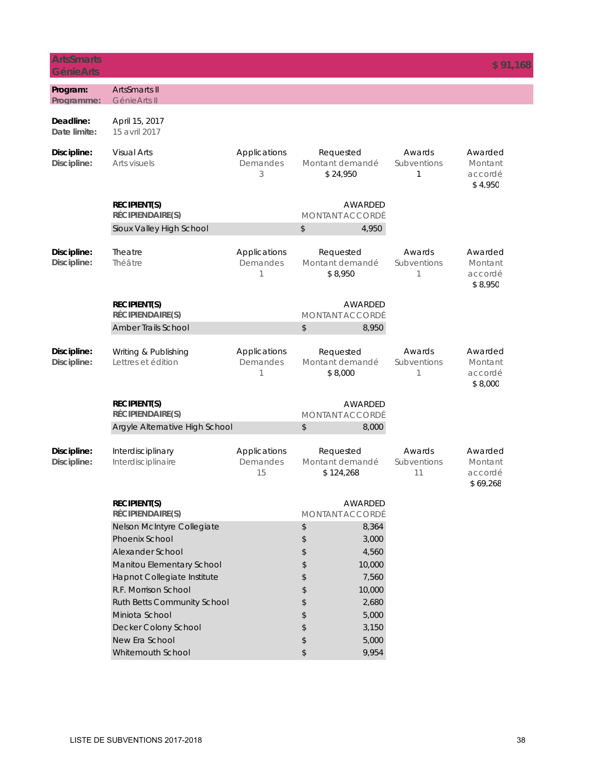## ArtsSmarts / GénieArts — $ 91,168

**Program: / Programme:** ArtsSmarts II / GénieArts II

**Deadline: / Date limite:** April 15, 2017 / 15 avril 2017

**Discipline: / Discipline:** Visual Arts / Arts visuels

| Applications / Demandes | Requested / Montant demandé | Awards / Subventions | Awarded / Montant accordé |
|---|---|---|---|
| 3 | $ 24,950 | 1 | $ 4,950 |

| RECIPIENT(S) / RÉCIPIENDAIRE(S) | AWARDED / MONTANT ACCORDÉ |
|---|---|
| Sioux Valley High School | $ 4,950 |

**Discipline: / Discipline:** Theatre / Théâtre

| Applications / Demandes | Requested / Montant demandé | Awards / Subventions | Awarded / Montant accordé |
|---|---|---|---|
| 1 | $ 8,950 | 1 | $ 8,950 |

| RECIPIENT(S) / RÉCIPIENDAIRE(S) | AWARDED / MONTANT ACCORDÉ |
|---|---|
| Amber Trails School | $ 8,950 |

**Discipline: / Discipline:** Writing & Publishing / Lettres et édition

| Applications / Demandes | Requested / Montant demandé | Awards / Subventions | Awarded / Montant accordé |
|---|---|---|---|
| 1 | $ 8,000 | 1 | $ 8,000 |

| RECIPIENT(S) / RÉCIPIENDAIRE(S) | AWARDED / MONTANT ACCORDÉ |
|---|---|
| Argyle Alternative High School | $ 8,000 |

**Discipline: / Discipline:** Interdisciplinary / Interdisciplinaire

| Applications / Demandes | Requested / Montant demandé | Awards / Subventions | Awarded / Montant accordé |
|---|---|---|---|
| 15 | $ 124,268 | 11 | $ 69,268 |

| RECIPIENT(S) / RÉCIPIENDAIRE(S) | AWARDED / MONTANT ACCORDÉ |
|---|---|
| Nelson McIntyre Collegiate | $ 8,364 |
| Phoenix School | $ 3,000 |
| Alexander School | $ 4,560 |
| Manitou Elementary School | $ 10,000 |
| Hapnot Collegiate Institute | $ 7,560 |
| R.F. Morrison School | $ 10,000 |
| Ruth Betts Community School | $ 2,680 |
| Miniota School | $ 5,000 |
| Decker Colony School | $ 3,150 |
| New Era School | $ 5,000 |
| Whitemouth School | $ 9,954 |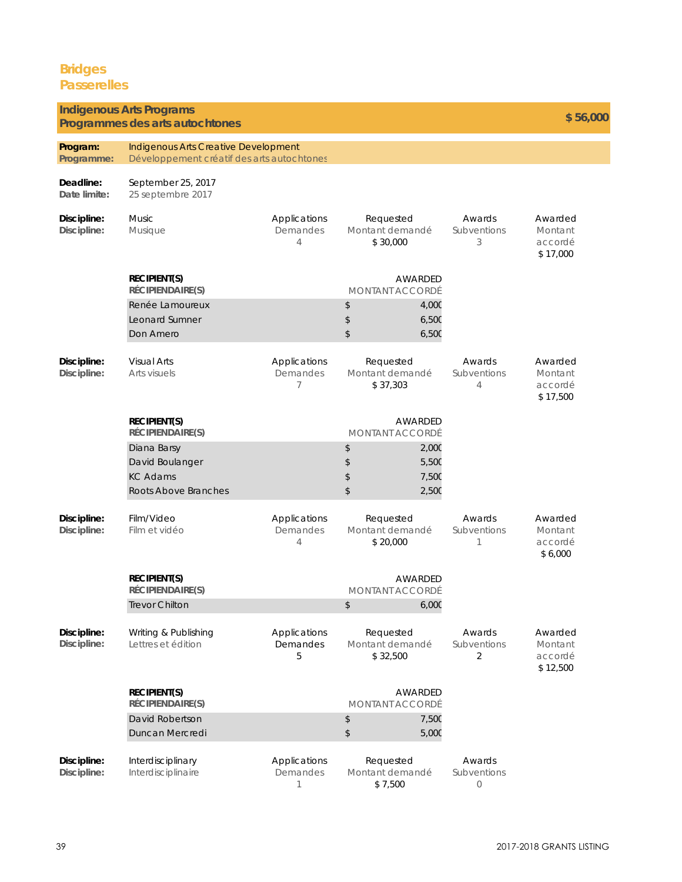# Bridges
# Passerelles

## Indigenous Arts Programs / Programmes des arts autochtones — $ 56,000

**Program: / Programme:** Indigenous Arts Creative Development / Développement créatif des arts autochtones

**Deadline: / Date limite:** September 25, 2017 / 25 septembre 2017

### Discipline: Music / Musique

| Applications / Demandes | Requested / Montant demandé | Awards / Subventions | Awarded / Montant accordé |
|---|---|---|---|
| 4 | $ 30,000 | 3 | $ 17,000 |

| RECIPIENT(S) / RÉCIPIENDAIRE(S) | AWARDED / MONTANT ACCORDÉ |
|---|---|
| Renée Lamoureux | $ 4,000 |
| Leonard Sumner | $ 6,500 |
| Don Amero | $ 6,500 |

### Discipline: Visual Arts / Arts visuels

| Applications / Demandes | Requested / Montant demandé | Awards / Subventions | Awarded / Montant accordé |
|---|---|---|---|
| 7 | $ 37,303 | 4 | $ 17,500 |

| RECIPIENT(S) / RÉCIPIENDAIRE(S) | AWARDED / MONTANT ACCORDÉ |
|---|---|
| Diana Barsy | $ 2,000 |
| David Boulanger | $ 5,500 |
| KC Adams | $ 7,500 |
| Roots Above Branches | $ 2,500 |

### Discipline: Film/Video / Film et vidéo

| Applications / Demandes | Requested / Montant demandé | Awards / Subventions | Awarded / Montant accordé |
|---|---|---|---|
| 4 | $ 20,000 | 1 | $ 6,000 |

| RECIPIENT(S) / RÉCIPIENDAIRE(S) | AWARDED / MONTANT ACCORDÉ |
|---|---|
| Trevor Chilton | $ 6,000 |

### Discipline: Writing & Publishing / Lettres et édition

| Applications / Demandes | Requested / Montant demandé | Awards / Subventions | Awarded / Montant accordé |
|---|---|---|---|
| 5 | $ 32,500 | 2 | $ 12,500 |

| RECIPIENT(S) / RÉCIPIENDAIRE(S) | AWARDED / MONTANT ACCORDÉ |
|---|---|
| David Robertson | $ 7,500 |
| Duncan Mercredi | $ 5,000 |

### Discipline: Interdisciplinary / Interdisciplinaire

| Applications / Demandes | Requested / Montant demandé | Awards / Subventions |
|---|---|---|
| 1 | $ 7,500 | 0 |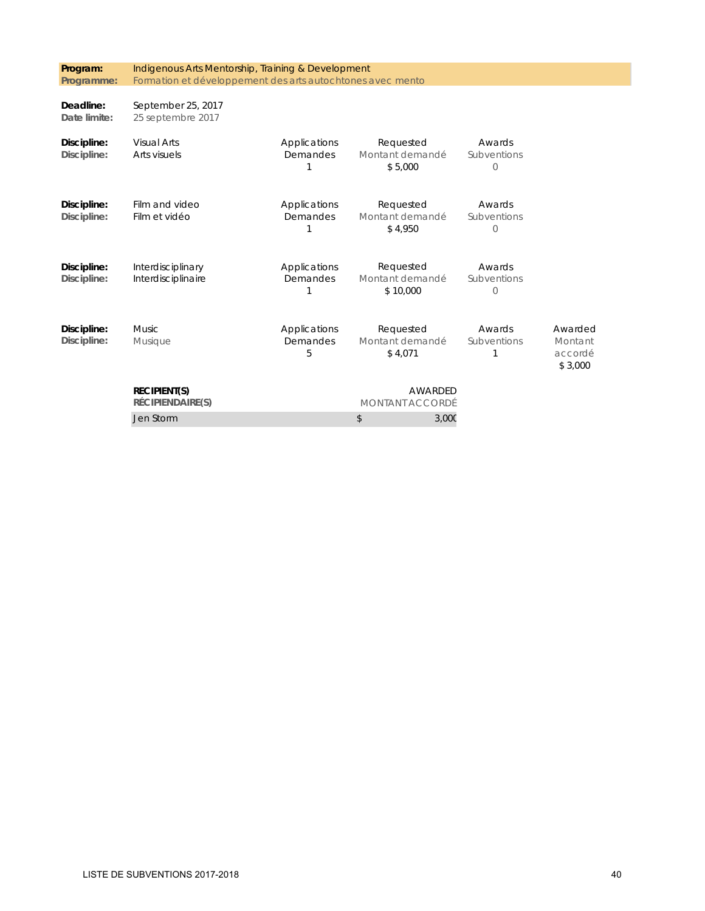**Program:** Indigenous Arts Mentorship, Training & Development
**Programme:** Formation et développement des arts autochtones avec mento

**Deadline:** September 25, 2017
**Date limite:** 25 septembre 2017

| Discipline | Applications / Demandes | Requested / Montant demandé | Awards / Subventions | Awarded / Montant accordé |
|---|---|---|---|---|
| Visual Arts / Arts visuels | 1 | $ 5,000 | 0 | |
| Film and video / Film et vidéo | 1 | $ 4,950 | 0 | |
| Interdisciplinary / Interdisciplinaire | 1 | $ 10,000 | 0 | |
| Music / Musique | 5 | $ 4,071 | 1 | $ 3,000 |

| RECIPIENT(S) / RÉCIPIENDAIRE(S) | AWARDED / MONTANT ACCORDÉ |
|---|---|
| Jen Storm | $ 3,000 |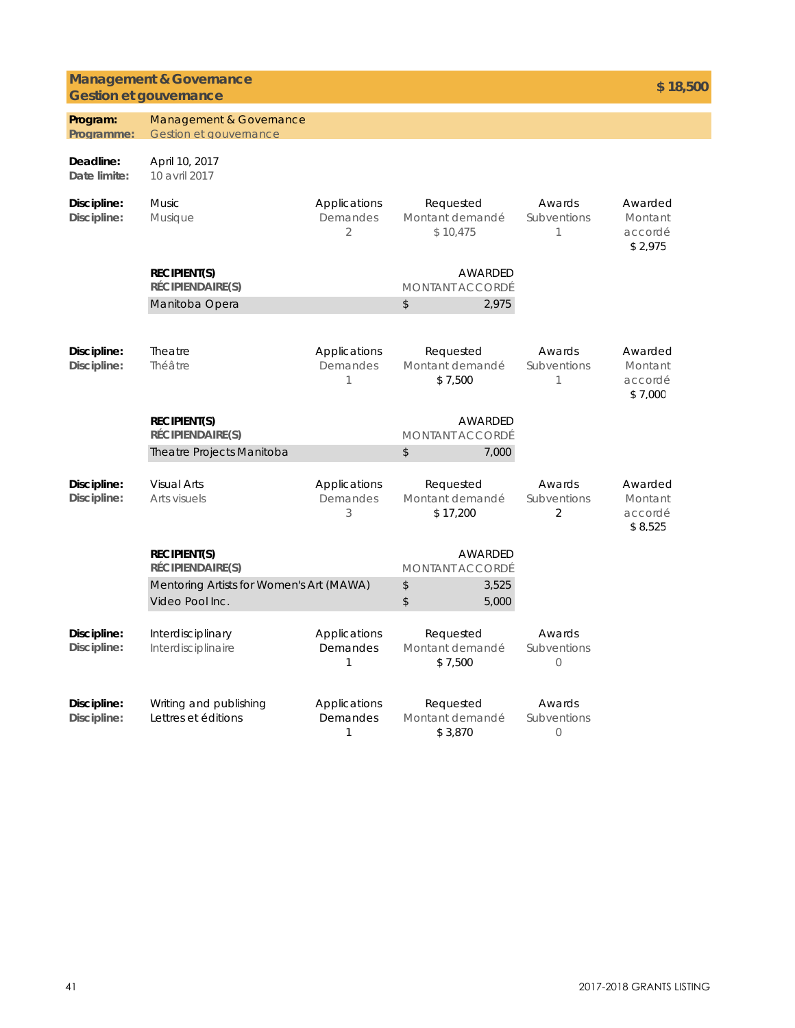## Management & Governance / Gestion et gouvernance — $ 18,500

**Program: / Programme:** Management & Governance / Gestion et gouvernance

**Deadline: / Date limite:** April 10, 2017 / 10 avril 2017

| Discipline | Applications / Demandes | Requested / Montant demandé | Awards / Subventions | Awarded / Montant accordé |
|---|---|---|---|---|
| Music / Musique | 2 | $ 10,475 | 1 | $ 2,975 |

| RECIPIENT(S) / RÉCIPIENDAIRE(S) | AWARDED / MONTANT ACCORDÉ |
|---|---|
| Manitoba Opera | $ 2,975 |

| Discipline | Applications / Demandes | Requested / Montant demandé | Awards / Subventions | Awarded / Montant accordé |
|---|---|---|---|---|
| Theatre / Théâtre | 1 | $ 7,500 | 1 | $ 7,000 |

| RECIPIENT(S) / RÉCIPIENDAIRE(S) | AWARDED / MONTANT ACCORDÉ |
|---|---|
| Theatre Projects Manitoba | $ 7,000 |

| Discipline | Applications / Demandes | Requested / Montant demandé | Awards / Subventions | Awarded / Montant accordé |
|---|---|---|---|---|
| Visual Arts / Arts visuels | 3 | $ 17,200 | 2 | $ 8,525 |

| RECIPIENT(S) / RÉCIPIENDAIRE(S) | AWARDED / MONTANT ACCORDÉ |
|---|---|
| Mentoring Artists for Women's Art (MAWA) | $ 3,525 |
| Video Pool Inc. | $ 5,000 |

| Discipline | Applications / Demandes | Requested / Montant demandé | Awards / Subventions |
|---|---|---|---|
| Interdisciplinary / Interdisciplinaire | 1 | $ 7,500 | 0 |
| Writing and publishing / Lettres et éditions | 1 | $ 3,870 | 0 |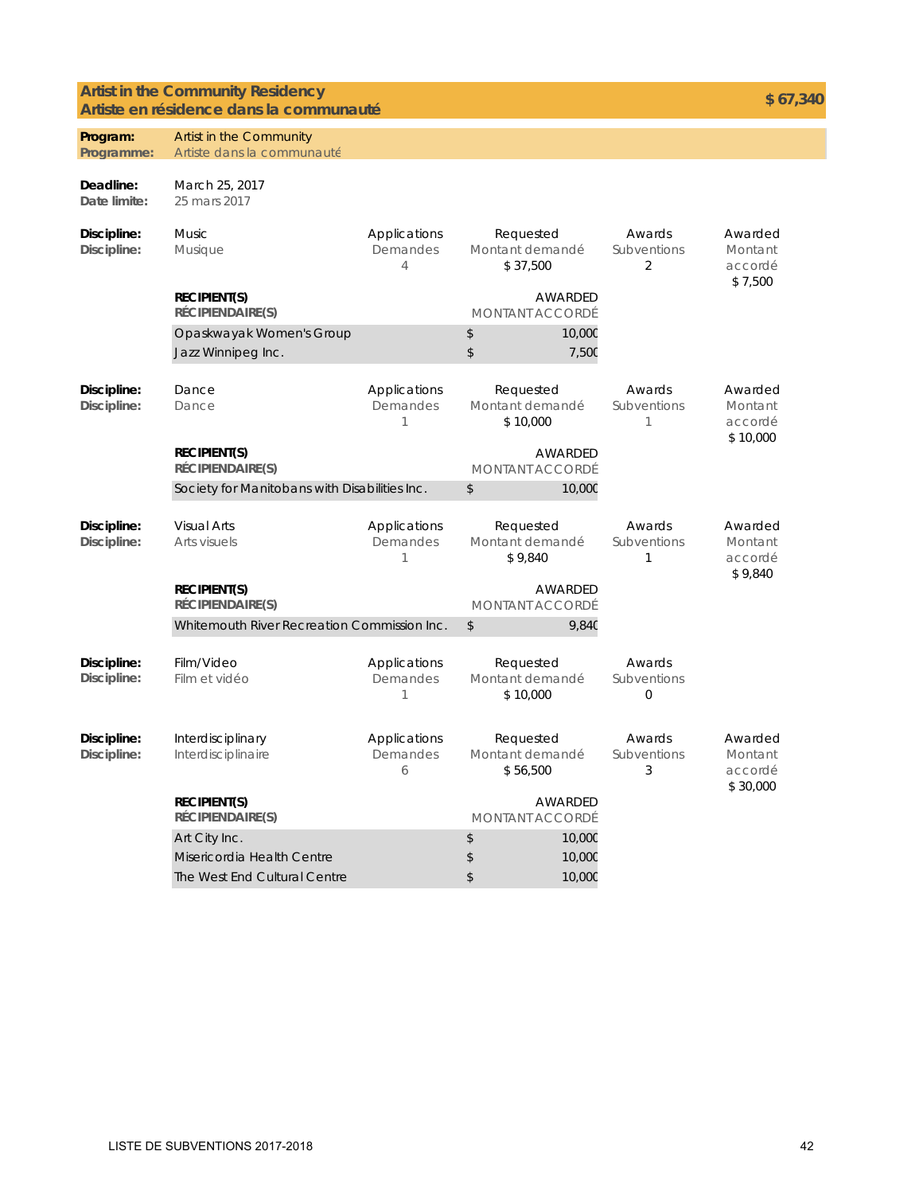## Artist in the Community Residency / Artiste en résidence dans la communauté — $ 67,340

**Program: / Programme:** Artist in the Community / Artiste dans la communauté

**Deadline: / Date limite:** March 25, 2017 / 25 mars 2017

**Discipline: / Discipline:** Music / Musique

| Applications / Demandes | Requested / Montant demandé | Awards / Subventions | Awarded / Montant accordé |
|---|---|---|---|
| 4 | $ 37,500 | 2 | $ 7,500 |

| RECIPIENT(S) / RÉCIPIENDAIRE(S) | AWARDED / MONTANT ACCORDÉ |
|---|---|
| Opaskwayak Women's Group | $ 10,000 |
| Jazz Winnipeg Inc. | $ 7,500 |

**Discipline: / Discipline:** Dance / Dance

| Applications / Demandes | Requested / Montant demandé | Awards / Subventions | Awarded / Montant accordé |
|---|---|---|---|
| 1 | $ 10,000 | 1 | $ 10,000 |

| RECIPIENT(S) / RÉCIPIENDAIRE(S) | AWARDED / MONTANT ACCORDÉ |
|---|---|
| Society for Manitobans with Disabilities Inc. | $ 10,000 |

**Discipline: / Discipline:** Visual Arts / Arts visuels

| Applications / Demandes | Requested / Montant demandé | Awards / Subventions | Awarded / Montant accordé |
|---|---|---|---|
| 1 | $ 9,840 | 1 | $ 9,840 |

| RECIPIENT(S) / RÉCIPIENDAIRE(S) | AWARDED / MONTANT ACCORDÉ |
|---|---|
| Whitemouth River Recreation Commission Inc. | $ 9,840 |

**Discipline: / Discipline:** Film/Video / Film et vidéo

| Applications / Demandes | Requested / Montant demandé | Awards / Subventions |
|---|---|---|
| 1 | $ 10,000 | 0 |

**Discipline: / Discipline:** Interdisciplinary / Interdisciplinaire

| Applications / Demandes | Requested / Montant demandé | Awards / Subventions | Awarded / Montant accordé |
|---|---|---|---|
| 6 | $ 56,500 | 3 | $ 30,000 |

| RECIPIENT(S) / RÉCIPIENDAIRE(S) | AWARDED / MONTANT ACCORDÉ |
|---|---|
| Art City Inc. | $ 10,000 |
| Misericordia Health Centre | $ 10,000 |
| The West End Cultural Centre | $ 10,000 |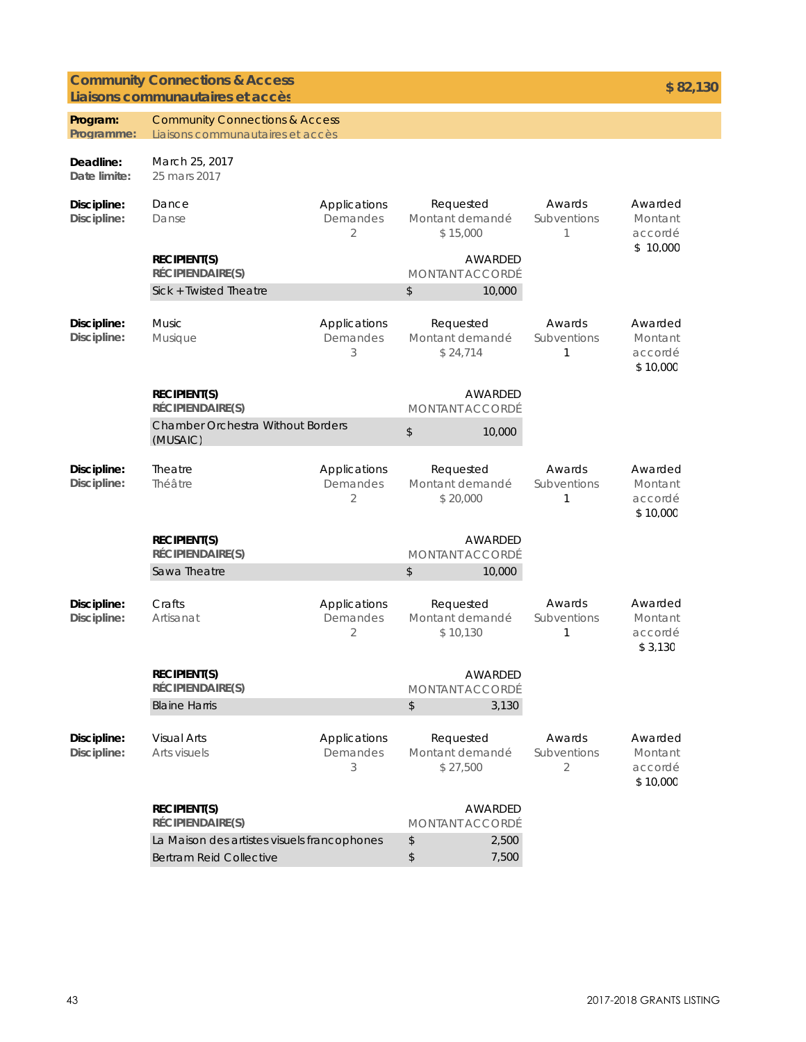## Community Connections & Access / Liaisons communautaires et accès — $ 82,130

**Program: / Programme:** Community Connections & Access / Liaisons communautaires et accès

**Deadline: / Date limite:** March 25, 2017 / 25 mars 2017

### Discipline: Dance / Danse

| Applications / Demandes | Requested / Montant demandé | Awards / Subventions | Awarded / Montant accordé |
|---|---|---|---|
| 2 | $ 15,000 | 1 | $ 10,000 |

| RECIPIENT(S) / RÉCIPIENDAIRE(S) | AWARDED / MONTANT ACCORDÉ |
|---|---|
| Sick + Twisted Theatre | $ 10,000 |

### Discipline: Music / Musique

| Applications / Demandes | Requested / Montant demandé | Awards / Subventions | Awarded / Montant accordé |
|---|---|---|---|
| 3 | $ 24,714 | 1 | $ 10,000 |

| RECIPIENT(S) / RÉCIPIENDAIRE(S) | AWARDED / MONTANT ACCORDÉ |
|---|---|
| Chamber Orchestra Without Borders (MUSAIC) | $ 10,000 |

### Discipline: Theatre / Théâtre

| Applications / Demandes | Requested / Montant demandé | Awards / Subventions | Awarded / Montant accordé |
|---|---|---|---|
| 2 | $ 20,000 | 1 | $ 10,000 |

| RECIPIENT(S) / RÉCIPIENDAIRE(S) | AWARDED / MONTANT ACCORDÉ |
|---|---|
| Sawa Theatre | $ 10,000 |

### Discipline: Crafts / Artisanat

| Applications / Demandes | Requested / Montant demandé | Awards / Subventions | Awarded / Montant accordé |
|---|---|---|---|
| 2 | $ 10,130 | 1 | $ 3,130 |

| RECIPIENT(S) / RÉCIPIENDAIRE(S) | AWARDED / MONTANT ACCORDÉ |
|---|---|
| Blaine Harris | $ 3,130 |

### Discipline: Visual Arts / Arts visuels

| Applications / Demandes | Requested / Montant demandé | Awards / Subventions | Awarded / Montant accordé |
|---|---|---|---|
| 3 | $ 27,500 | 2 | $ 10,000 |

| RECIPIENT(S) / RÉCIPIENDAIRE(S) | AWARDED / MONTANT ACCORDÉ |
|---|---|
| La Maison des artistes visuels francophones | $ 2,500 |
| Bertram Reid Collective | $ 7,500 |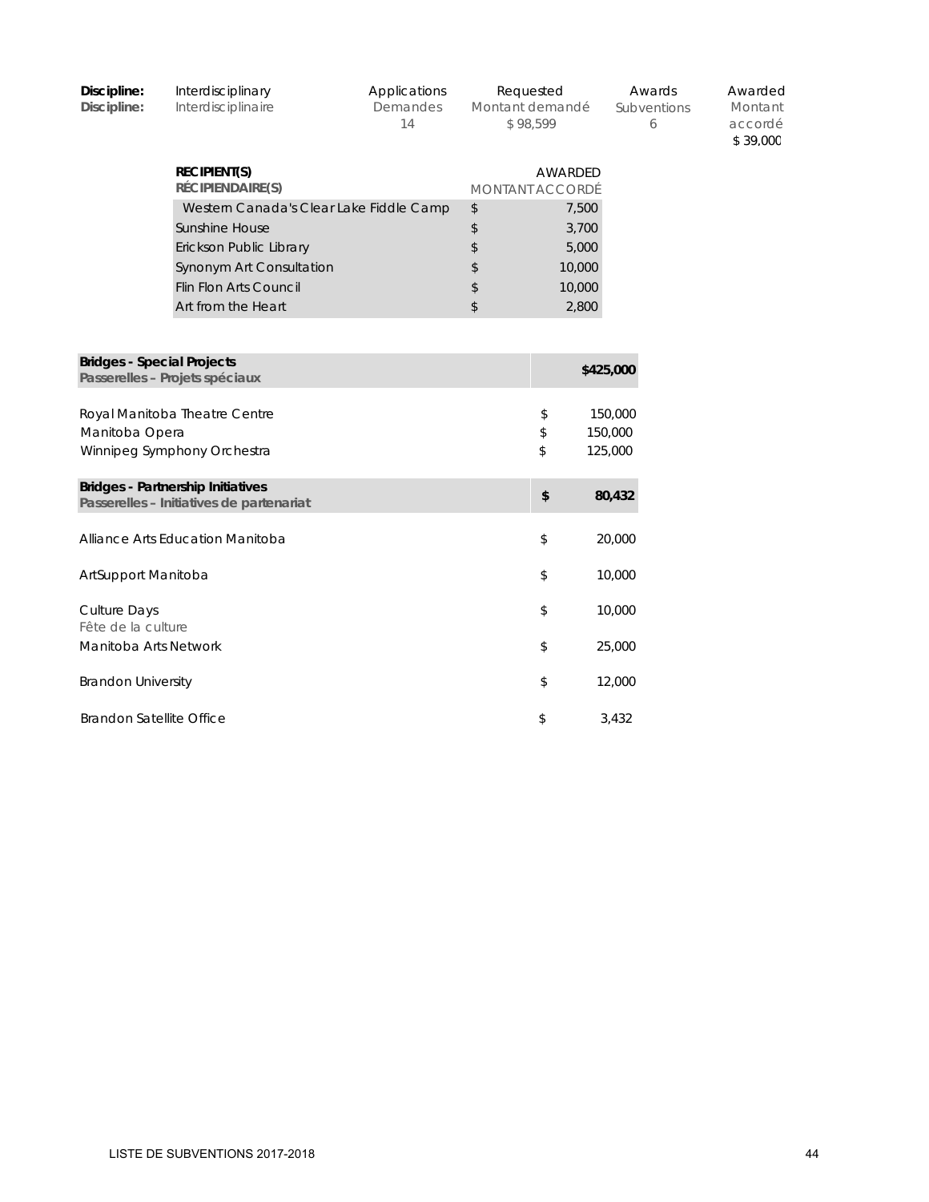| Discipline: | Interdisciplinary | Applications | Requested | Awards | Awarded |
|---|---|---|---|---|---|
| Discipline: | Interdisciplinaire | Demandes | Montant demandé | Subventions | Montant accordé |
| | | 14 | $ 98,599 | 6 | $ 39,000 |

| RECIPIENT(S) RÉCIPIENDAIRE(S) | AWARDED MONTANT ACCORDÉ |
|---|---|
| Western Canada's Clear Lake Fiddle Camp | $ 7,500 |
| Sunshine House | $ 3,700 |
| Erickson Public Library | $ 5,000 |
| Synonym Art Consultation | $ 10,000 |
| Flin Flon Arts Council | $ 10,000 |
| Art from the Heart | $ 2,800 |

| **Bridges - Special Projects** **Passerelles – Projets spéciaux** | **$425,000** |
|---|---|
| Royal Manitoba Theatre Centre | $ 150,000 |
| Manitoba Opera | $ 150,000 |
| Winnipeg Symphony Orchestra | $ 125,000 |

| **Bridges - Partnership Initiatives** **Passerelles – Initiatives de partenariat** | **$ 80,432** |
|---|---|
| Alliance Arts Education Manitoba | $ 20,000 |
| ArtSupport Manitoba | $ 10,000 |
| Culture Days Fête de la culture | $ 10,000 |
| Manitoba Arts Network | $ 25,000 |
| Brandon University | $ 12,000 |
| Brandon Satellite Office | $ 3,432 |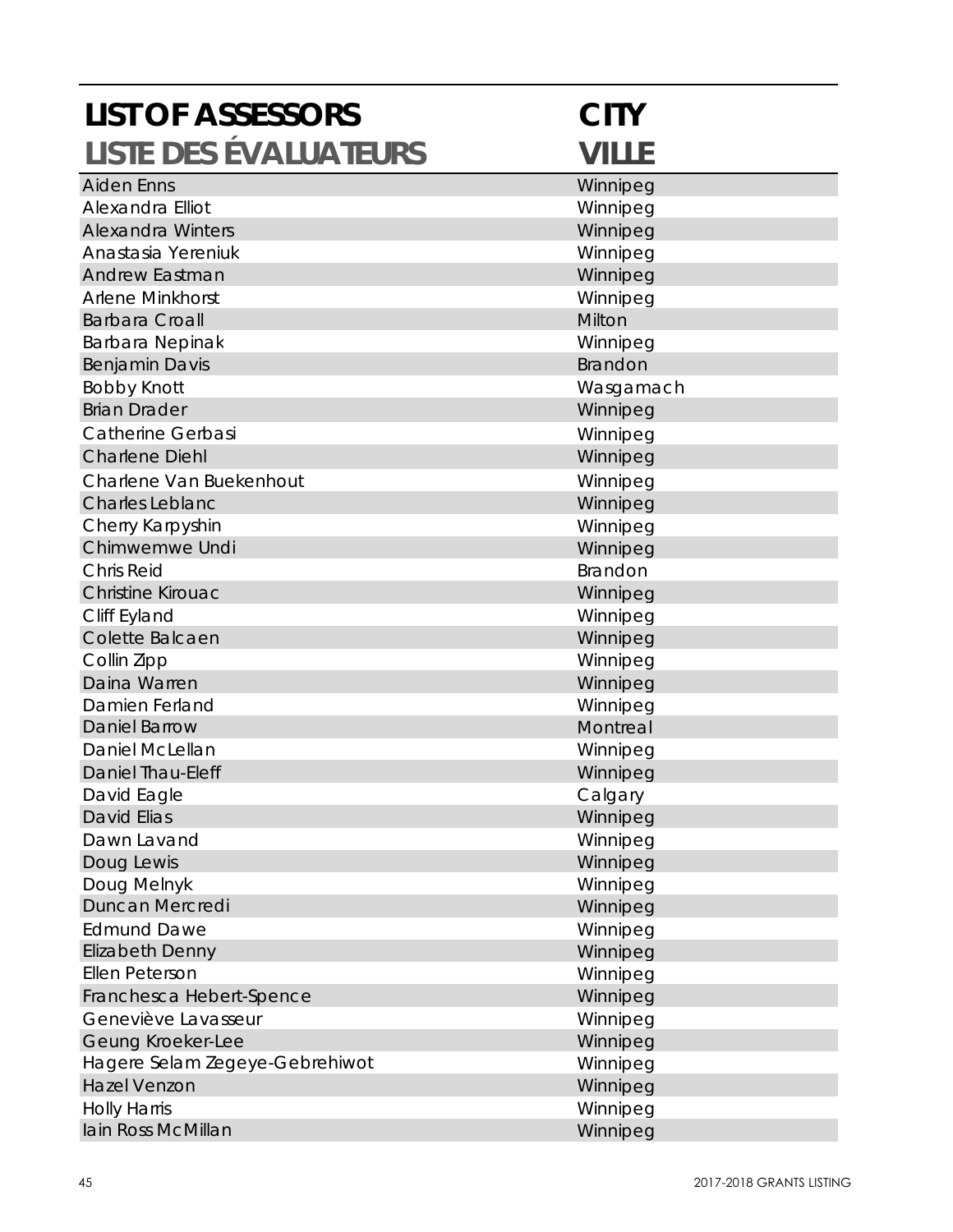| LIST OF ASSESSORS<br>LISTE DES ÉVALUATEURS | CITY<br>VILLE |
|---|---|
| Aiden Enns | Winnipeg |
| Alexandra Elliot | Winnipeg |
| Alexandra Winters | Winnipeg |
| Anastasia Yereniuk | Winnipeg |
| Andrew Eastman | Winnipeg |
| Arlene Minkhorst | Winnipeg |
| Barbara Croall | Milton |
| Barbara Nepinak | Winnipeg |
| Benjamin Davis | Brandon |
| Bobby Knott | Wasgamach |
| Brian Drader | Winnipeg |
| Catherine Gerbasi | Winnipeg |
| Charlene Diehl | Winnipeg |
| Charlene Van Buekenhout | Winnipeg |
| Charles Leblanc | Winnipeg |
| Cherry Karpyshin | Winnipeg |
| Chimwemwe Undi | Winnipeg |
| Chris Reid | Brandon |
| Christine Kirouac | Winnipeg |
| Cliff Eyland | Winnipeg |
| Colette Balcaen | Winnipeg |
| Collin Zipp | Winnipeg |
| Daina Warren | Winnipeg |
| Damien Ferland | Winnipeg |
| Daniel Barrow | Montreal |
| Daniel McLellan | Winnipeg |
| Daniel Thau-Eleff | Winnipeg |
| David Eagle | Calgary |
| David Elias | Winnipeg |
| Dawn Lavand | Winnipeg |
| Doug Lewis | Winnipeg |
| Doug Melnyk | Winnipeg |
| Duncan Mercredi | Winnipeg |
| Edmund Dawe | Winnipeg |
| Elizabeth Denny | Winnipeg |
| Ellen Peterson | Winnipeg |
| Franchesca Hebert-Spence | Winnipeg |
| Geneviève Lavasseur | Winnipeg |
| Geung Kroeker-Lee | Winnipeg |
| Hagere Selam Zegeye-Gebrehiwot | Winnipeg |
| Hazel Venzon | Winnipeg |
| Holly Harris | Winnipeg |
| Iain Ross McMillan | Winnipeg |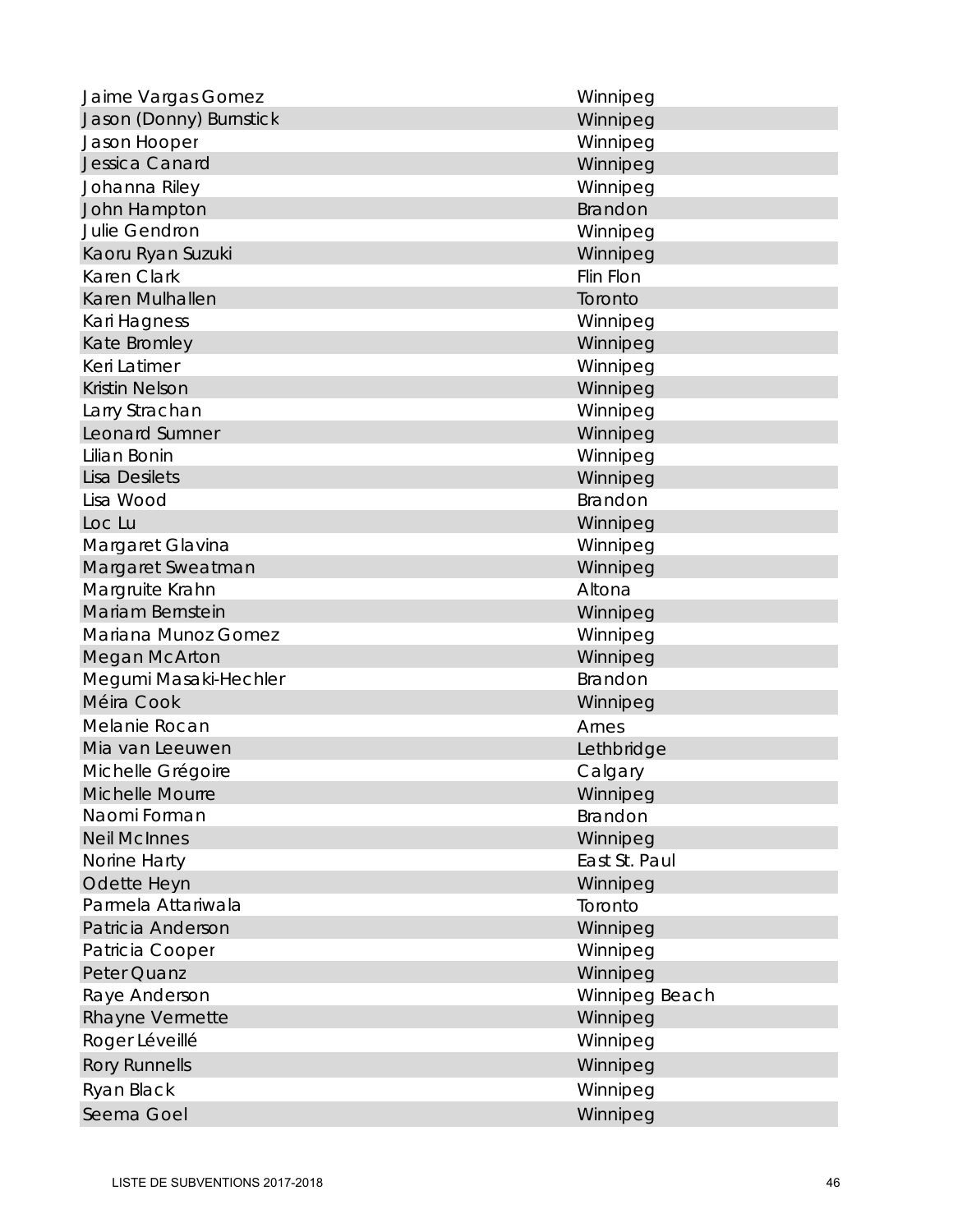| | |
|---|---|
| Jaime Vargas Gomez | Winnipeg |
| Jason (Donny) Burnstick | Winnipeg |
| Jason Hooper | Winnipeg |
| Jessica Canard | Winnipeg |
| Johanna Riley | Winnipeg |
| John Hampton | Brandon |
| Julie Gendron | Winnipeg |
| Kaoru Ryan Suzuki | Winnipeg |
| Karen Clark | Flin Flon |
| Karen Mulhallen | Toronto |
| Kari Hagness | Winnipeg |
| Kate Bromley | Winnipeg |
| Keri Latimer | Winnipeg |
| Kristin Nelson | Winnipeg |
| Larry Strachan | Winnipeg |
| Leonard Sumner | Winnipeg |
| Lilian Bonin | Winnipeg |
| Lisa Desilets | Winnipeg |
| Lisa Wood | Brandon |
| Loc Lu | Winnipeg |
| Margaret Glavina | Winnipeg |
| Margaret Sweatman | Winnipeg |
| Margruite Krahn | Altona |
| Mariam Bernstein | Winnipeg |
| Mariana Munoz Gomez | Winnipeg |
| Megan McArton | Winnipeg |
| Megumi Masaki-Hechler | Brandon |
| Méira Cook | Winnipeg |
| Melanie Rocan | Ames |
| Mia van Leeuwen | Lethbridge |
| Michelle Grégoire | Calgary |
| Michelle Mourre | Winnipeg |
| Naomi Forman | Brandon |
| Neil McInnes | Winnipeg |
| Norine Harty | East St. Paul |
| Odette Heyn | Winnipeg |
| Parmela Attariwala | Toronto |
| Patricia Anderson | Winnipeg |
| Patricia Cooper | Winnipeg |
| Peter Quanz | Winnipeg |
| Raye Anderson | Winnipeg Beach |
| Rhayne Vermette | Winnipeg |
| Roger Léveillé | Winnipeg |
| Rory Runnells | Winnipeg |
| Ryan Black | Winnipeg |
| Seema Goel | Winnipeg |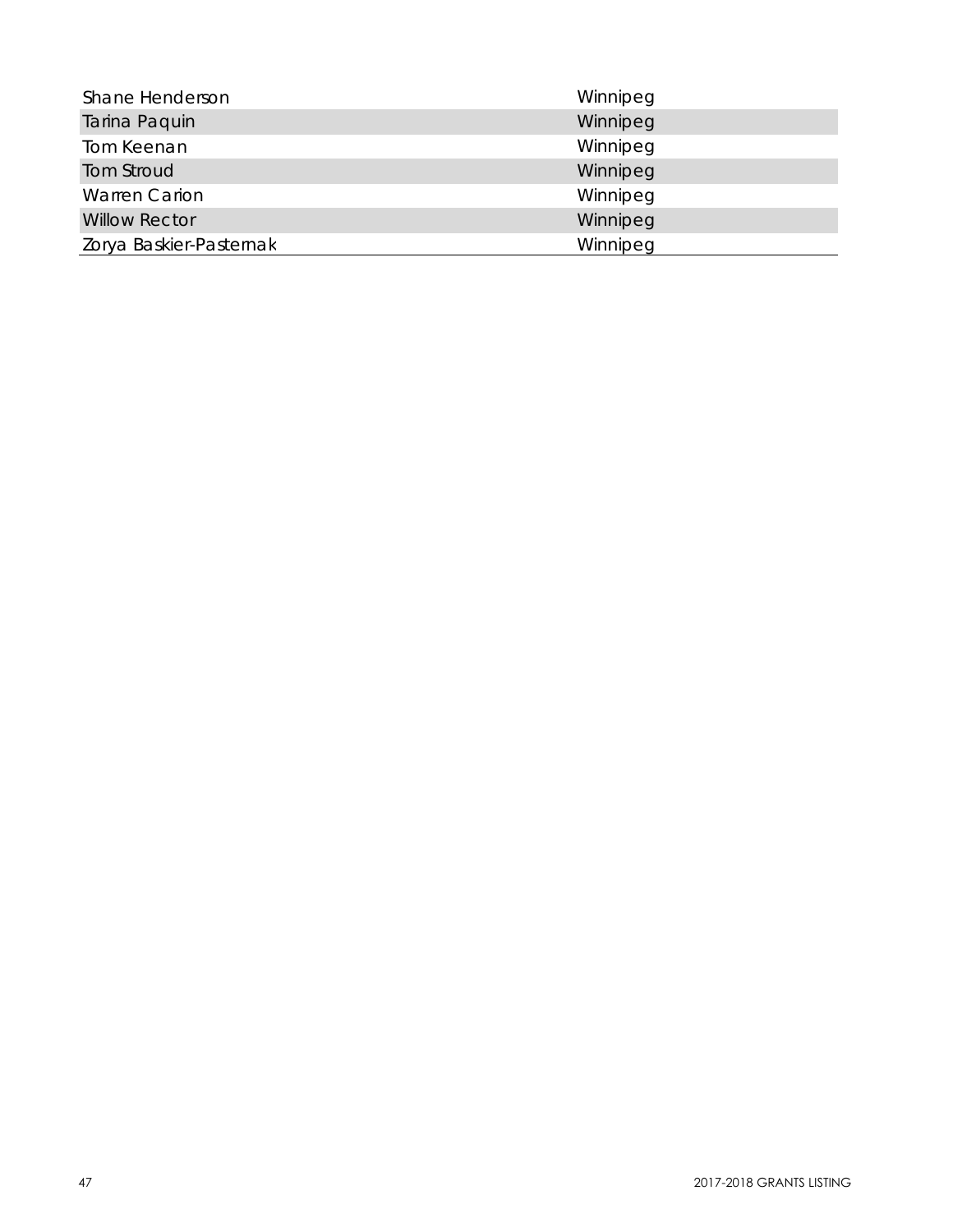| | |
|---|---|
| Shane Henderson | Winnipeg |
| Tarina Paquin | Winnipeg |
| Tom Keenan | Winnipeg |
| Tom Stroud | Winnipeg |
| Warren Carion | Winnipeg |
| Willow Rector | Winnipeg |
| Zorya Baskier-Pasternak | Winnipeg |